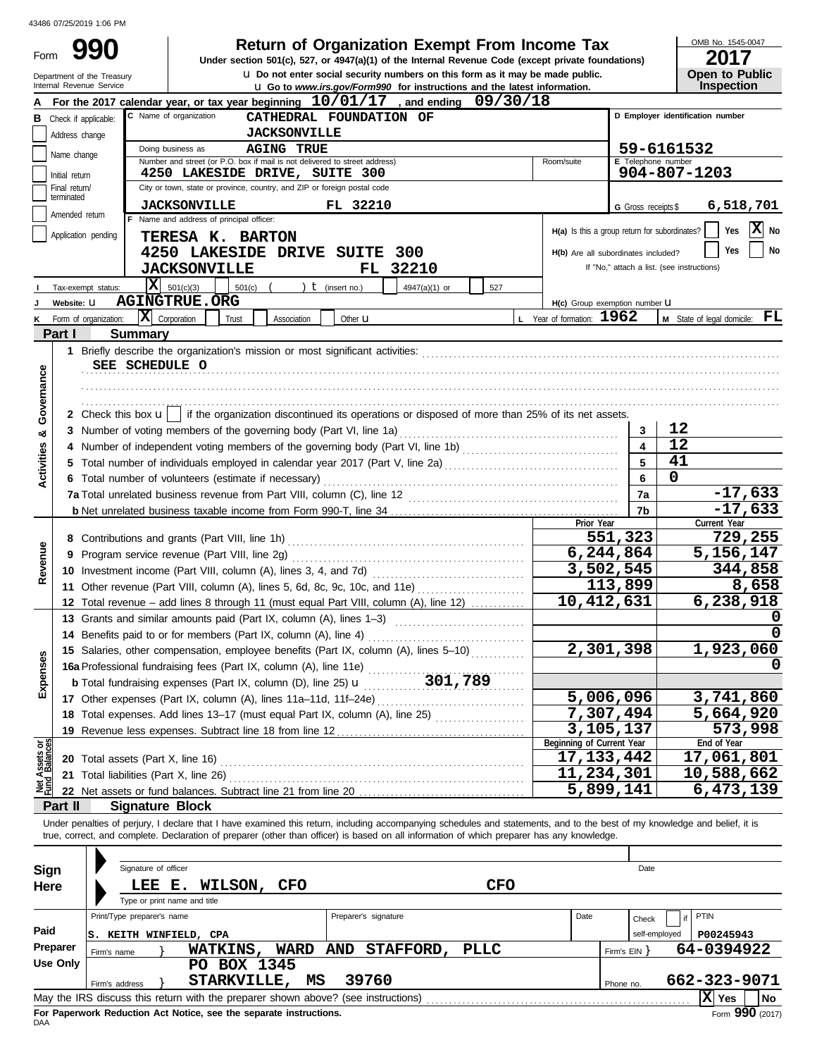43486 07/25/2019 1:06 PM

# Form 990

## Return of Organization Exempt From Income Tax

**Under section 501(c), 527, or 4947(a)(1) of the Internal Revenue Code (except private foundations)**

u Do not enter social security numbers on this form as it may be made public.

u Go to www.irs.gov/Form990 for instructions and the latest information.

Department of the Treasury
Internal Revenue Service

OMB No. 1545-0047

**2017**

**Open to Public Inspection**

**A** For the 2017 calendar year, or tax year beginning 10/01/17, and ending 09/30/18

**B** Check if applicable:
- Address change
- Name change
- Initial return
- Final return/terminated
- Amended return
- Application pending

**C** Name of organization: CATHEDRAL FOUNDATION OF JACKSONVILLE

Doing business as: AGING TRUE

Number and street (or P.O. box if mail is not delivered to street address): 4250 LAKESIDE DRIVE, SUITE 300 | Room/suite

City or town, state or province, country, and ZIP or foreign postal code: JACKSONVILLE FL 32210

**D** Employer identification number: 59-6161532

**E** Telephone number: 904-807-1203

**G** Gross receipts $ 6,518,701

**F** Name and address of principal officer:
TERESA K. BARTON
4250 LAKESIDE DRIVE SUITE 300
JACKSONVILLE FL 32210

H(a) Is this a group return for subordinates? Yes [ ] No [X]

H(b) Are all subordinates included? Yes [ ] No [ ]
If "No," attach a list. (see instructions)

**I** Tax-exempt status: [X] 501(c)(3) [ ] 501(c) ( ) t (insert no.) [ ] 4947(a)(1) or [ ] 527

**J** Website: u AGINGTRUE.ORG

H(c) Group exemption number u

**K** Form of organization: [X] Corporation [ ] Trust [ ] Association [ ] Other u

**L** Year of formation: 1962

**M** State of legal domicile: FL

## Part I Summary

**Activities & Governance**

1 Briefly describe the organization's mission or most significant activities:
SEE SCHEDULE O

2 Check this box u [ ] if the organization discontinued its operations or disposed of more than 25% of its net assets.

| | | | |
|---|---|---|---|
| 3 | Number of voting members of the governing body (Part VI, line 1a) | 3 | 12 |
| 4 | Number of independent voting members of the governing body (Part VI, line 1b) | 4 | 12 |
| 5 | Total number of individuals employed in calendar year 2017 (Part V, line 2a) | 5 | 41 |
| 6 | Total number of volunteers (estimate if necessary) | 6 | 0 |
| 7a | Total unrelated business revenue from Part VIII, column (C), line 12 | 7a | -17,633 |
| b | Net unrelated business taxable income from Form 990-T, line 34 | 7b | -17,633 |

**Revenue / Expenses**

| | | Prior Year | Current Year |
|---|---|---|---|
| 8 | Contributions and grants (Part VIII, line 1h) | 551,323 | 729,255 |
| 9 | Program service revenue (Part VIII, line 2g) | 6,244,864 | 5,156,147 |
| 10 | Investment income (Part VIII, column (A), lines 3, 4, and 7d) | 3,502,545 | 344,858 |
| 11 | Other revenue (Part VIII, column (A), lines 5, 6d, 8c, 9c, 10c, and 11e) | 113,899 | 8,658 |
| 12 | Total revenue – add lines 8 through 11 (must equal Part VIII, column (A), line 12) | 10,412,631 | 6,238,918 |
| 13 | Grants and similar amounts paid (Part IX, column (A), lines 1–3) | | 0 |
| 14 | Benefits paid to or for members (Part IX, column (A), line 4) | | 0 |
| 15 | Salaries, other compensation, employee benefits (Part IX, column (A), lines 5–10) | 2,301,398 | 1,923,060 |
| 16a | Professional fundraising fees (Part IX, column (A), line 11e) | | 0 |
| b | Total fundraising expenses (Part IX, column (D), line 25) u 301,789 | | |
| 17 | Other expenses (Part IX, column (A), lines 11a–11d, 11f–24e) | 5,006,096 | 3,741,860 |
| 18 | Total expenses. Add lines 13–17 (must equal Part IX, column (A), line 25) | 7,307,494 | 5,664,920 |
| 19 | Revenue less expenses. Subtract line 18 from line 12 | 3,105,137 | 573,998 |

**Net Assets or Fund Balances**

| | | Beginning of Current Year | End of Year |
|---|---|---|---|
| 20 | Total assets (Part X, line 16) | 17,133,442 | 17,061,801 |
| 21 | Total liabilities (Part X, line 26) | 11,234,301 | 10,588,662 |
| 22 | Net assets or fund balances. Subtract line 21 from line 20 | 5,899,141 | 6,473,139 |

## Part II Signature Block

Under penalties of perjury, I declare that I have examined this return, including accompanying schedules and statements, and to the best of my knowledge and belief, it is true, correct, and complete. Declaration of preparer (other than officer) is based on all information of which preparer has any knowledge.

**Sign Here**

Signature of officer | Date

LEE E. WILSON, CFO — CFO
Type or print name and title

**Paid Preparer Use Only**

| Print/Type preparer's name | Preparer's signature | Date | Check [ ] if self-employed | PTIN |
|---|---|---|---|---|
| S. KEITH WINFIELD, CPA | | | | P00245943 |

Firm's name } WATKINS, WARD AND STAFFORD, PLLC — Firm's EIN } 64-0394922

Firm's address } PO BOX 1345, STARKVILLE, MS 39760 — Phone no. 662-323-9071

May the IRS discuss this return with the preparer shown above? (see instructions) [X] Yes [ ] No

For Paperwork Reduction Act Notice, see the separate instructions.

DAA

Form 990 (2017)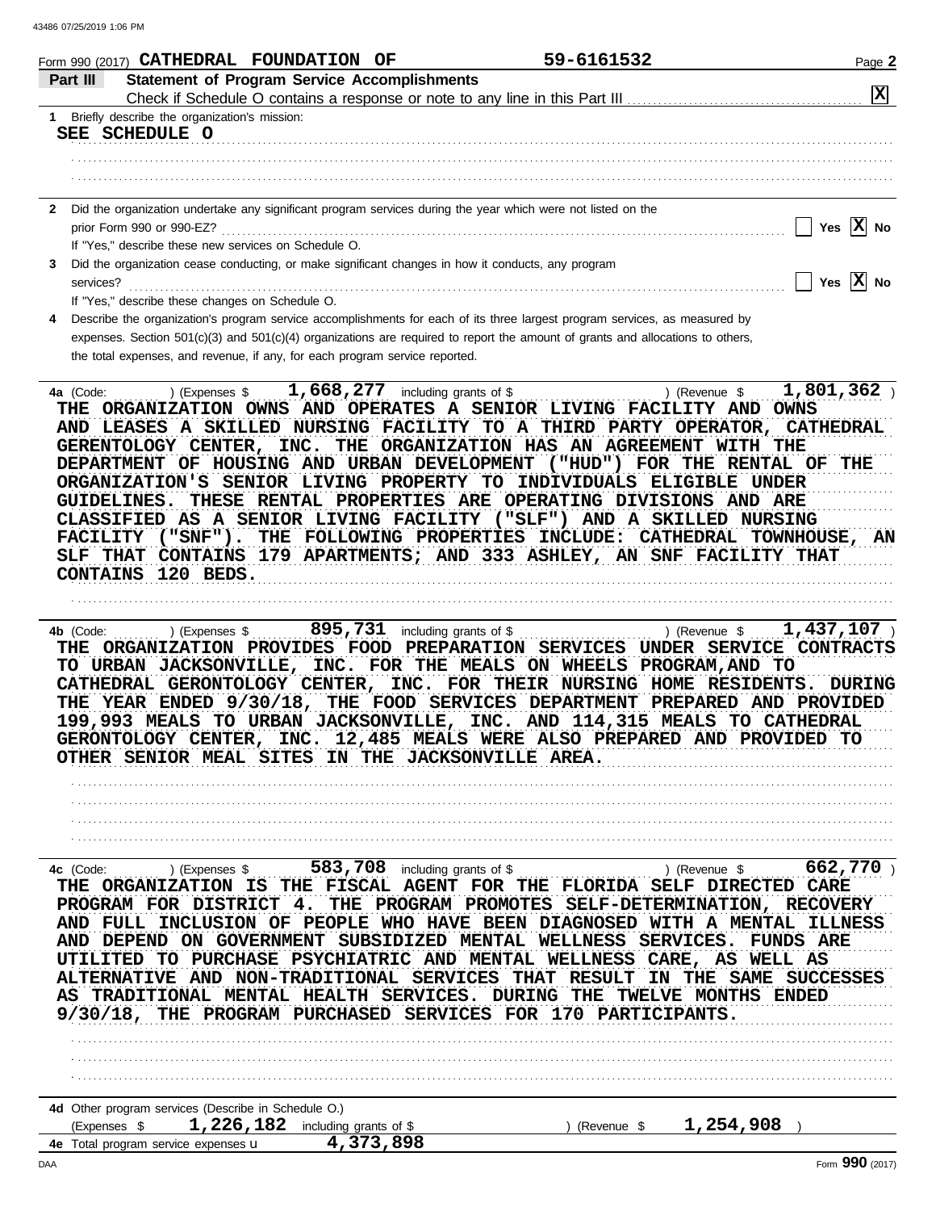Form 990 (2017) CATHEDRAL FOUNDATION OF 59-6161532 Page 2

**Part III Statement of Program Service Accomplishments**

Check if Schedule O contains a response or note to any line in this Part III [X]

1 Briefly describe the organization's mission:

SEE SCHEDULE O

2 Did the organization undertake any significant program services during the year which were not listed on the prior Form 990 or 990-EZ? [ ] Yes [X] No

If "Yes," describe these new services on Schedule O.

3 Did the organization cease conducting, or make significant changes in how it conducts, any program services? [ ] Yes [X] No

If "Yes," describe these changes on Schedule O.

4 Describe the organization's program service accomplishments for each of its three largest program services, as measured by expenses. Section 501(c)(3) and 501(c)(4) organizations are required to report the amount of grants and allocations to others, the total expenses, and revenue, if any, for each program service reported.

4a (Code: ) (Expenses $ 1,668,277 including grants of $ ) (Revenue $ 1,801,362 )

THE ORGANIZATION OWNS AND OPERATES A SENIOR LIVING FACILITY AND OWNS AND LEASES A SKILLED NURSING FACILITY TO A THIRD PARTY OPERATOR, CATHEDRAL GERENTOLOGY CENTER, INC. THE ORGANIZATION HAS AN AGREEMENT WITH THE DEPARTMENT OF HOUSING AND URBAN DEVELOPMENT ("HUD") FOR THE RENTAL OF THE ORGANIZATION'S SENIOR LIVING PROPERTY TO INDIVIDUALS ELIGIBLE UNDER GUIDELINES. THESE RENTAL PROPERTIES ARE OPERATING DIVISIONS AND ARE CLASSIFIED AS A SENIOR LIVING FACILITY ("SLF") AND A SKILLED NURSING FACILITY ("SNF"). THE FOLLOWING PROPERTIES INCLUDE: CATHEDRAL TOWNHOUSE, AN SLF THAT CONTAINS 179 APARTMENTS; AND 333 ASHLEY, AN SNF FACILITY THAT CONTAINS 120 BEDS.

4b (Code: ) (Expenses $ 895,731 including grants of $ ) (Revenue $ 1,437,107 )

THE ORGANIZATION PROVIDES FOOD PREPARATION SERVICES UNDER SERVICE CONTRACTS TO URBAN JACKSONVILLE, INC. FOR THE MEALS ON WHEELS PROGRAM,AND TO CATHEDRAL GERONTOLOGY CENTER, INC. FOR THEIR NURSING HOME RESIDENTS. DURING THE YEAR ENDED 9/30/18, THE FOOD SERVICES DEPARTMENT PREPARED AND PROVIDED 199,993 MEALS TO URBAN JACKSONVILLE, INC. AND 114,315 MEALS TO CATHEDRAL GERONTOLOGY CENTER, INC. 12,485 MEALS WERE ALSO PREPARED AND PROVIDED TO OTHER SENIOR MEAL SITES IN THE JACKSONVILLE AREA.

4c (Code: ) (Expenses $ 583,708 including grants of $ ) (Revenue $ 662,770 )

THE ORGANIZATION IS THE FISCAL AGENT FOR THE FLORIDA SELF DIRECTED CARE PROGRAM FOR DISTRICT 4. THE PROGRAM PROMOTES SELF-DETERMINATION, RECOVERY AND FULL INCLUSION OF PEOPLE WHO HAVE BEEN DIAGNOSED WITH A MENTAL ILLNESS AND DEPEND ON GOVERNMENT SUBSIDIZED MENTAL WELLNESS SERVICES. FUNDS ARE UTILITED TO PURCHASE PSYCHIATRIC AND MENTAL WELLNESS CARE, AS WELL AS ALTERNATIVE AND NON-TRADITIONAL SERVICES THAT RESULT IN THE SAME SUCCESSES AS TRADITIONAL MENTAL HEALTH SERVICES. DURING THE TWELVE MONTHS ENDED 9/30/18, THE PROGRAM PURCHASED SERVICES FOR 170 PARTICIPANTS.

4d Other program services (Describe in Schedule O.)

(Expenses $ 1,226,182 including grants of $ ) (Revenue $ 1,254,908 )

4e Total program service expenses u 4,373,898

DAA Form 990 (2017)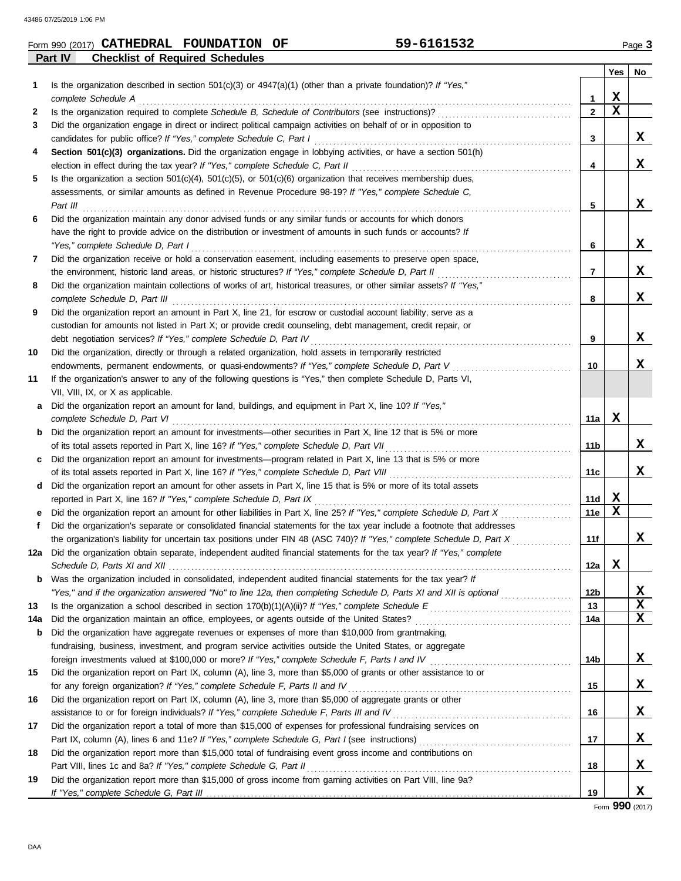Form 990 (2017) **CATHEDRAL FOUNDATION OF** **59-6161532** Page **3**

**Part IV Checklist of Required Schedules**

| | | | Yes | No |
|---|---|---|---|---|
| **1** | Is the organization described in section 501(c)(3) or 4947(a)(1) (other than a private foundation)? *If "Yes," complete Schedule A* | 1 | X | |
| **2** | Is the organization required to complete *Schedule B, Schedule of Contributors* (see instructions)? | 2 | X | |
| **3** | Did the organization engage in direct or indirect political campaign activities on behalf of or in opposition to candidates for public office? *If "Yes," complete Schedule C, Part I* | 3 | | X |
| **4** | **Section 501(c)(3) organizations.** Did the organization engage in lobbying activities, or have a section 501(h) election in effect during the tax year? *If "Yes," complete Schedule C, Part II* | 4 | | X |
| **5** | Is the organization a section 501(c)(4), 501(c)(5), or 501(c)(6) organization that receives membership dues, assessments, or similar amounts as defined in Revenue Procedure 98-19? *If "Yes," complete Schedule C, Part III* | 5 | | X |
| **6** | Did the organization maintain any donor advised funds or any similar funds or accounts for which donors have the right to provide advice on the distribution or investment of amounts in such funds or accounts? *If "Yes," complete Schedule D, Part I* | 6 | | X |
| **7** | Did the organization receive or hold a conservation easement, including easements to preserve open space, the environment, historic land areas, or historic structures? *If "Yes," complete Schedule D, Part II* | 7 | | X |
| **8** | Did the organization maintain collections of works of art, historical treasures, or other similar assets? *If "Yes," complete Schedule D, Part III* | 8 | | X |
| **9** | Did the organization report an amount in Part X, line 21, for escrow or custodial account liability, serve as a custodian for amounts not listed in Part X; or provide credit counseling, debt management, credit repair, or debt negotiation services? *If "Yes," complete Schedule D, Part IV* | 9 | | X |
| **10** | Did the organization, directly or through a related organization, hold assets in temporarily restricted endowments, permanent endowments, or quasi-endowments? *If "Yes," complete Schedule D, Part V* | 10 | | X |
| **11** | If the organization's answer to any of the following questions is "Yes," then complete Schedule D, Parts VI, VII, VIII, IX, or X as applicable. | | | |
| **a** | Did the organization report an amount for land, buildings, and equipment in Part X, line 10? *If "Yes," complete Schedule D, Part VI* | 11a | X | |
| **b** | Did the organization report an amount for investments—other securities in Part X, line 12 that is 5% or more of its total assets reported in Part X, line 16? *If "Yes," complete Schedule D, Part VII* | 11b | | X |
| **c** | Did the organization report an amount for investments—program related in Part X, line 13 that is 5% or more of its total assets reported in Part X, line 16? *If "Yes," complete Schedule D, Part VIII* | 11c | | X |
| **d** | Did the organization report an amount for other assets in Part X, line 15 that is 5% or more of its total assets reported in Part X, line 16? *If "Yes," complete Schedule D, Part IX* | 11d | X | |
| **e** | Did the organization report an amount for other liabilities in Part X, line 25? *If "Yes," complete Schedule D, Part X* | 11e | X | |
| **f** | Did the organization's separate or consolidated financial statements for the tax year include a footnote that addresses the organization's liability for uncertain tax positions under FIN 48 (ASC 740)? *If "Yes," complete Schedule D, Part X* | 11f | | X |
| **12a** | Did the organization obtain separate, independent audited financial statements for the tax year? *If "Yes," complete Schedule D, Parts XI and XII* | 12a | X | |
| **b** | Was the organization included in consolidated, independent audited financial statements for the tax year? *If "Yes," and if the organization answered "No" to line 12a, then completing Schedule D, Parts XI and XII is optional* | 12b | | X |
| **13** | Is the organization a school described in section 170(b)(1)(A)(ii)? *If "Yes," complete Schedule E* | 13 | | X |
| **14a** | Did the organization maintain an office, employees, or agents outside of the United States? | 14a | | X |
| **b** | Did the organization have aggregate revenues or expenses of more than $10,000 from grantmaking, fundraising, business, investment, and program service activities outside the United States, or aggregate foreign investments valued at $100,000 or more? *If "Yes," complete Schedule F, Parts I and IV* | 14b | | X |
| **15** | Did the organization report on Part IX, column (A), line 3, more than $5,000 of grants or other assistance to or for any foreign organization? *If "Yes," complete Schedule F, Parts II and IV* | 15 | | X |
| **16** | Did the organization report on Part IX, column (A), line 3, more than $5,000 of aggregate grants or other assistance to or for foreign individuals? *If "Yes," complete Schedule F, Parts III and IV* | 16 | | X |
| **17** | Did the organization report a total of more than $15,000 of expenses for professional fundraising services on Part IX, column (A), lines 6 and 11e? *If "Yes," complete Schedule G, Part I* (see instructions) | 17 | | X |
| **18** | Did the organization report more than $15,000 total of fundraising event gross income and contributions on Part VIII, lines 1c and 8a? *If "Yes," complete Schedule G, Part II* | 18 | | X |
| **19** | Did the organization report more than $15,000 of gross income from gaming activities on Part VIII, line 9a? *If "Yes," complete Schedule G, Part III* | 19 | | X |

Form **990** (2017)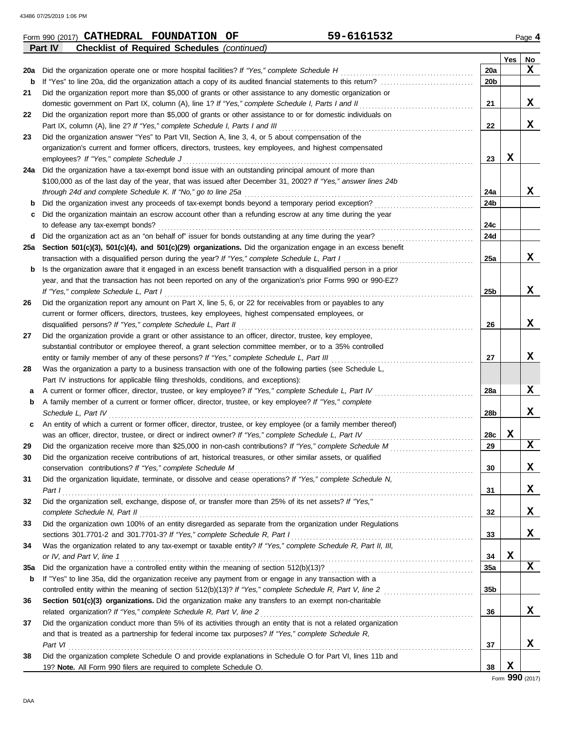Form 990 (2017) **CATHEDRAL FOUNDATION OF** **59-6161532** Page **4**

**Part IV** **Checklist of Required Schedules** *(continued)*

| | | | Yes | No |
|---|---|---|---|---|
| **20a** | Did the organization operate one or more hospital facilities? *If "Yes," complete Schedule H* | 20a | | X |
| **b** | If "Yes" to line 20a, did the organization attach a copy of its audited financial statements to this return? | 20b | | |
| **21** | Did the organization report more than $5,000 of grants or other assistance to any domestic organization or domestic government on Part IX, column (A), line 1? *If "Yes," complete Schedule I, Parts I and II* | 21 | | X |
| **22** | Did the organization report more than $5,000 of grants or other assistance to or for domestic individuals on Part IX, column (A), line 2? *If "Yes," complete Schedule I, Parts I and III* | 22 | | X |
| **23** | Did the organization answer "Yes" to Part VII, Section A, line 3, 4, or 5 about compensation of the organization's current and former officers, directors, trustees, key employees, and highest compensated employees? *If "Yes," complete Schedule J* | 23 | X | |
| **24a** | Did the organization have a tax-exempt bond issue with an outstanding principal amount of more than $100,000 as of the last day of the year, that was issued after December 31, 2002? *If "Yes," answer lines 24b through 24d and complete Schedule K. If "No," go to line 25a* | 24a | | X |
| **b** | Did the organization invest any proceeds of tax-exempt bonds beyond a temporary period exception? | 24b | | |
| **c** | Did the organization maintain an escrow account other than a refunding escrow at any time during the year to defease any tax-exempt bonds? | 24c | | |
| **d** | Did the organization act as an "on behalf of" issuer for bonds outstanding at any time during the year? | 24d | | |
| **25a** | **Section 501(c)(3), 501(c)(4), and 501(c)(29) organizations.** Did the organization engage in an excess benefit transaction with a disqualified person during the year? *If "Yes," complete Schedule L, Part I* | 25a | | X |
| **b** | Is the organization aware that it engaged in an excess benefit transaction with a disqualified person in a prior year, and that the transaction has not been reported on any of the organization's prior Forms 990 or 990-EZ? *If "Yes," complete Schedule L, Part I* | 25b | | X |
| **26** | Did the organization report any amount on Part X, line 5, 6, or 22 for receivables from or payables to any current or former officers, directors, trustees, key employees, highest compensated employees, or disqualified persons? *If "Yes," complete Schedule L, Part II* | 26 | | X |
| **27** | Did the organization provide a grant or other assistance to an officer, director, trustee, key employee, substantial contributor or employee thereof, a grant selection committee member, or to a 35% controlled entity or family member of any of these persons? *If "Yes," complete Schedule L, Part III* | 27 | | X |
| **28** | Was the organization a party to a business transaction with one of the following parties (see Schedule L, Part IV instructions for applicable filing thresholds, conditions, and exceptions): | | | |
| **a** | A current or former officer, director, trustee, or key employee? *If "Yes," complete Schedule L, Part IV* | 28a | | X |
| **b** | A family member of a current or former officer, director, trustee, or key employee? *If "Yes," complete Schedule L, Part IV* | 28b | | X |
| **c** | An entity of which a current or former officer, director, trustee, or key employee (or a family member thereof) was an officer, director, trustee, or direct or indirect owner? *If "Yes," complete Schedule L, Part IV* | 28c | X | |
| **29** | Did the organization receive more than $25,000 in non-cash contributions? *If "Yes," complete Schedule M* | 29 | | X |
| **30** | Did the organization receive contributions of art, historical treasures, or other similar assets, or qualified conservation contributions? *If "Yes," complete Schedule M* | 30 | | X |
| **31** | Did the organization liquidate, terminate, or dissolve and cease operations? *If "Yes," complete Schedule N, Part I* | 31 | | X |
| **32** | Did the organization sell, exchange, dispose of, or transfer more than 25% of its net assets? *If "Yes," complete Schedule N, Part II* | 32 | | X |
| **33** | Did the organization own 100% of an entity disregarded as separate from the organization under Regulations sections 301.7701-2 and 301.7701-3? *If "Yes," complete Schedule R, Part I* | 33 | | X |
| **34** | Was the organization related to any tax-exempt or taxable entity? *If "Yes," complete Schedule R, Part II, III, or IV, and Part V, line 1* | 34 | X | |
| **35a** | Did the organization have a controlled entity within the meaning of section 512(b)(13)? | 35a | | X |
| **b** | If "Yes" to line 35a, did the organization receive any payment from or engage in any transaction with a controlled entity within the meaning of section 512(b)(13)? *If "Yes," complete Schedule R, Part V, line 2* | 35b | | |
| **36** | **Section 501(c)(3) organizations.** Did the organization make any transfers to an exempt non-charitable related organization? *If "Yes," complete Schedule R, Part V, line 2* | 36 | | X |
| **37** | Did the organization conduct more than 5% of its activities through an entity that is not a related organization and that is treated as a partnership for federal income tax purposes? *If "Yes," complete Schedule R, Part VI* | 37 | | X |
| **38** | Did the organization complete Schedule O and provide explanations in Schedule O for Part VI, lines 11b and 19? **Note.** All Form 990 filers are required to complete Schedule O. | 38 | X | |

Form **990** (2017)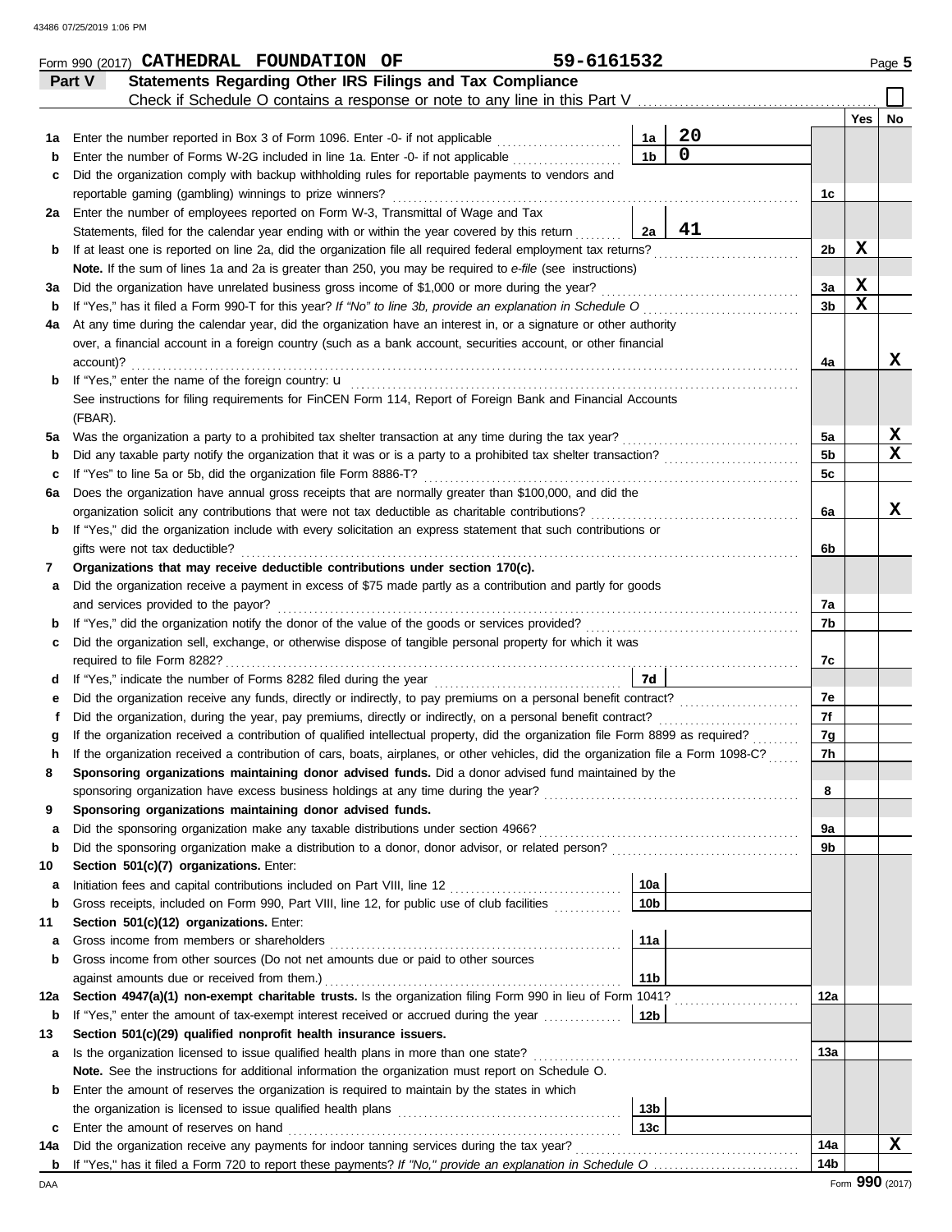Form 990 (2017) **CATHEDRAL FOUNDATION OF** **59-6161532** Page **5**

## Part V Statements Regarding Other IRS Filings and Tax Compliance

Check if Schedule O contains a response or note to any line in this Part V ☐

| | | | | | Yes | No |
|---|---|---|---|---|---|---|
| **1a** | Enter the number reported in Box 3 of Form 1096. Enter -0- if not applicable | 1a | 20 | | | |
| **b** | Enter the number of Forms W-2G included in line 1a. Enter -0- if not applicable | 1b | 0 | | | |
| **c** | Did the organization comply with backup withholding rules for reportable payments to vendors and reportable gaming (gambling) winnings to prize winners? | | | 1c | | |
| **2a** | Enter the number of employees reported on Form W-3, Transmittal of Wage and Tax Statements, filed for the calendar year ending with or within the year covered by this return | 2a | 41 | | | |
| **b** | If at least one is reported on line 2a, did the organization file all required federal employment tax returns? | | | 2b | X | |
| | **Note.** If the sum of lines 1a and 2a is greater than 250, you may be required to *e-file* (see instructions) | | | | | |
| **3a** | Did the organization have unrelated business gross income of $1,000 or more during the year? | | | 3a | X | |
| **b** | If "Yes," has it filed a Form 990-T for this year? *If "No" to line 3b, provide an explanation in Schedule O* | | | 3b | X | |
| **4a** | At any time during the calendar year, did the organization have an interest in, or a signature or other authority over, a financial account in a foreign country (such as a bank account, securities account, or other financial account)? | | | 4a | | X |
| **b** | If "Yes," enter the name of the foreign country: u<br>See instructions for filing requirements for FinCEN Form 114, Report of Foreign Bank and Financial Accounts (FBAR). | | | | | |
| **5a** | Was the organization a party to a prohibited tax shelter transaction at any time during the tax year? | | | 5a | | X |
| **b** | Did any taxable party notify the organization that it was or is a party to a prohibited tax shelter transaction? | | | 5b | | X |
| **c** | If "Yes" to line 5a or 5b, did the organization file Form 8886-T? | | | 5c | | |
| **6a** | Does the organization have annual gross receipts that are normally greater than $100,000, and did the organization solicit any contributions that were not tax deductible as charitable contributions? | | | 6a | | X |
| **b** | If "Yes," did the organization include with every solicitation an express statement that such contributions or gifts were not tax deductible? | | | 6b | | |
| **7** | **Organizations that may receive deductible contributions under section 170(c).** | | | | | |
| **a** | Did the organization receive a payment in excess of $75 made partly as a contribution and partly for goods and services provided to the payor? | | | 7a | | |
| **b** | If "Yes," did the organization notify the donor of the value of the goods or services provided? | | | 7b | | |
| **c** | Did the organization sell, exchange, or otherwise dispose of tangible personal property for which it was required to file Form 8282? | | | 7c | | |
| **d** | If "Yes," indicate the number of Forms 8282 filed during the year | 7d | | | | |
| **e** | Did the organization receive any funds, directly or indirectly, to pay premiums on a personal benefit contract? | | | 7e | | |
| **f** | Did the organization, during the year, pay premiums, directly or indirectly, on a personal benefit contract? | | | 7f | | |
| **g** | If the organization received a contribution of qualified intellectual property, did the organization file Form 8899 as required? | | | 7g | | |
| **h** | If the organization received a contribution of cars, boats, airplanes, or other vehicles, did the organization file a Form 1098-C? | | | 7h | | |
| **8** | **Sponsoring organizations maintaining donor advised funds.** Did a donor advised fund maintained by the sponsoring organization have excess business holdings at any time during the year? | | | 8 | | |
| **9** | **Sponsoring organizations maintaining donor advised funds.** | | | | | |
| **a** | Did the sponsoring organization make any taxable distributions under section 4966? | | | 9a | | |
| **b** | Did the sponsoring organization make a distribution to a donor, donor advisor, or related person? | | | 9b | | |
| **10** | **Section 501(c)(7) organizations.** Enter: | | | | | |
| **a** | Initiation fees and capital contributions included on Part VIII, line 12 | 10a | | | | |
| **b** | Gross receipts, included on Form 990, Part VIII, line 12, for public use of club facilities | 10b | | | | |
| **11** | **Section 501(c)(12) organizations.** Enter: | | | | | |
| **a** | Gross income from members or shareholders | 11a | | | | |
| **b** | Gross income from other sources (Do not net amounts due or paid to other sources against amounts due or received from them.) | 11b | | | | |
| **12a** | **Section 4947(a)(1) non-exempt charitable trusts.** Is the organization filing Form 990 in lieu of Form 1041? | | | 12a | | |
| **b** | If "Yes," enter the amount of tax-exempt interest received or accrued during the year | 12b | | | | |
| **13** | **Section 501(c)(29) qualified nonprofit health insurance issuers.** | | | | | |
| **a** | Is the organization licensed to issue qualified health plans in more than one state?<br>**Note.** See the instructions for additional information the organization must report on Schedule O. | | | 13a | | |
| **b** | Enter the amount of reserves the organization is required to maintain by the states in which the organization is licensed to issue qualified health plans | 13b | | | | |
| **c** | Enter the amount of reserves on hand | 13c | | | | |
| **14a** | Did the organization receive any payments for indoor tanning services during the tax year? | | | 14a | | X |
| **b** | If "Yes," has it filed a Form 720 to report these payments? *If "No," provide an explanation in Schedule O* | | | 14b | | |

DAA Form **990** (2017)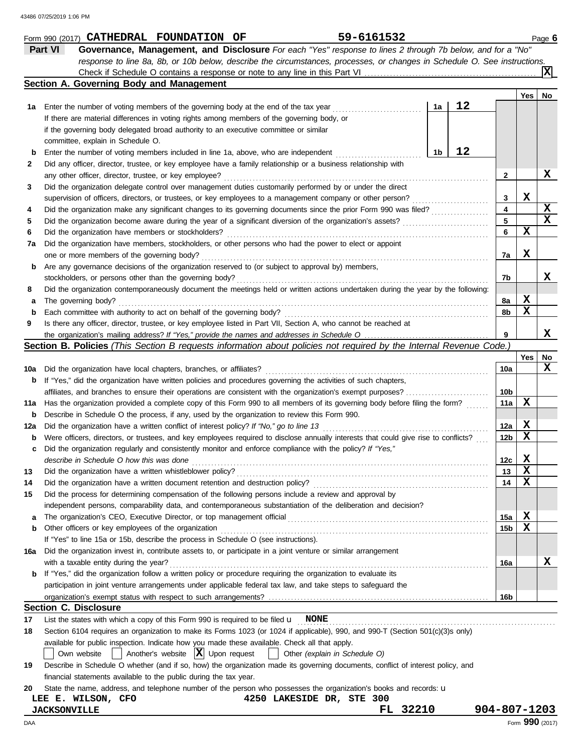Form 990 (2017) **CATHEDRAL FOUNDATION OF** **59-6161532** Page **6**

## Part VI Governance, Management, and Disclosure

*For each "Yes" response to lines 2 through 7b below, and for a "No" response to line 8a, 8b, or 10b below, describe the circumstances, processes, or changes in Schedule O. See instructions.*

Check if Schedule O contains a response or note to any line in this Part VI .......... **[X]**

### Section A. Governing Body and Management

| | | | Yes | No |
|---|---|---|---|---|
| **1a** | Enter the number of voting members of the governing body at the end of the tax year ... **1a** **12**<br>If there are material differences in voting rights among members of the governing body, or if the governing body delegated broad authority to an executive committee or similar committee, explain in Schedule O. | | | |
| **b** | Enter the number of voting members included in line 1a, above, who are independent ... **1b** **12** | | | |
| **2** | Did any officer, director, trustee, or key employee have a family relationship or a business relationship with any other officer, director, trustee, or key employee? | **2** | | **X** |
| **3** | Did the organization delegate control over management duties customarily performed by or under the direct supervision of officers, directors, or trustees, or key employees to a management company or other person? | **3** | **X** | |
| **4** | Did the organization make any significant changes to its governing documents since the prior Form 990 was filed? | **4** | | **X** |
| **5** | Did the organization become aware during the year of a significant diversion of the organization's assets? | **5** | | **X** |
| **6** | Did the organization have members or stockholders? | **6** | **X** | |
| **7a** | Did the organization have members, stockholders, or other persons who had the power to elect or appoint one or more members of the governing body? | **7a** | **X** | |
| **b** | Are any governance decisions of the organization reserved to (or subject to approval by) members, stockholders, or persons other than the governing body? | **7b** | | **X** |
| **8** | Did the organization contemporaneously document the meetings held or written actions undertaken during the year by the following: | | | |
| **a** | The governing body? | **8a** | **X** | |
| **b** | Each committee with authority to act on behalf of the governing body? | **8b** | **X** | |
| **9** | Is there any officer, director, trustee, or key employee listed in Part VII, Section A, who cannot be reached at the organization's mailing address? *If "Yes," provide the names and addresses in Schedule O* | **9** | | **X** |

### Section B. Policies *(This Section B requests information about policies not required by the Internal Revenue Code.)*

| | | | Yes | No |
|---|---|---|---|---|
| **10a** | Did the organization have local chapters, branches, or affiliates? | **10a** | | **X** |
| **b** | If "Yes," did the organization have written policies and procedures governing the activities of such chapters, affiliates, and branches to ensure their operations are consistent with the organization's exempt purposes? | **10b** | | |
| **11a** | Has the organization provided a complete copy of this Form 990 to all members of its governing body before filing the form? | **11a** | **X** | |
| **b** | Describe in Schedule O the process, if any, used by the organization to review this Form 990. | | | |
| **12a** | Did the organization have a written conflict of interest policy? *If "No," go to line 13* | **12a** | **X** | |
| **b** | Were officers, directors, or trustees, and key employees required to disclose annually interests that could give rise to conflicts? | **12b** | **X** | |
| **c** | Did the organization regularly and consistently monitor and enforce compliance with the policy? *If "Yes," describe in Schedule O how this was done* | **12c** | **X** | |
| **13** | Did the organization have a written whistleblower policy? | **13** | **X** | |
| **14** | Did the organization have a written document retention and destruction policy? | **14** | **X** | |
| **15** | Did the process for determining compensation of the following persons include a review and approval by independent persons, comparability data, and contemporaneous substantiation of the deliberation and decision? | | | |
| **a** | The organization's CEO, Executive Director, or top management official | **15a** | **X** | |
| **b** | Other officers or key employees of the organization | **15b** | **X** | |
| | If "Yes" to line 15a or 15b, describe the process in Schedule O (see instructions). | | | |
| **16a** | Did the organization invest in, contribute assets to, or participate in a joint venture or similar arrangement with a taxable entity during the year? | **16a** | | **X** |
| **b** | If "Yes," did the organization follow a written policy or procedure requiring the organization to evaluate its participation in joint venture arrangements under applicable federal tax law, and take steps to safeguard the organization's exempt status with respect to such arrangements? | **16b** | | |

### Section C. Disclosure

**17** List the states with which a copy of this Form 990 is required to be filed u **NONE**

**18** Section 6104 requires an organization to make its Forms 1023 (or 1024 if applicable), 990, and 990-T (Section 501(c)(3)s only) available for public inspection. Indicate how you made these available. Check all that apply.

[ ] Own website [ ] Another's website [X] Upon request [ ] Other *(explain in Schedule O)*

**19** Describe in Schedule O whether (and if so, how) the organization made its governing documents, conflict of interest policy, and financial statements available to the public during the tax year.

**20** State the name, address, and telephone number of the person who possesses the organization's books and records: u

**LEE E. WILSON, CFO** **4250 LAKESIDE DR, STE 300**
**JACKSONVILLE** **FL 32210** **904-807-1203**

Form **990** (2017)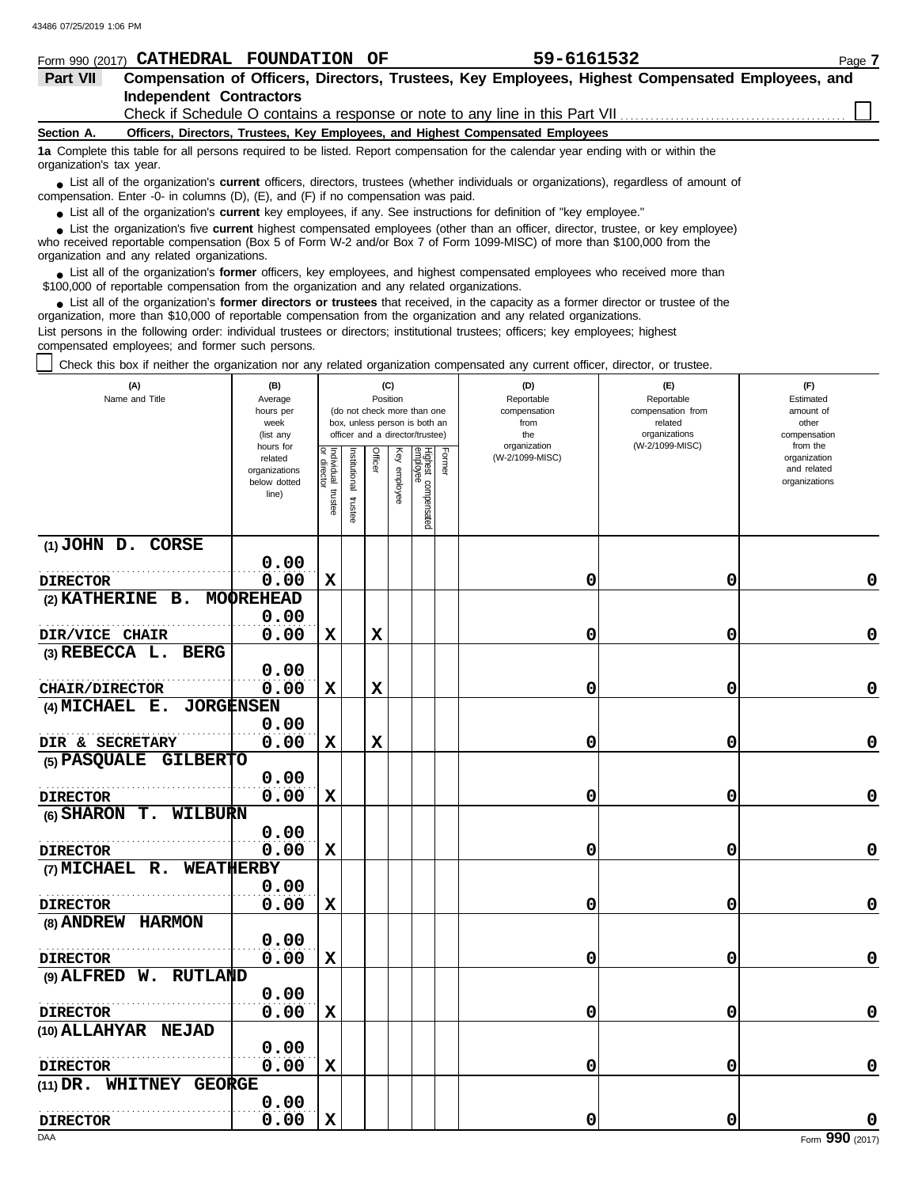Form 990 (2017) **CATHEDRAL FOUNDATION OF** **59-6161532**

## Part VII — Compensation of Officers, Directors, Trustees, Key Employees, Highest Compensated Employees, and Independent Contractors

Check if Schedule O contains a response or note to any line in this Part VII ☐

**Section A. Officers, Directors, Trustees, Key Employees, and Highest Compensated Employees**

**1a** Complete this table for all persons required to be listed. Report compensation for the calendar year ending with or within the organization's tax year.

- List all of the organization's **current** officers, directors, trustees (whether individuals or organizations), regardless of amount of compensation. Enter -0- in columns (D), (E), and (F) if no compensation was paid.
- List all of the organization's **current** key employees, if any. See instructions for definition of "key employee."
- List the organization's five **current** highest compensated employees (other than an officer, director, trustee, or key employee) who received reportable compensation (Box 5 of Form W-2 and/or Box 7 of Form 1099-MISC) of more than $100,000 from the organization and any related organizations.
- List all of the organization's **former** officers, key employees, and highest compensated employees who received more than $100,000 of reportable compensation from the organization and any related organizations.
- List all of the organization's **former directors or trustees** that received, in the capacity as a former director or trustee of the organization, more than $10,000 of reportable compensation from the organization and any related organizations.

List persons in the following order: individual trustees or directors; institutional trustees; officers; key employees; highest compensated employees; and former such persons.

☐ Check this box if neither the organization nor any related organization compensated any current officer, director, or trustee.

| (A) Name and Title | (B) Average hours per week (list any hours for related organizations below dotted line) | (C) Position: Individual trustee or director | Institutional trustee | Officer | Key employee | Highest compensated employee | Former | (D) Reportable compensation from the organization (W-2/1099-MISC) | (E) Reportable compensation from related organizations (W-2/1099-MISC) | (F) Estimated amount of other compensation from the organization and related organizations |
|---|---|---|---|---|---|---|---|---|---|---|
| (1) JOHN D. CORSE<br>DIRECTOR | 0.00<br>0.00 | X | | | | | | 0 | 0 | 0 |
| (2) KATHERINE B. MOOREHEAD<br>DIR/VICE CHAIR | 0.00<br>0.00 | X | | X | | | | 0 | 0 | 0 |
| (3) REBECCA L. BERG<br>CHAIR/DIRECTOR | 0.00<br>0.00 | X | | X | | | | 0 | 0 | 0 |
| (4) MICHAEL E. JORGENSEN<br>DIR & SECRETARY | 0.00<br>0.00 | X | | X | | | | 0 | 0 | 0 |
| (5) PASQUALE GILBERTO<br>DIRECTOR | 0.00<br>0.00 | X | | | | | | 0 | 0 | 0 |
| (6) SHARON T. WILBURN<br>DIRECTOR | 0.00<br>0.00 | X | | | | | | 0 | 0 | 0 |
| (7) MICHAEL R. WEATHERBY<br>DIRECTOR | 0.00<br>0.00 | X | | | | | | 0 | 0 | 0 |
| (8) ANDREW HARMON<br>DIRECTOR | 0.00<br>0.00 | X | | | | | | 0 | 0 | 0 |
| (9) ALFRED W. RUTLAND<br>DIRECTOR | 0.00<br>0.00 | X | | | | | | 0 | 0 | 0 |
| (10) ALLAHYAR NEJAD<br>DIRECTOR | 0.00<br>0.00 | X | | | | | | 0 | 0 | 0 |
| (11) DR. WHITNEY GEORGE<br>DIRECTOR | 0.00<br>0.00 | X | | | | | | 0 | 0 | 0 |

Form **990** (2017)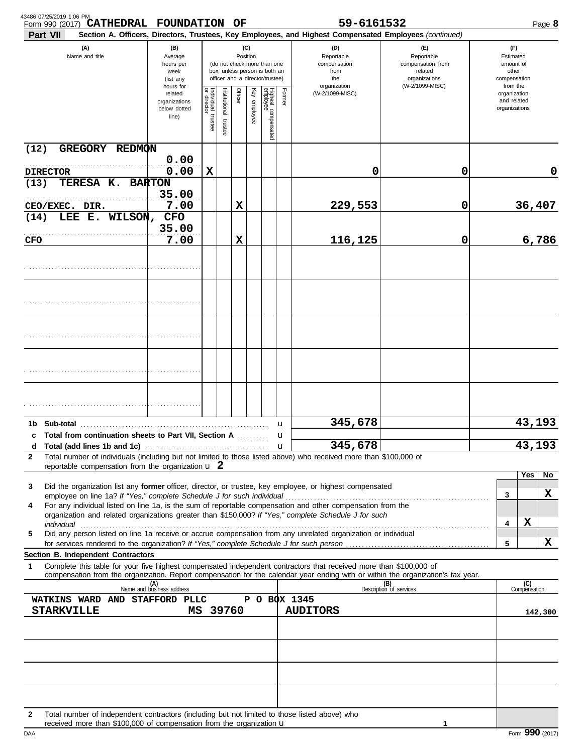Form 990 (2017) **CATHEDRAL FOUNDATION OF** **59-6161532**

**Part VII** **Section A. Officers, Directors, Trustees, Key Employees, and Highest Compensated Employees** *(continued)*

| (A) Name and title | (B) Average hours per week (list any hours for related organizations below dotted line) | (C) Position: Individual trustee or director | Institutional trustee | Officer | Key employee | Highest compensated employee | Former | (D) Reportable compensation from the organization (W-2/1099-MISC) | (E) Reportable compensation from related organizations (W-2/1099-MISC) | (F) Estimated amount of other compensation from the organization and related organizations |
|---|---|---|---|---|---|---|---|---|---|---|
| (12) GREGORY REDMON<br>DIRECTOR | 0.00<br>0.00 | X | | | | | | 0 | 0 | 0 |
| (13) TERESA K. BARTON<br>CEO/EXEC. DIR. | 35.00<br>7.00 | | | X | | | | 229,553 | 0 | 36,407 |
| (14) LEE E. WILSON, CFO<br>CFO | 35.00<br>7.00 | | | X | | | | 116,125 | 0 | 6,786 |
| | | | | | | | | | | |
| | | | | | | | | | | |
| | | | | | | | | | | |
| | | | | | | | | | | |
| | | | | | | | | | | |

| | | (D) | (E) | (F) |
|---|---|---|---|---|
| **1b** | **Sub-total** | 345,678 | | 43,193 |
| **c** | **Total from continuation sheets to Part VII, Section A** | | | |
| **d** | **Total (add lines 1b and 1c)** | 345,678 | | 43,193 |

**2** Total number of individuals (including but not limited to those listed above) who received more than $100,000 of reportable compensation from the organization **2**

| | | | Yes | No |
|---|---|---|---|---|
| **3** | Did the organization list any **former** officer, director, or trustee, key employee, or highest compensated employee on line 1a? *If "Yes," complete Schedule J for such individual* | 3 | | X |
| **4** | For any individual listed on line 1a, is the sum of reportable compensation and other compensation from the organization and related organizations greater than $150,000? *If "Yes," complete Schedule J for such individual* | 4 | X | |
| **5** | Did any person listed on line 1a receive or accrue compensation from any unrelated organization or individual for services rendered to the organization? *If "Yes," complete Schedule J for such person* | 5 | | X |

**Section B. Independent Contractors**

**1** Complete this table for your five highest compensated independent contractors that received more than $100,000 of compensation from the organization. Report compensation for the calendar year ending with or within the organization's tax year.

| (A) Name and business address | (B) Description of services | (C) Compensation |
|---|---|---|
| WATKINS WARD AND STAFFORD PLLC P O BOX 1345<br>STARKVILLE MS 39760 | AUDITORS | 142,300 |
| | | |
| | | |
| | | |
| | | |

**2** Total number of independent contractors (including but not limited to those listed above) who received more than $100,000 of compensation from the organization **1**

Form **990** (2017)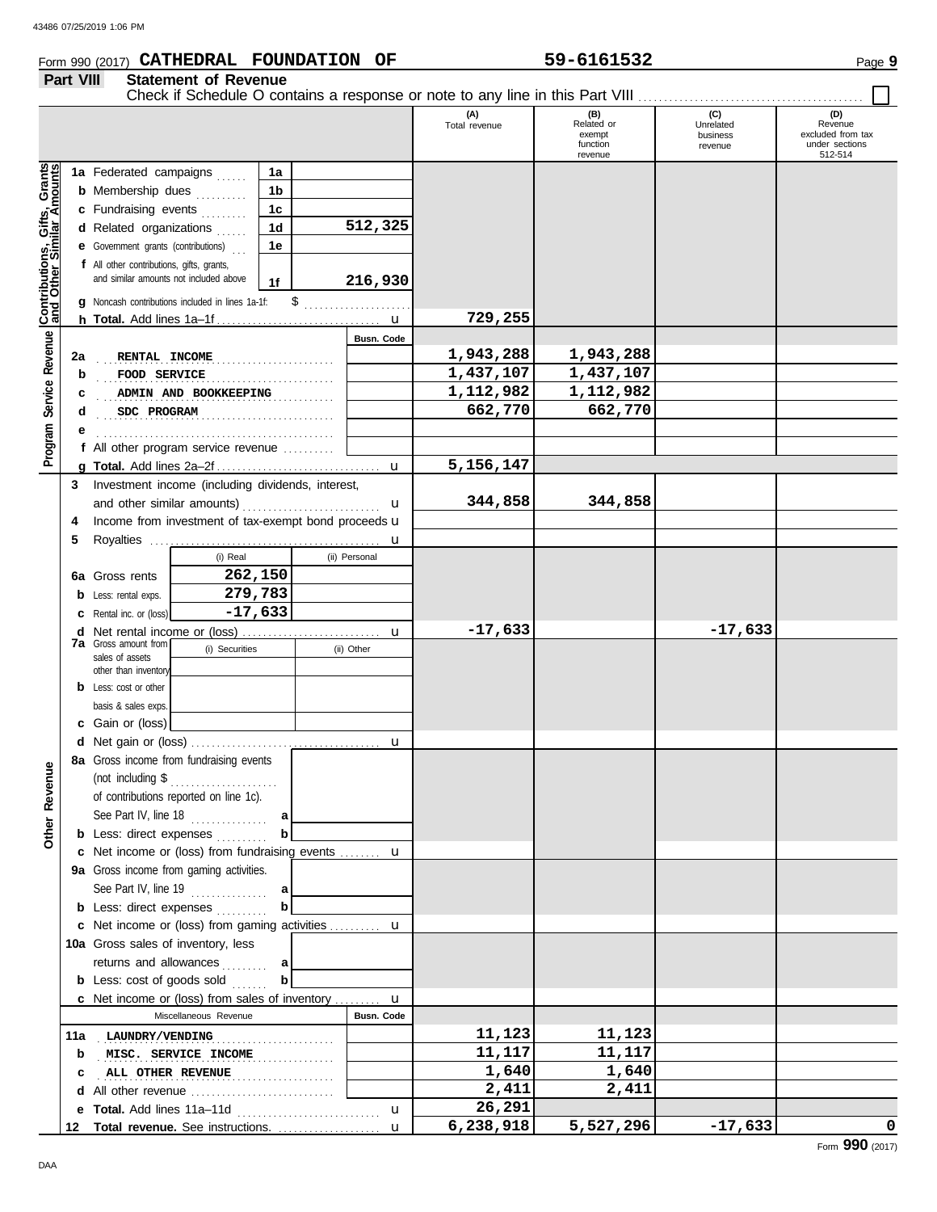43486 07/25/2019 1:06 PM

Form 990 (2017) **CATHEDRAL FOUNDATION OF** **59-6161532**

## Part VIII Statement of Revenue

Check if Schedule O contains a response or note to any line in this Part VIII ☐

| | | | (A) Total revenue | (B) Related or exempt function revenue | (C) Unrelated business revenue | (D) Revenue excluded from tax under sections 512-514 |
|---|---|---|---|---|---|---|
| **Contributions, Gifts, Grants and Other Similar Amounts** | 1a Federated campaigns | 1a | | | | |
| | b Membership dues | 1b | | | | |
| | c Fundraising events | 1c | | | | |
| | d Related organizations | 1d 512,325 | | | | |
| | e Government grants (contributions) | 1e | | | | |
| | f All other contributions, gifts, grants, and similar amounts not included above | 1f 216,930 | | | | |
| | g Noncash contributions included in lines 1a-1f: $ | | | | | |
| | h **Total.** Add lines 1a–1f | | 729,255 | | | |
| **Program Service Revenue** | | Busn. Code | | | | |
| | 2a RENTAL INCOME | | 1,943,288 | 1,943,288 | | |
| | b FOOD SERVICE | | 1,437,107 | 1,437,107 | | |
| | c ADMIN AND BOOKKEEPING | | 1,112,982 | 1,112,982 | | |
| | d SDC PROGRAM | | 662,770 | 662,770 | | |
| | e | | | | | |
| | f All other program service revenue | | | | | |
| | g **Total.** Add lines 2a–2f | | 5,156,147 | | | |
| **Other Revenue** | 3 Investment income (including dividends, interest, and other similar amounts) | | 344,858 | 344,858 | | |
| | 4 Income from investment of tax-exempt bond proceeds | | | | | |
| | 5 Royalties | | | | | |
| | | (i) Real / (ii) Personal | | | | |
| | 6a Gross rents | 262,150 | | | | |
| | b Less: rental exps. | 279,783 | | | | |
| | c Rental inc. or (loss) | -17,633 | | | | |
| | d Net rental income or (loss) | | -17,633 | | -17,633 | |
| | 7a Gross amount from sales of assets other than inventory | (i) Securities / (ii) Other | | | | |
| | b Less: cost or other basis & sales exps. | | | | | |
| | c Gain or (loss) | | | | | |
| | d Net gain or (loss) | | | | | |
| | 8a Gross income from fundraising events (not including $ of contributions reported on line 1c). See Part IV, line 18 | a | | | | |
| | b Less: direct expenses | b | | | | |
| | c Net income or (loss) from fundraising events | | | | | |
| | 9a Gross income from gaming activities. See Part IV, line 19 | a | | | | |
| | b Less: direct expenses | b | | | | |
| | c Net income or (loss) from gaming activities | | | | | |
| | 10a Gross sales of inventory, less returns and allowances | a | | | | |
| | b Less: cost of goods sold | b | | | | |
| | c Net income or (loss) from sales of inventory | | | | | |
| | Miscellaneous Revenue | Busn. Code | | | | |
| | 11a LAUNDRY/VENDING | | 11,123 | 11,123 | | |
| | b MISC. SERVICE INCOME | | 11,117 | 11,117 | | |
| | c ALL OTHER REVENUE | | 1,640 | 1,640 | | |
| | d All other revenue | | 2,411 | 2,411 | | |
| | e **Total.** Add lines 11a–11d | | 26,291 | | | |
| | 12 **Total revenue.** See instructions. | | 6,238,918 | 5,527,296 | -17,633 | 0 |

DAA Form **990** (2017)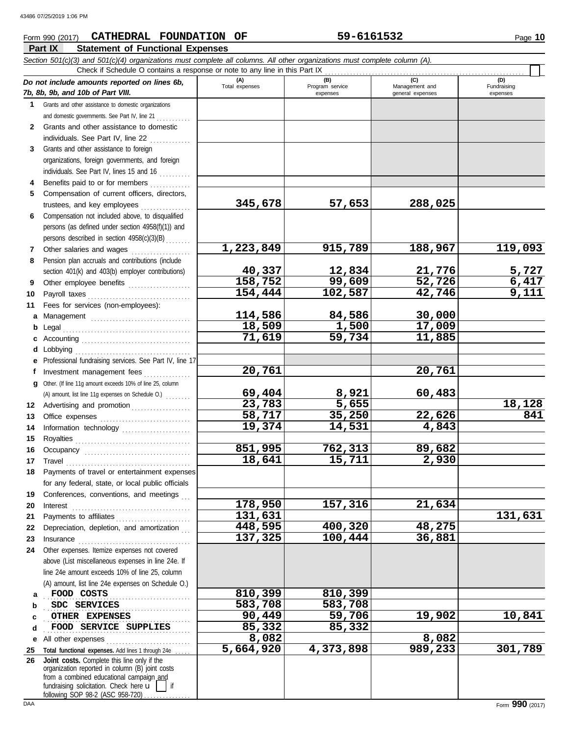Form 990 (2017) **CATHEDRAL FOUNDATION OF** **59-6161532** Page **10**

## Part IX Statement of Functional Expenses

*Section 501(c)(3) and 501(c)(4) organizations must complete all columns. All other organizations must complete column (A).*

Check if Schedule O contains a response or note to any line in this Part IX

| *Do not include amounts reported on lines 6b, 7b, 8b, 9b, and 10b of Part VIII.* | (A) Total expenses | (B) Program service expenses | (C) Management and general expenses | (D) Fundraising expenses |
|---|---|---|---|---|
| **1** Grants and other assistance to domestic organizations and domestic governments. See Part IV, line 21 | | | | |
| **2** Grants and other assistance to domestic individuals. See Part IV, line 22 | | | | |
| **3** Grants and other assistance to foreign organizations, foreign governments, and foreign individuals. See Part IV, lines 15 and 16 | | | | |
| **4** Benefits paid to or for members | | | | |
| **5** Compensation of current officers, directors, trustees, and key employees | 345,678 | 57,653 | 288,025 | |
| **6** Compensation not included above, to disqualified persons (as defined under section 4958(f)(1)) and persons described in section 4958(c)(3)(B) | | | | |
| **7** Other salaries and wages | 1,223,849 | 915,789 | 188,967 | 119,093 |
| **8** Pension plan accruals and contributions (include section 401(k) and 403(b) employer contributions) | 40,337 | 12,834 | 21,776 | 5,727 |
| **9** Other employee benefits | 158,752 | 99,609 | 52,726 | 6,417 |
| **10** Payroll taxes | 154,444 | 102,587 | 42,746 | 9,111 |
| **11** Fees for services (non-employees): | | | | |
| **a** Management | 114,586 | 84,586 | 30,000 | |
| **b** Legal | 18,509 | 1,500 | 17,009 | |
| **c** Accounting | 71,619 | 59,734 | 11,885 | |
| **d** Lobbying | | | | |
| **e** Professional fundraising services. See Part IV, line 17 | | | | |
| **f** Investment management fees | 20,761 | | 20,761 | |
| **g** Other. (If line 11g amount exceeds 10% of line 25, column (A) amount, list line 11g expenses on Schedule O.) | 69,404 | 8,921 | 60,483 | |
| **12** Advertising and promotion | 23,783 | 5,655 | | 18,128 |
| **13** Office expenses | 58,717 | 35,250 | 22,626 | 841 |
| **14** Information technology | 19,374 | 14,531 | 4,843 | |
| **15** Royalties | | | | |
| **16** Occupancy | 851,995 | 762,313 | 89,682 | |
| **17** Travel | 18,641 | 15,711 | 2,930 | |
| **18** Payments of travel or entertainment expenses for any federal, state, or local public officials | | | | |
| **19** Conferences, conventions, and meetings | | | | |
| **20** Interest | 178,950 | 157,316 | 21,634 | |
| **21** Payments to affiliates | 131,631 | | | 131,631 |
| **22** Depreciation, depletion, and amortization | 448,595 | 400,320 | 48,275 | |
| **23** Insurance | 137,325 | 100,444 | 36,881 | |
| **24** Other expenses. Itemize expenses not covered above (List miscellaneous expenses in line 24e. If line 24e amount exceeds 10% of line 25, column (A) amount, list line 24e expenses on Schedule O.) | | | | |
| **a** FOOD COSTS | 810,399 | 810,399 | | |
| **b** SDC SERVICES | 583,708 | 583,708 | | |
| **c** OTHER EXPENSES | 90,449 | 59,706 | 19,902 | 10,841 |
| **d** FOOD SERVICE SUPPLIES | 85,332 | 85,332 | | |
| **e** All other expenses | 8,082 | | 8,082 | |
| **25** **Total functional expenses.** Add lines 1 through 24e | 5,664,920 | 4,373,898 | 989,233 | 301,789 |
| **26** **Joint costs.** Complete this line only if the organization reported in column (B) joint costs from a combined educational campaign and fundraising solicitation. Check here u [ ] if following SOP 98-2 (ASC 958-720) | | | | |

DAA Form **990** (2017)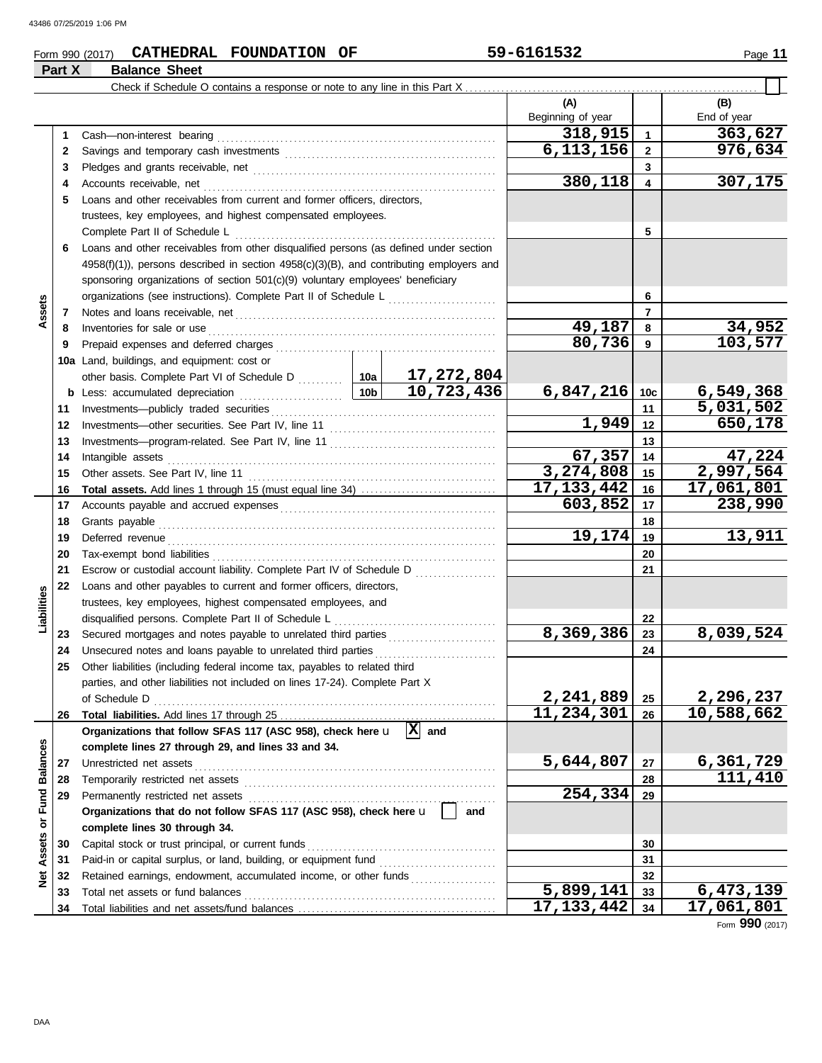43486 07/25/2019 1:06 PM

Form 990 (2017) **CATHEDRAL FOUNDATION OF** **59-6161532** Page **11**

**Part X** **Balance Sheet**

Check if Schedule O contains a response or note to any line in this Part X ☐

| | | | | (A) Beginning of year | | (B) End of year |
|---|---|---|---|---|---|---|
| **Assets** | 1 | Cash—non-interest bearing | | 318,915 | 1 | 363,627 |
| | 2 | Savings and temporary cash investments | | 6,113,156 | 2 | 976,634 |
| | 3 | Pledges and grants receivable, net | | | 3 | |
| | 4 | Accounts receivable, net | | 380,118 | 4 | 307,175 |
| | 5 | Loans and other receivables from current and former officers, directors, trustees, key employees, and highest compensated employees. Complete Part II of Schedule L | | | 5 | |
| | 6 | Loans and other receivables from other disqualified persons (as defined under section 4958(f)(1)), persons described in section 4958(c)(3)(B), and contributing employers and sponsoring organizations of section 501(c)(9) voluntary employees' beneficiary organizations (see instructions). Complete Part II of Schedule L | | | 6 | |
| | 7 | Notes and loans receivable, net | | | 7 | |
| | 8 | Inventories for sale or use | | 49,187 | 8 | 34,952 |
| | 9 | Prepaid expenses and deferred charges | | 80,736 | 9 | 103,577 |
| | 10a | Land, buildings, and equipment: cost or other basis. Complete Part VI of Schedule D | 10a 17,272,804 | | | |
| | b | Less: accumulated depreciation | 10b 10,723,436 | 6,847,216 | 10c | 6,549,368 |
| | 11 | Investments—publicly traded securities | | | 11 | 5,031,502 |
| | 12 | Investments—other securities. See Part IV, line 11 | | 1,949 | 12 | 650,178 |
| | 13 | Investments—program-related. See Part IV, line 11 | | | 13 | |
| | 14 | Intangible assets | | 67,357 | 14 | 47,224 |
| | 15 | Other assets. See Part IV, line 11 | | 3,274,808 | 15 | 2,997,564 |
| | 16 | **Total assets.** Add lines 1 through 15 (must equal line 34) | | 17,133,442 | 16 | 17,061,801 |
| **Liabilities** | 17 | Accounts payable and accrued expenses | | 603,852 | 17 | 238,990 |
| | 18 | Grants payable | | | 18 | |
| | 19 | Deferred revenue | | 19,174 | 19 | 13,911 |
| | 20 | Tax-exempt bond liabilities | | | 20 | |
| | 21 | Escrow or custodial account liability. Complete Part IV of Schedule D | | | 21 | |
| | 22 | Loans and other payables to current and former officers, directors, trustees, key employees, highest compensated employees, and disqualified persons. Complete Part II of Schedule L | | | 22 | |
| | 23 | Secured mortgages and notes payable to unrelated third parties | | 8,369,386 | 23 | 8,039,524 |
| | 24 | Unsecured notes and loans payable to unrelated third parties | | | 24 | |
| | 25 | Other liabilities (including federal income tax, payables to related third parties, and other liabilities not included on lines 17-24). Complete Part X of Schedule D | | 2,241,889 | 25 | 2,296,237 |
| | 26 | **Total liabilities.** Add lines 17 through 25 | | 11,234,301 | 26 | 10,588,662 |
| **Net Assets or Fund Balances** | | **Organizations that follow SFAS 117 (ASC 958), check here** ☒ **and complete lines 27 through 29, and lines 33 and 34.** | | | | |
| | 27 | Unrestricted net assets | | 5,644,807 | 27 | 6,361,729 |
| | 28 | Temporarily restricted net assets | | | 28 | 111,410 |
| | 29 | Permanently restricted net assets | | 254,334 | 29 | |
| | | **Organizations that do not follow SFAS 117 (ASC 958), check here** ☐ **and complete lines 30 through 34.** | | | | |
| | 30 | Capital stock or trust principal, or current funds | | | 30 | |
| | 31 | Paid-in or capital surplus, or land, building, or equipment fund | | | 31 | |
| | 32 | Retained earnings, endowment, accumulated income, or other funds | | | 32 | |
| | 33 | Total net assets or fund balances | | 5,899,141 | 33 | 6,473,139 |
| | 34 | Total liabilities and net assets/fund balances | | 17,133,442 | 34 | 17,061,801 |

Form **990** (2017)

DAA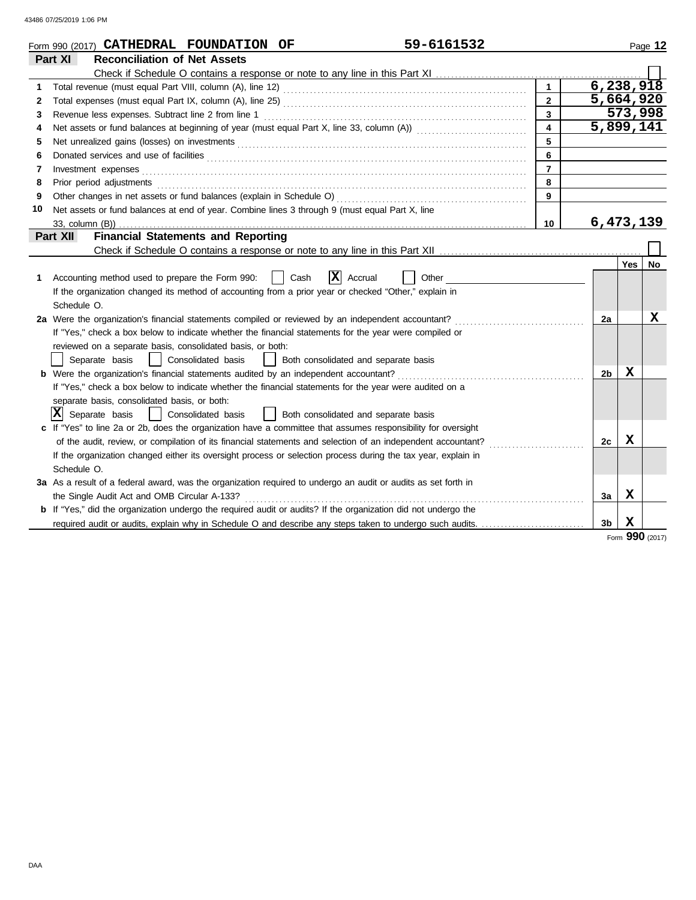Form 990 (2017) **CATHEDRAL FOUNDATION OF** **59-6161532**

## Part XI Reconciliation of Net Assets

Check if Schedule O contains a response or note to any line in this Part XI . . . . . . . . . . . . . . . . . . . . . . . . ☐

| | | | |
|---|---|---|---|
| 1 | Total revenue (must equal Part VIII, column (A), line 12) | 1 | 6,238,918 |
| 2 | Total expenses (must equal Part IX, column (A), line 25) | 2 | 5,664,920 |
| 3 | Revenue less expenses. Subtract line 2 from line 1 | 3 | 573,998 |
| 4 | Net assets or fund balances at beginning of year (must equal Part X, line 33, column (A)) | 4 | 5,899,141 |
| 5 | Net unrealized gains (losses) on investments | 5 | |
| 6 | Donated services and use of facilities | 6 | |
| 7 | Investment expenses | 7 | |
| 8 | Prior period adjustments | 8 | |
| 9 | Other changes in net assets or fund balances (explain in Schedule O) | 9 | |
| 10 | Net assets or fund balances at end of year. Combine lines 3 through 9 (must equal Part X, line 33, column (B)) | 10 | 6,473,139 |

## Part XII Financial Statements and Reporting

Check if Schedule O contains a response or note to any line in this Part XII . . . . . . . . . . . . . . . . . . . . . . . ☐

| | | | Yes | No |
|---|---|---|---|---|
| 1 | Accounting method used to prepare the Form 990: ☐ Cash ☒ Accrual ☐ Other<br>If the organization changed its method of accounting from a prior year or checked "Other," explain in Schedule O. | | | |
| 2a | Were the organization's financial statements compiled or reviewed by an independent accountant?<br>If "Yes," check a box below to indicate whether the financial statements for the year were compiled or reviewed on a separate basis, consolidated basis, or both:<br>☐ Separate basis ☐ Consolidated basis ☐ Both consolidated and separate basis | 2a | | X |
| b | Were the organization's financial statements audited by an independent accountant?<br>If "Yes," check a box below to indicate whether the financial statements for the year were audited on a separate basis, consolidated basis, or both:<br>☒ Separate basis ☐ Consolidated basis ☐ Both consolidated and separate basis | 2b | X | |
| c | If "Yes" to line 2a or 2b, does the organization have a committee that assumes responsibility for oversight of the audit, review, or compilation of its financial statements and selection of an independent accountant?<br>If the organization changed either its oversight process or selection process during the tax year, explain in Schedule O. | 2c | X | |
| 3a | As a result of a federal award, was the organization required to undergo an audit or audits as set forth in the Single Audit Act and OMB Circular A-133? | 3a | X | |
| b | If "Yes," did the organization undergo the required audit or audits? If the organization did not undergo the required audit or audits, explain why in Schedule O and describe any steps taken to undergo such audits. | 3b | X | |

Form **990** (2017)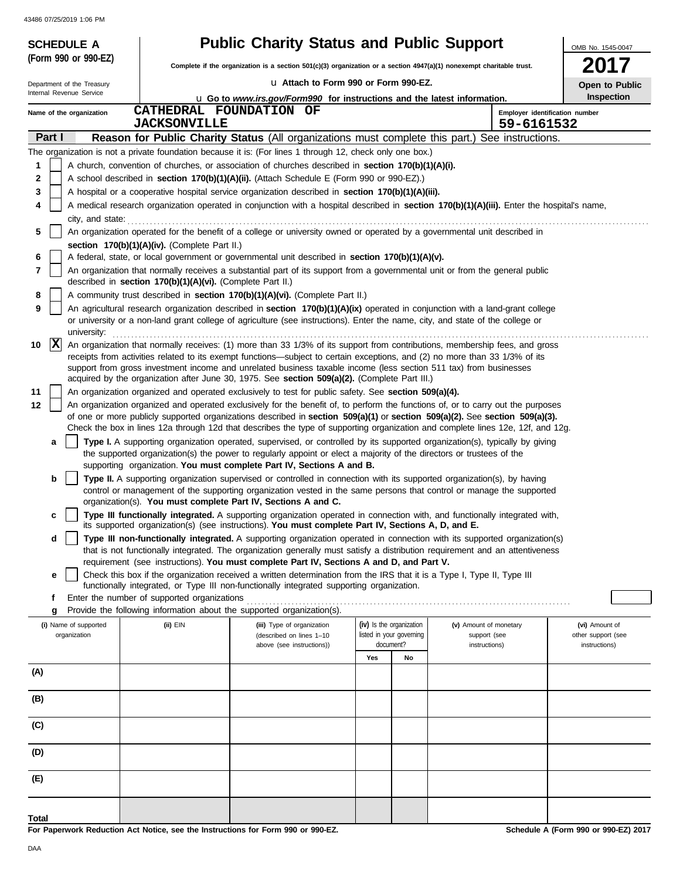43486 07/25/2019 1:06 PM

**SCHEDULE A (Form 990 or 990-EZ)**

Department of the Treasury
Internal Revenue Service

# Public Charity Status and Public Support

**Complete if the organization is a section 501(c)(3) organization or a section 4947(a)(1) nonexempt charitable trust.**

u **Attach to Form 990 or Form 990-EZ.**

u **Go to *www.irs.gov/Form990* for instructions and the latest information.**

OMB No. 1545-0047

**2017**

**Open to Public Inspection**

Name of the organization: CATHEDRAL FOUNDATION OF JACKSONVILLE

Employer identification number: 59-6161532

## Part I — Reason for Public Charity Status (All organizations must complete this part.) See instructions.

The organization is not a private foundation because it is: (For lines 1 through 12, check only one box.)

1 [ ] A church, convention of churches, or association of churches described in **section 170(b)(1)(A)(i).**

2 [ ] A school described in **section 170(b)(1)(A)(ii).** (Attach Schedule E (Form 990 or 990-EZ).)

3 [ ] A hospital or a cooperative hospital service organization described in **section 170(b)(1)(A)(iii).**

4 [ ] A medical research organization operated in conjunction with a hospital described in **section 170(b)(1)(A)(iii).** Enter the hospital's name, city, and state:

5 [ ] An organization operated for the benefit of a college or university owned or operated by a governmental unit described in **section 170(b)(1)(A)(iv).** (Complete Part II.)

6 [ ] A federal, state, or local government or governmental unit described in **section 170(b)(1)(A)(v).**

7 [ ] An organization that normally receives a substantial part of its support from a governmental unit or from the general public described in **section 170(b)(1)(A)(vi).** (Complete Part II.)

8 [ ] A community trust described in **section 170(b)(1)(A)(vi).** (Complete Part II.)

9 [ ] An agricultural research organization described in **section 170(b)(1)(A)(ix)** operated in conjunction with a land-grant college or university or a non-land grant college of agriculture (see instructions). Enter the name, city, and state of the college or university:

10 [X] An organization that normally receives: (1) more than 33 1/3% of its support from contributions, membership fees, and gross receipts from activities related to its exempt functions—subject to certain exceptions, and (2) no more than 33 1/3% of its support from gross investment income and unrelated business taxable income (less section 511 tax) from businesses acquired by the organization after June 30, 1975. See **section 509(a)(2).** (Complete Part III.)

11 [ ] An organization organized and operated exclusively to test for public safety. See **section 509(a)(4).**

12 [ ] An organization organized and operated exclusively for the benefit of, to perform the functions of, or to carry out the purposes of one or more publicly supported organizations described in **section 509(a)(1)** or **section 509(a)(2).** See **section 509(a)(3).** Check the box in lines 12a through 12d that describes the type of supporting organization and complete lines 12e, 12f, and 12g.

a [ ] **Type I.** A supporting organization operated, supervised, or controlled by its supported organization(s), typically by giving the supported organization(s) the power to regularly appoint or elect a majority of the directors or trustees of the supporting organization. **You must complete Part IV, Sections A and B.**

b [ ] **Type II.** A supporting organization supervised or controlled in connection with its supported organization(s), by having control or management of the supporting organization vested in the same persons that control or manage the supported organization(s). **You must complete Part IV, Sections A and C.**

c [ ] **Type III functionally integrated.** A supporting organization operated in connection with, and functionally integrated with, its supported organization(s) (see instructions). **You must complete Part IV, Sections A, D, and E.**

d [ ] **Type III non-functionally integrated.** A supporting organization operated in connection with its supported organization(s) that is not functionally integrated. The organization generally must satisfy a distribution requirement and an attentiveness requirement (see instructions). **You must complete Part IV, Sections A and D, and Part V.**

e [ ] Check this box if the organization received a written determination from the IRS that it is a Type I, Type II, Type III functionally integrated, or Type III non-functionally integrated supporting organization.

f Enter the number of supported organizations

g Provide the following information about the supported organization(s).

| (i) Name of supported organization | (ii) EIN | (iii) Type of organization (described on lines 1–10 above (see instructions)) | (iv) Is the organization listed in your governing document? Yes | No | (v) Amount of monetary support (see instructions) | (vi) Amount of other support (see instructions) |
|---|---|---|---|---|---|---|
| (A) | | | | | | |
| (B) | | | | | | |
| (C) | | | | | | |
| (D) | | | | | | |
| (E) | | | | | | |
| **Total** | | | | | | |

**For Paperwork Reduction Act Notice, see the Instructions for Form 990 or 990-EZ.**

**Schedule A (Form 990 or 990-EZ) 2017**

DAA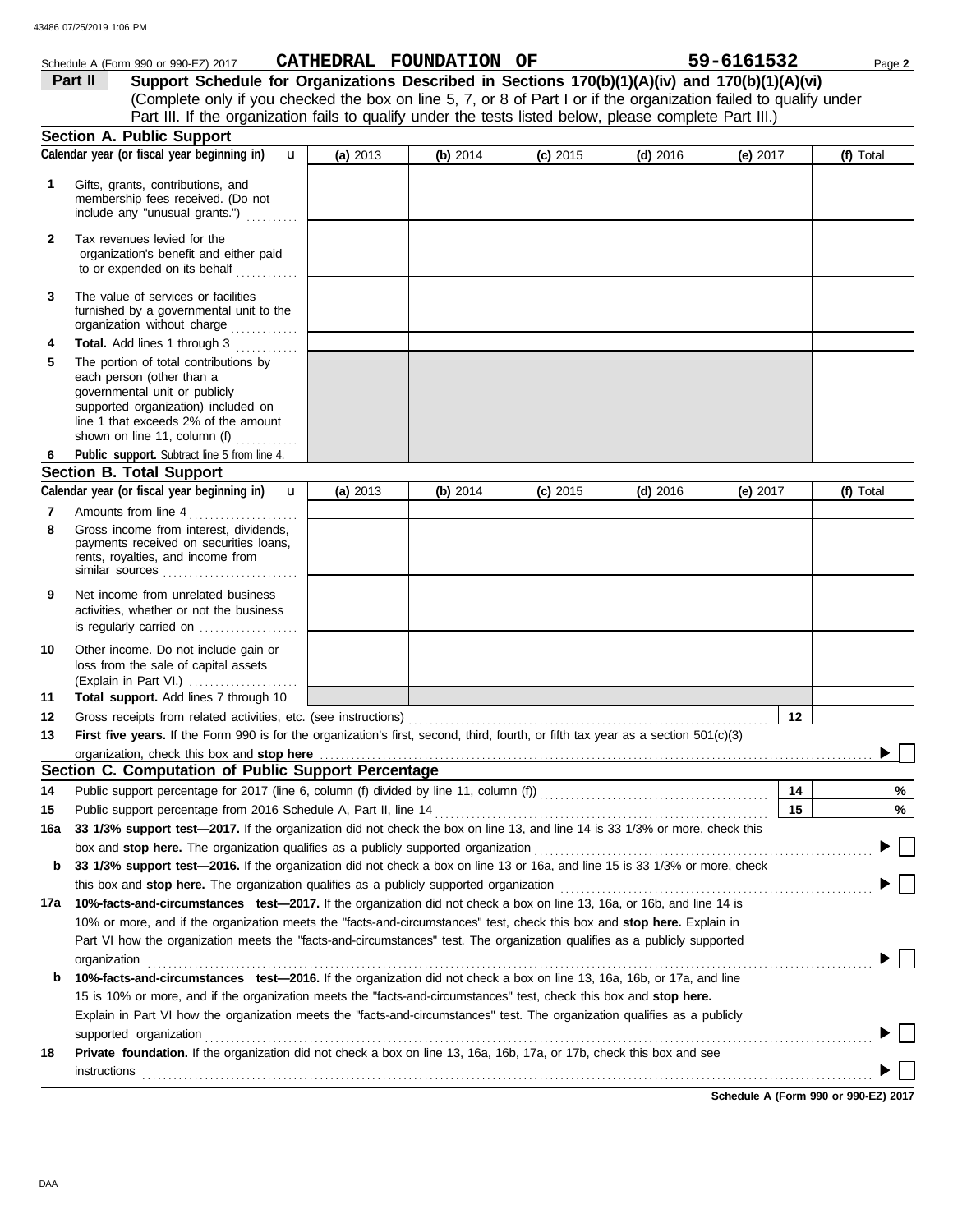Schedule A (Form 990 or 990-EZ) 2017 **CATHEDRAL FOUNDATION OF** **59-6161532**

**Part II** **Support Schedule for Organizations Described in Sections 170(b)(1)(A)(iv) and 170(b)(1)(A)(vi)**
(Complete only if you checked the box on line 5, 7, or 8 of Part I or if the organization failed to qualify under Part III. If the organization fails to qualify under the tests listed below, please complete Part III.)

## Section A. Public Support

| Calendar year (or fiscal year beginning in) | (a) 2013 | (b) 2014 | (c) 2015 | (d) 2016 | (e) 2017 | (f) Total |
|---|---|---|---|---|---|---|
| **1** Gifts, grants, contributions, and membership fees received. (Do not include any "unusual grants.") | | | | | | |
| **2** Tax revenues levied for the organization's benefit and either paid to or expended on its behalf | | | | | | |
| **3** The value of services or facilities furnished by a governmental unit to the organization without charge | | | | | | |
| **4** **Total.** Add lines 1 through 3 | | | | | | |
| **5** The portion of total contributions by each person (other than a governmental unit or publicly supported organization) included on line 1 that exceeds 2% of the amount shown on line 11, column (f) | | | | | | |
| **6** **Public support.** Subtract line 5 from line 4. | | | | | | |

## Section B. Total Support

| Calendar year (or fiscal year beginning in) | (a) 2013 | (b) 2014 | (c) 2015 | (d) 2016 | (e) 2017 | (f) Total |
|---|---|---|---|---|---|---|
| **7** Amounts from line 4 | | | | | | |
| **8** Gross income from interest, dividends, payments received on securities loans, rents, royalties, and income from similar sources | | | | | | |
| **9** Net income from unrelated business activities, whether or not the business is regularly carried on | | | | | | |
| **10** Other income. Do not include gain or loss from the sale of capital assets (Explain in Part VI.) | | | | | | |
| **11** **Total support.** Add lines 7 through 10 | | | | | | |

**12** Gross receipts from related activities, etc. (see instructions) **12**

**13** **First five years.** If the Form 990 is for the organization's first, second, third, fourth, or fifth tax year as a section 501(c)(3) organization, check this box and **stop here** ☐

## Section C. Computation of Public Support Percentage

**14** Public support percentage for 2017 (line 6, column (f) divided by line 11, column (f)) **14** %

**15** Public support percentage from 2016 Schedule A, Part II, line 14 **15** %

**16a** **33 1/3% support test—2017.** If the organization did not check the box on line 13, and line 14 is 33 1/3% or more, check this box and **stop here.** The organization qualifies as a publicly supported organization ☐

**b** **33 1/3% support test—2016.** If the organization did not check a box on line 13 or 16a, and line 15 is 33 1/3% or more, check this box and **stop here.** The organization qualifies as a publicly supported organization ☐

**17a** **10%-facts-and-circumstances test—2017.** If the organization did not check a box on line 13, 16a, or 16b, and line 14 is 10% or more, and if the organization meets the "facts-and-circumstances" test, check this box and **stop here.** Explain in Part VI how the organization meets the "facts-and-circumstances" test. The organization qualifies as a publicly supported organization ☐

**b** **10%-facts-and-circumstances test—2016.** If the organization did not check a box on line 13, 16a, 16b, or 17a, and line 15 is 10% or more, and if the organization meets the "facts-and-circumstances" test, check this box and **stop here.** Explain in Part VI how the organization meets the "facts-and-circumstances" test. The organization qualifies as a publicly supported organization ☐

**18** **Private foundation.** If the organization did not check a box on line 13, 16a, 16b, 17a, or 17b, check this box and see instructions ☐

**Schedule A (Form 990 or 990-EZ) 2017**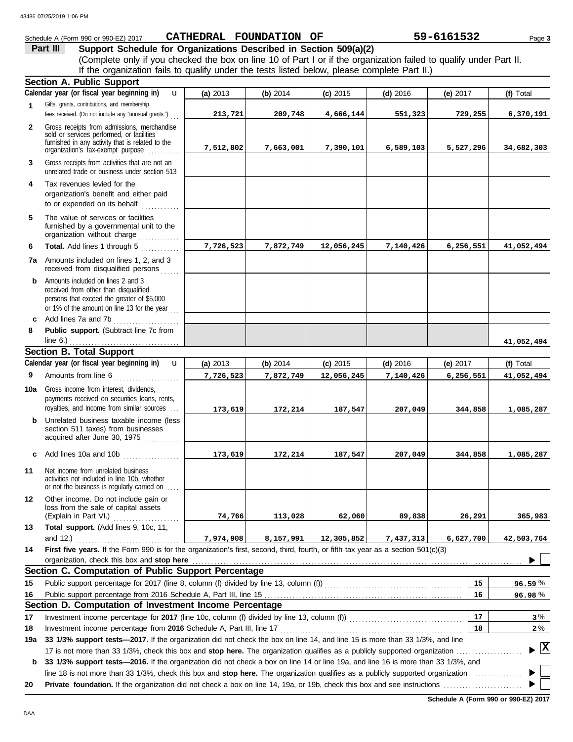Schedule A (Form 990 or 990-EZ) 2017 **CATHEDRAL FOUNDATION OF** **59-6161532** Page **3**

## Part III Support Schedule for Organizations Described in Section 509(a)(2)

(Complete only if you checked the box on line 10 of Part I or if the organization failed to qualify under Part II. If the organization fails to qualify under the tests listed below, please complete Part II.)

### Section A. Public Support

| | Calendar year (or fiscal year beginning in) | (a) 2013 | (b) 2014 | (c) 2015 | (d) 2016 | (e) 2017 | (f) Total |
|---|---|---|---|---|---|---|---|
| 1 | Gifts, grants, contributions, and membership fees received. (Do not include any "unusual grants.") | 213,721 | 209,748 | 4,666,144 | 551,323 | 729,255 | 6,370,191 |
| 2 | Gross receipts from admissions, merchandise sold or services performed, or facilities furnished in any activity that is related to the organization's tax-exempt purpose | 7,512,802 | 7,663,001 | 7,390,101 | 6,589,103 | 5,527,296 | 34,682,303 |
| 3 | Gross receipts from activities that are not an unrelated trade or business under section 513 | | | | | | |
| 4 | Tax revenues levied for the organization's benefit and either paid to or expended on its behalf | | | | | | |
| 5 | The value of services or facilities furnished by a governmental unit to the organization without charge | | | | | | |
| 6 | **Total.** Add lines 1 through 5 | 7,726,523 | 7,872,749 | 12,056,245 | 7,140,426 | 6,256,551 | 41,052,494 |
| 7a | Amounts included on lines 1, 2, and 3 received from disqualified persons | | | | | | |
| b | Amounts included on lines 2 and 3 received from other than disqualified persons that exceed the greater of $5,000 or 1% of the amount on line 13 for the year | | | | | | |
| c | Add lines 7a and 7b | | | | | | |
| 8 | **Public support.** (Subtract line 7c from line 6.) | | | | | | 41,052,494 |

### Section B. Total Support

| | Calendar year (or fiscal year beginning in) | (a) 2013 | (b) 2014 | (c) 2015 | (d) 2016 | (e) 2017 | (f) Total |
|---|---|---|---|---|---|---|---|
| 9 | Amounts from line 6 | 7,726,523 | 7,872,749 | 12,056,245 | 7,140,426 | 6,256,551 | 41,052,494 |
| 10a | Gross income from interest, dividends, payments received on securities loans, rents, royalties, and income from similar sources | 173,619 | 172,214 | 187,547 | 207,049 | 344,858 | 1,085,287 |
| b | Unrelated business taxable income (less section 511 taxes) from businesses acquired after June 30, 1975 | | | | | | |
| c | Add lines 10a and 10b | 173,619 | 172,214 | 187,547 | 207,049 | 344,858 | 1,085,287 |
| 11 | Net income from unrelated business activities not included in line 10b, whether or not the business is regularly carried on | | | | | | |
| 12 | Other income. Do not include gain or loss from the sale of capital assets (Explain in Part VI.) | 74,766 | 113,028 | 62,060 | 89,838 | 26,291 | 365,983 |
| 13 | **Total support.** (Add lines 9, 10c, 11, and 12.) | 7,974,908 | 8,157,991 | 12,305,852 | 7,437,313 | 6,627,700 | 42,503,764 |

**14** **First five years.** If the Form 990 is for the organization's first, second, third, fourth, or fifth tax year as a section 501(c)(3) organization, check this box and **stop here** ☐

### Section C. Computation of Public Support Percentage

| | | | |
|---|---|---|---|
| 15 | Public support percentage for 2017 (line 8, column (f) divided by line 13, column (f)) | 15 | 96.59 % |
| 16 | Public support percentage from 2016 Schedule A, Part III, line 15 | 16 | 96.98 % |

### Section D. Computation of Investment Income Percentage

| | | | |
|---|---|---|---|
| 17 | Investment income percentage for **2017** (line 10c, column (f) divided by line 13, column (f)) | 17 | 3 % |
| 18 | Investment income percentage from **2016** Schedule A, Part III, line 17 | 18 | 2 % |

**19a** **33 1/3% support tests—2017.** If the organization did not check the box on line 14, and line 15 is more than 33 1/3%, and line 17 is not more than 33 1/3%, check this box and **stop here.** The organization qualifies as a publicly supported organization ☒

**b** **33 1/3% support tests—2016.** If the organization did not check a box on line 14 or line 19a, and line 16 is more than 33 1/3%, and line 18 is not more than 33 1/3%, check this box and **stop here.** The organization qualifies as a publicly supported organization ☐

**20** **Private foundation.** If the organization did not check a box on line 14, 19a, or 19b, check this box and see instructions ☐

**Schedule A (Form 990 or 990-EZ) 2017**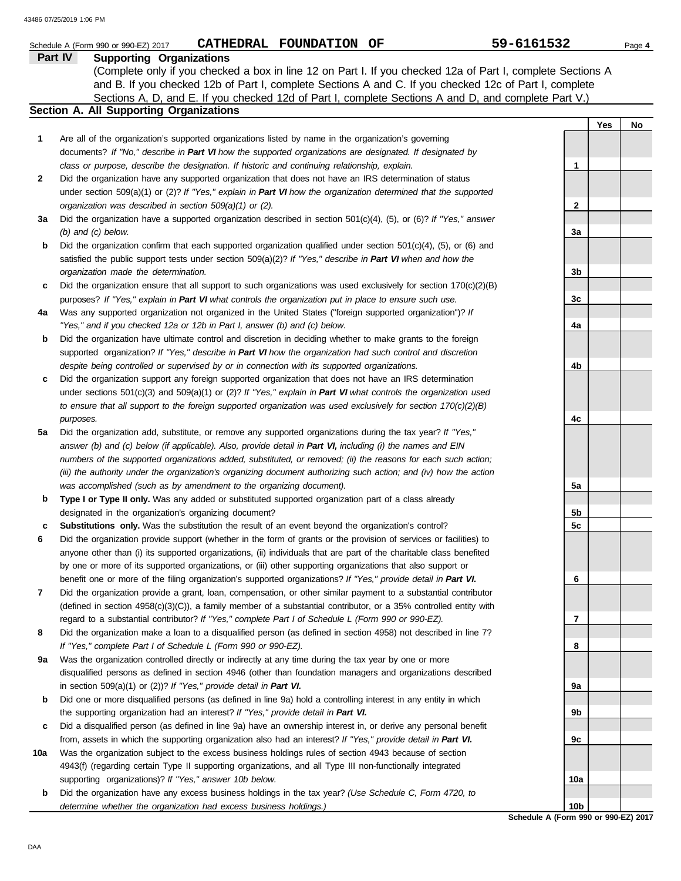Schedule A (Form 990 or 990-EZ) 2017 **CATHEDRAL FOUNDATION OF** **59-6161532**

## Part IV Supporting Organizations

(Complete only if you checked a box in line 12 on Part I. If you checked 12a of Part I, complete Sections A and B. If you checked 12b of Part I, complete Sections A and C. If you checked 12c of Part I, complete Sections A, D, and E. If you checked 12d of Part I, complete Sections A and D, and complete Part V.)

### Section A. All Supporting Organizations

| | | | Yes | No |
|---|---|---|---|---|
| **1** | Are all of the organization's supported organizations listed by name in the organization's governing documents? *If "No," describe in **Part VI** how the supported organizations are designated. If designated by class or purpose, describe the designation. If historic and continuing relationship, explain.* | 1 | | |
| **2** | Did the organization have any supported organization that does not have an IRS determination of status under section 509(a)(1) or (2)? *If "Yes," explain in **Part VI** how the organization determined that the supported organization was described in section 509(a)(1) or (2).* | 2 | | |
| **3a** | Did the organization have a supported organization described in section 501(c)(4), (5), or (6)? *If "Yes," answer (b) and (c) below.* | 3a | | |
| **b** | Did the organization confirm that each supported organization qualified under section 501(c)(4), (5), or (6) and satisfied the public support tests under section 509(a)(2)? *If "Yes," describe in **Part VI** when and how the organization made the determination.* | 3b | | |
| **c** | Did the organization ensure that all support to such organizations was used exclusively for section 170(c)(2)(B) purposes? *If "Yes," explain in **Part VI** what controls the organization put in place to ensure such use.* | 3c | | |
| **4a** | Was any supported organization not organized in the United States ("foreign supported organization")? *If "Yes," and if you checked 12a or 12b in Part I, answer (b) and (c) below.* | 4a | | |
| **b** | Did the organization have ultimate control and discretion in deciding whether to make grants to the foreign supported organization? *If "Yes," describe in **Part VI** how the organization had such control and discretion despite being controlled or supervised by or in connection with its supported organizations.* | 4b | | |
| **c** | Did the organization support any foreign supported organization that does not have an IRS determination under sections 501(c)(3) and 509(a)(1) or (2)? *If "Yes," explain in **Part VI** what controls the organization used to ensure that all support to the foreign supported organization was used exclusively for section 170(c)(2)(B) purposes.* | 4c | | |
| **5a** | Did the organization add, substitute, or remove any supported organizations during the tax year? *If "Yes," answer (b) and (c) below (if applicable). Also, provide detail in **Part VI,** including (i) the names and EIN numbers of the supported organizations added, substituted, or removed; (ii) the reasons for each such action; (iii) the authority under the organization's organizing document authorizing such action; and (iv) how the action was accomplished (such as by amendment to the organizing document).* | 5a | | |
| **b** | **Type I or Type II only.** Was any added or substituted supported organization part of a class already designated in the organization's organizing document? | 5b | | |
| **c** | **Substitutions only.** Was the substitution the result of an event beyond the organization's control? | 5c | | |
| **6** | Did the organization provide support (whether in the form of grants or the provision of services or facilities) to anyone other than (i) its supported organizations, (ii) individuals that are part of the charitable class benefited by one or more of its supported organizations, or (iii) other supporting organizations that also support or benefit one or more of the filing organization's supported organizations? *If "Yes," provide detail in **Part VI.*** | 6 | | |
| **7** | Did the organization provide a grant, loan, compensation, or other similar payment to a substantial contributor (defined in section 4958(c)(3)(C)), a family member of a substantial contributor, or a 35% controlled entity with regard to a substantial contributor? *If "Yes," complete Part I of Schedule L (Form 990 or 990-EZ).* | 7 | | |
| **8** | Did the organization make a loan to a disqualified person (as defined in section 4958) not described in line 7? *If "Yes," complete Part I of Schedule L (Form 990 or 990-EZ).* | 8 | | |
| **9a** | Was the organization controlled directly or indirectly at any time during the tax year by one or more disqualified persons as defined in section 4946 (other than foundation managers and organizations described in section 509(a)(1) or (2))? *If "Yes," provide detail in **Part VI.*** | 9a | | |
| **b** | Did one or more disqualified persons (as defined in line 9a) hold a controlling interest in any entity in which the supporting organization had an interest? *If "Yes," provide detail in **Part VI.*** | 9b | | |
| **c** | Did a disqualified person (as defined in line 9a) have an ownership interest in, or derive any personal benefit from, assets in which the supporting organization also had an interest? *If "Yes," provide detail in **Part VI.*** | 9c | | |
| **10a** | Was the organization subject to the excess business holdings rules of section 4943 because of section 4943(f) (regarding certain Type II supporting organizations, and all Type III non-functionally integrated supporting organizations)? *If "Yes," answer 10b below.* | 10a | | |
| **b** | Did the organization have any excess business holdings in the tax year? *(Use Schedule C, Form 4720, to determine whether the organization had excess business holdings.)* | 10b | | |

**Schedule A (Form 990 or 990-EZ) 2017**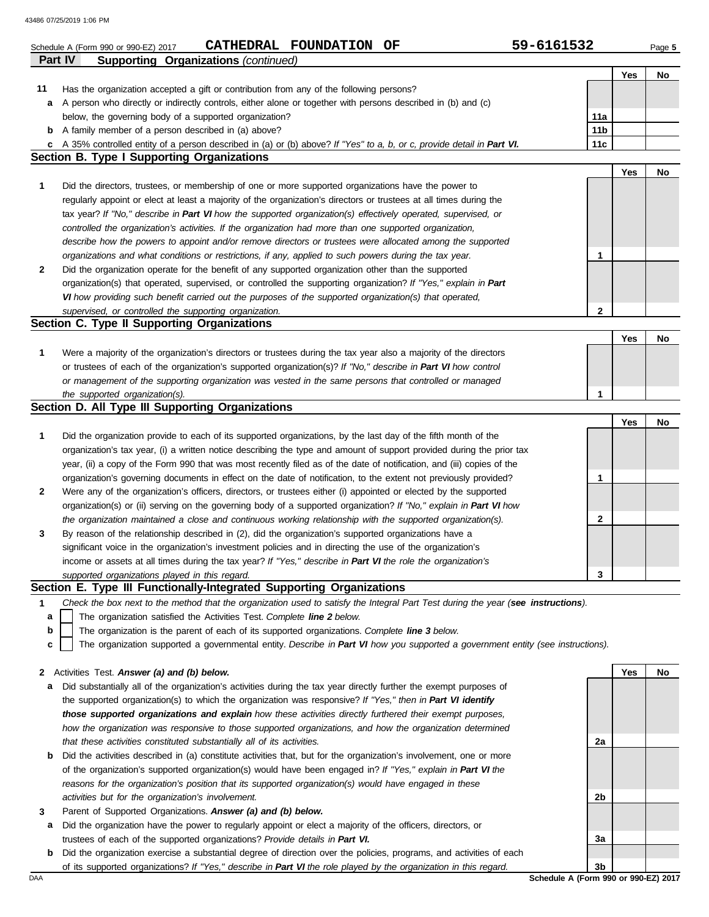Schedule A (Form 990 or 990-EZ) 2017 **CATHEDRAL FOUNDATION OF** **59-6161532**

**Part IV** **Supporting Organizations** *(continued)*

| | | | Yes | No |
|---|---|---|---|---|
| **11** | Has the organization accepted a gift or contribution from any of the following persons? | | | |
| **a** | A person who directly or indirectly controls, either alone or together with persons described in (b) and (c) below, the governing body of a supported organization? | 11a | | |
| **b** | A family member of a person described in (a) above? | 11b | | |
| **c** | A 35% controlled entity of a person described in (a) or (b) above? *If "Yes" to a, b, or c, provide detail in **Part VI.*** | 11c | | |

**Section B. Type I Supporting Organizations**

| | | | Yes | No |
|---|---|---|---|---|
| **1** | Did the directors, trustees, or membership of one or more supported organizations have the power to regularly appoint or elect at least a majority of the organization's directors or trustees at all times during the tax year? *If "No," describe in **Part VI** how the supported organization(s) effectively operated, supervised, or controlled the organization's activities. If the organization had more than one supported organization, describe how the powers to appoint and/or remove directors or trustees were allocated among the supported organizations and what conditions or restrictions, if any, applied to such powers during the tax year.* | 1 | | |
| **2** | Did the organization operate for the benefit of any supported organization other than the supported organization(s) that operated, supervised, or controlled the supporting organization? *If "Yes," explain in **Part VI** how providing such benefit carried out the purposes of the supported organization(s) that operated, supervised, or controlled the supporting organization.* | 2 | | |

**Section C. Type II Supporting Organizations**

| | | | Yes | No |
|---|---|---|---|---|
| **1** | Were a majority of the organization's directors or trustees during the tax year also a majority of the directors or trustees of each of the organization's supported organization(s)? *If "No," describe in **Part VI** how control or management of the supporting organization was vested in the same persons that controlled or managed the supported organization(s).* | 1 | | |

**Section D. All Type III Supporting Organizations**

| | | | Yes | No |
|---|---|---|---|---|
| **1** | Did the organization provide to each of its supported organizations, by the last day of the fifth month of the organization's tax year, (i) a written notice describing the type and amount of support provided during the prior tax year, (ii) a copy of the Form 990 that was most recently filed as of the date of notification, and (iii) copies of the organization's governing documents in effect on the date of notification, to the extent not previously provided? | 1 | | |
| **2** | Were any of the organization's officers, directors, or trustees either (i) appointed or elected by the supported organization(s) or (ii) serving on the governing body of a supported organization? *If "No," explain in **Part VI** how the organization maintained a close and continuous working relationship with the supported organization(s).* | 2 | | |
| **3** | By reason of the relationship described in (2), did the organization's supported organizations have a significant voice in the organization's investment policies and in directing the use of the organization's income or assets at all times during the tax year? *If "Yes," describe in **Part VI** the role the organization's supported organizations played in this regard.* | 3 | | |

**Section E. Type III Functionally-Integrated Supporting Organizations**

**1** *Check the box next to the method that the organization used to satisfy the Integral Part Test during the year (**see instructions**).*

**a** ☐ The organization satisfied the Activities Test. *Complete **line 2** below.*

**b** ☐ The organization is the parent of each of its supported organizations. *Complete **line 3** below.*

**c** ☐ The organization supported a governmental entity. *Describe in **Part VI** how you supported a government entity (see instructions).*

| | | | Yes | No |
|---|---|---|---|---|
| **2** | Activities Test. ***Answer (a) and (b) below.*** | | | |
| **a** | Did substantially all of the organization's activities during the tax year directly further the exempt purposes of the supported organization(s) to which the organization was responsive? *If "Yes," then in **Part VI identify those supported organizations and explain** how these activities directly furthered their exempt purposes, how the organization was responsive to those supported organizations, and how the organization determined that these activities constituted substantially all of its activities.* | 2a | | |
| **b** | Did the activities described in (a) constitute activities that, but for the organization's involvement, one or more of the organization's supported organization(s) would have been engaged in? *If "Yes," explain in **Part VI** the reasons for the organization's position that its supported organization(s) would have engaged in these activities but for the organization's involvement.* | 2b | | |
| **3** | Parent of Supported Organizations. ***Answer (a) and (b) below.*** | | | |
| **a** | Did the organization have the power to regularly appoint or elect a majority of the officers, directors, or trustees of each of the supported organizations? *Provide details in **Part VI.*** | 3a | | |
| **b** | Did the organization exercise a substantial degree of direction over the policies, programs, and activities of each of its supported organizations? *If "Yes," describe in **Part VI** the role played by the organization in this regard.* | 3b | | |

DAA **Schedule A (Form 990 or 990-EZ) 2017**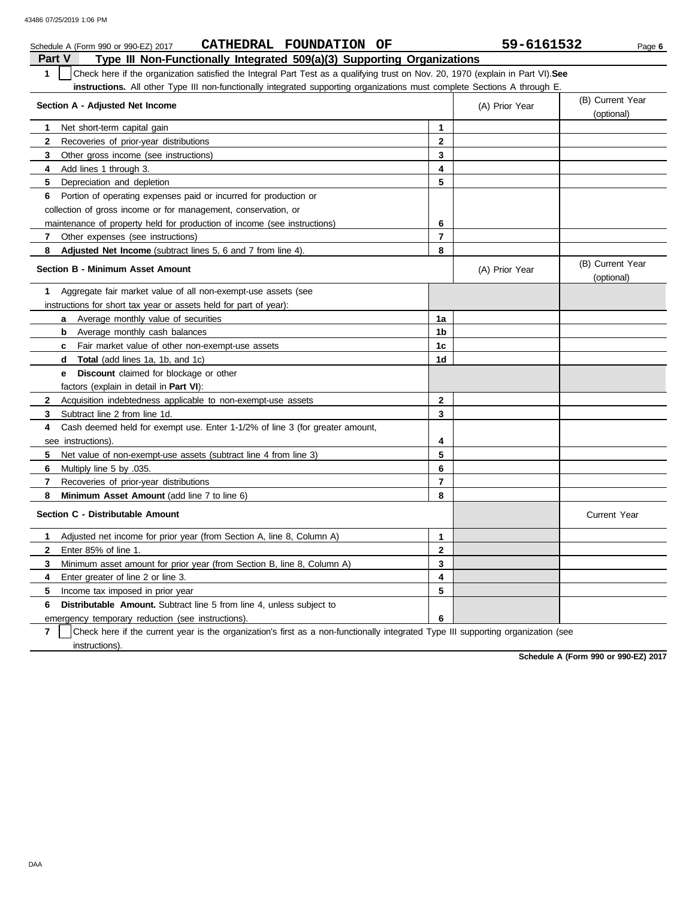Schedule A (Form 990 or 990-EZ) 2017 **CATHEDRAL FOUNDATION OF** **59-6161532**

## Part V Type III Non-Functionally Integrated 509(a)(3) Supporting Organizations

**1** ☐ Check here if the organization satisfied the Integral Part Test as a qualifying trust on Nov. 20, 1970 (explain in Part VI). **See instructions.** All other Type III non-functionally integrated supporting organizations must complete Sections A through E.

| **Section A - Adjusted Net Income** | | (A) Prior Year | (B) Current Year (optional) |
|---|---|---|---|
| **1** Net short-term capital gain | **1** | | |
| **2** Recoveries of prior-year distributions | **2** | | |
| **3** Other gross income (see instructions) | **3** | | |
| **4** Add lines 1 through 3. | **4** | | |
| **5** Depreciation and depletion | **5** | | |
| **6** Portion of operating expenses paid or incurred for production or collection of gross income or for management, conservation, or maintenance of property held for production of income (see instructions) | **6** | | |
| **7** Other expenses (see instructions) | **7** | | |
| **8** **Adjusted Net Income** (subtract lines 5, 6 and 7 from line 4). | **8** | | |

| **Section B - Minimum Asset Amount** | | (A) Prior Year | (B) Current Year (optional) |
|---|---|---|---|
| **1** Aggregate fair market value of all non-exempt-use assets (see instructions for short tax year or assets held for part of year): | | | |
| **a** Average monthly value of securities | **1a** | | |
| **b** Average monthly cash balances | **1b** | | |
| **c** Fair market value of other non-exempt-use assets | **1c** | | |
| **d** **Total** (add lines 1a, 1b, and 1c) | **1d** | | |
| **e** **Discount** claimed for blockage or other factors (explain in detail in **Part VI**): | | | |
| **2** Acquisition indebtedness applicable to non-exempt-use assets | **2** | | |
| **3** Subtract line 2 from line 1d. | **3** | | |
| **4** Cash deemed held for exempt use. Enter 1-1/2% of line 3 (for greater amount, see instructions). | **4** | | |
| **5** Net value of non-exempt-use assets (subtract line 4 from line 3) | **5** | | |
| **6** Multiply line 5 by .035. | **6** | | |
| **7** Recoveries of prior-year distributions | **7** | | |
| **8** **Minimum Asset Amount** (add line 7 to line 6) | **8** | | |

| **Section C - Distributable Amount** | | | Current Year |
|---|---|---|---|
| **1** Adjusted net income for prior year (from Section A, line 8, Column A) | **1** | | |
| **2** Enter 85% of line 1. | **2** | | |
| **3** Minimum asset amount for prior year (from Section B, line 8, Column A) | **3** | | |
| **4** Enter greater of line 2 or line 3. | **4** | | |
| **5** Income tax imposed in prior year | **5** | | |
| **6** **Distributable Amount.** Subtract line 5 from line 4, unless subject to emergency temporary reduction (see instructions). | **6** | | |

**7** ☐ Check here if the current year is the organization's first as a non-functionally integrated Type III supporting organization (see instructions).

**Schedule A (Form 990 or 990-EZ) 2017**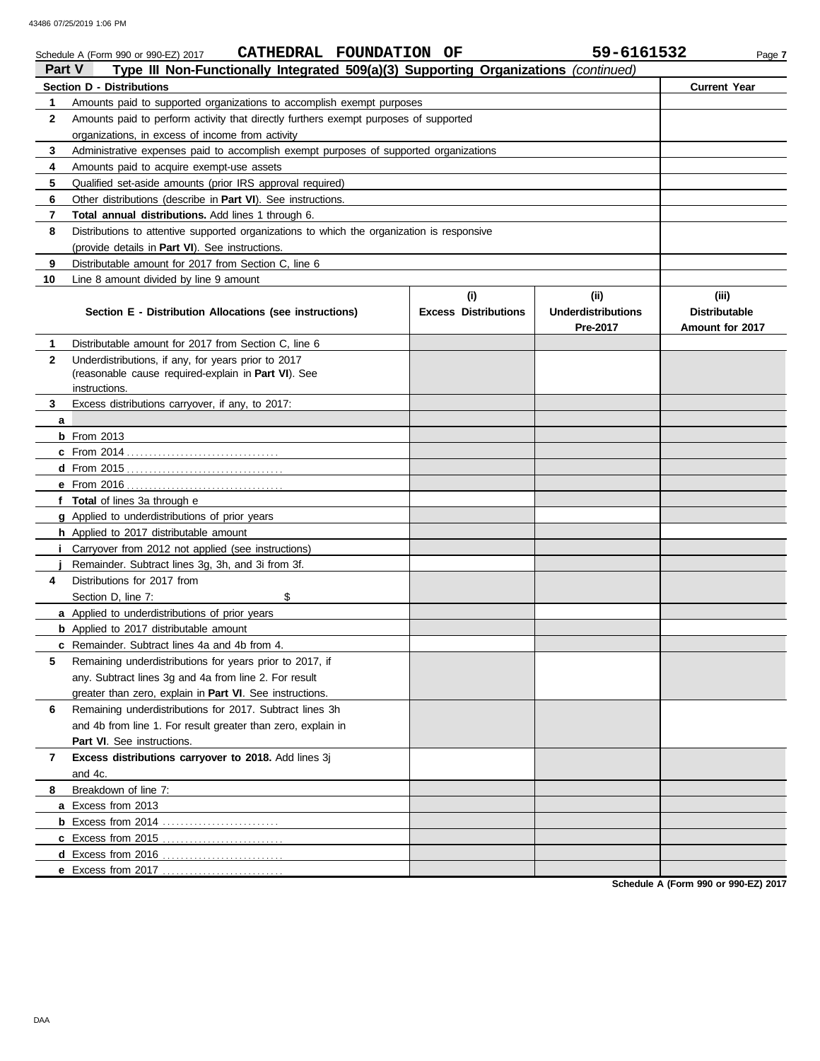Schedule A (Form 990 or 990-EZ) 2017 **CATHEDRAL FOUNDATION OF** **59-6161532**

## Part V — Type III Non-Functionally Integrated 509(a)(3) Supporting Organizations *(continued)*

| **Section D - Distributions** | | **Current Year** |
|---|---|---|
| **1** | Amounts paid to supported organizations to accomplish exempt purposes | |
| **2** | Amounts paid to perform activity that directly furthers exempt purposes of supported organizations, in excess of income from activity | |
| **3** | Administrative expenses paid to accomplish exempt purposes of supported organizations | |
| **4** | Amounts paid to acquire exempt-use assets | |
| **5** | Qualified set-aside amounts (prior IRS approval required) | |
| **6** | Other distributions (describe in **Part VI**). See instructions. | |
| **7** | **Total annual distributions.** Add lines 1 through 6. | |
| **8** | Distributions to attentive supported organizations to which the organization is responsive (provide details in **Part VI**). See instructions. | |
| **9** | Distributable amount for 2017 from Section C, line 6 | |
| **10** | Line 8 amount divided by line 9 amount | |

| | **Section E - Distribution Allocations (see instructions)** | **(i) Excess Distributions** | **(ii) Underdistributions Pre-2017** | **(iii) Distributable Amount for 2017** |
|---|---|---|---|---|
| **1** | Distributable amount for 2017 from Section C, line 6 | | | |
| **2** | Underdistributions, if any, for years prior to 2017 (reasonable cause required-explain in **Part VI**). See instructions. | | | |
| **3** | Excess distributions carryover, if any, to 2017: | | | |
| **a** | | | | |
| **b** | From 2013 | | | |
| **c** | From 2014 | | | |
| **d** | From 2015 | | | |
| **e** | From 2016 | | | |
| **f** | **Total** of lines 3a through e | | | |
| **g** | Applied to underdistributions of prior years | | | |
| **h** | Applied to 2017 distributable amount | | | |
| **i** | Carryover from 2012 not applied (see instructions) | | | |
| **j** | Remainder. Subtract lines 3g, 3h, and 3i from 3f. | | | |
| **4** | Distributions for 2017 from Section D, line 7: $ | | | |
| **a** | Applied to underdistributions of prior years | | | |
| **b** | Applied to 2017 distributable amount | | | |
| **c** | Remainder. Subtract lines 4a and 4b from 4. | | | |
| **5** | Remaining underdistributions for years prior to 2017, if any. Subtract lines 3g and 4a from line 2. For result greater than zero, explain in **Part VI**. See instructions. | | | |
| **6** | Remaining underdistributions for 2017. Subtract lines 3h and 4b from line 1. For result greater than zero, explain in **Part VI**. See instructions. | | | |
| **7** | **Excess distributions carryover to 2018.** Add lines 3j and 4c. | | | |
| **8** | Breakdown of line 7: | | | |
| **a** | Excess from 2013 | | | |
| **b** | Excess from 2014 | | | |
| **c** | Excess from 2015 | | | |
| **d** | Excess from 2016 | | | |
| **e** | Excess from 2017 | | | |

**Schedule A (Form 990 or 990-EZ) 2017**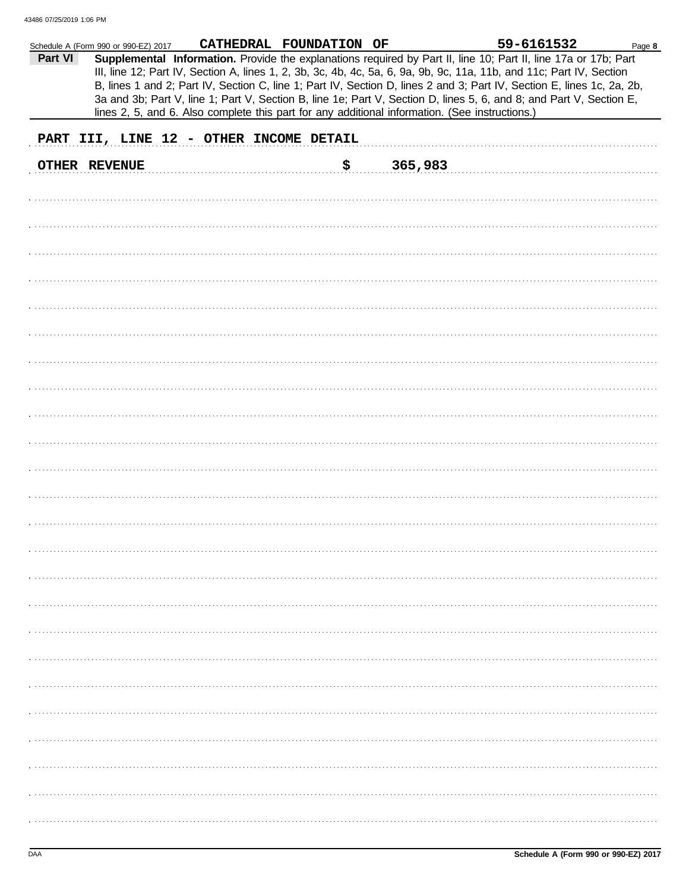Schedule A (Form 990 or 990-EZ) 2017 CATHEDRAL FOUNDATION OF 59-6161532

**Part VI** **Supplemental Information.** Provide the explanations required by Part II, line 10; Part II, line 17a or 17b; Part III, line 12; Part IV, Section A, lines 1, 2, 3b, 3c, 4b, 4c, 5a, 6, 9a, 9b, 9c, 11a, 11b, and 11c; Part IV, Section B, lines 1 and 2; Part IV, Section C, line 1; Part IV, Section D, lines 2 and 3; Part IV, Section E, lines 1c, 2a, 2b, 3a and 3b; Part V, line 1; Part V, Section B, line 1e; Part V, Section D, lines 5, 6, and 8; and Part V, Section E, lines 2, 5, and 6. Also complete this part for any additional information. (See instructions.)

PART III, LINE 12 - OTHER INCOME DETAIL

OTHER REVENUE $ 365,983

Schedule A (Form 990 or 990-EZ) 2017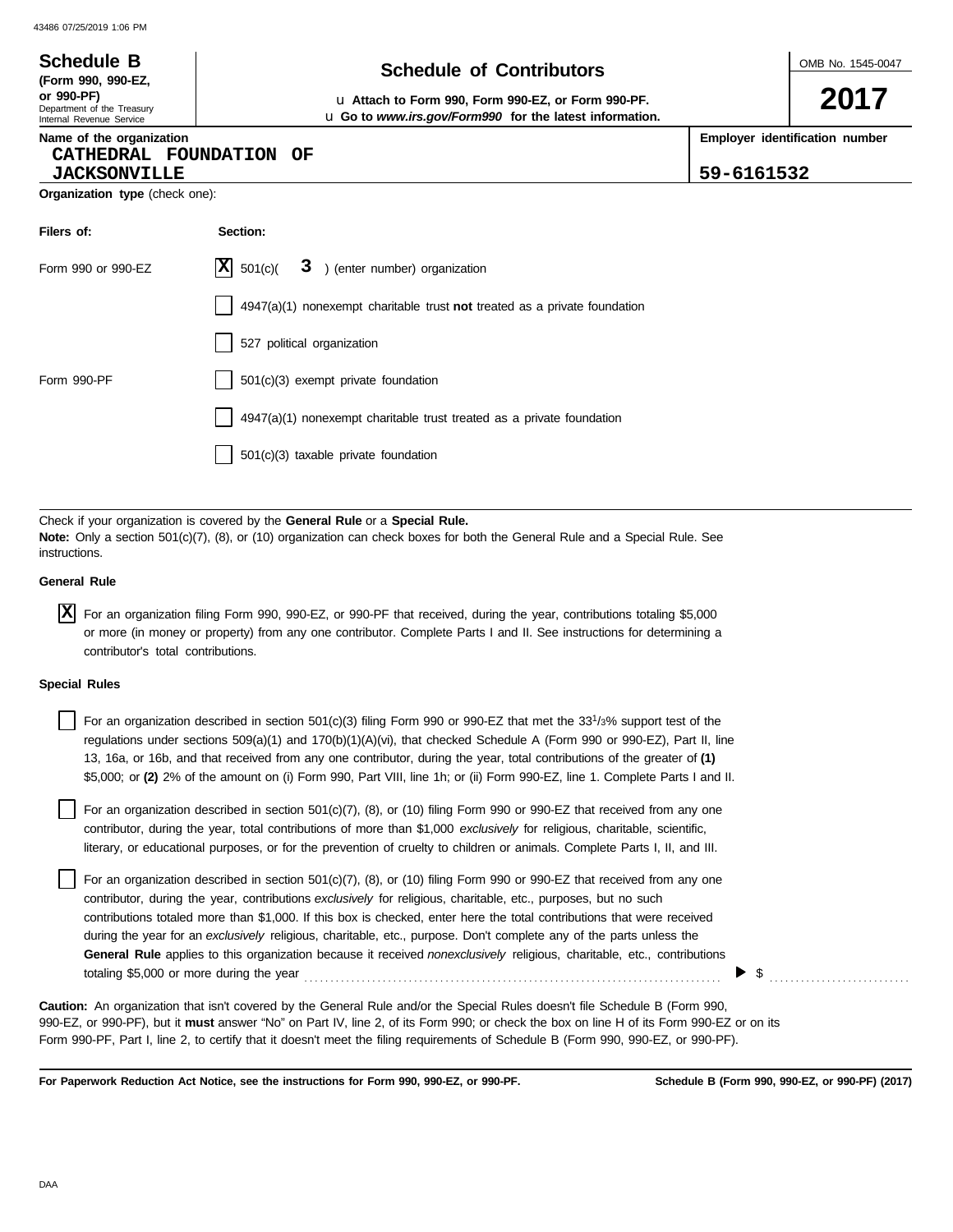**Schedule B**
**(Form 990, 990-EZ, or 990-PF)**
Department of the Treasury
Internal Revenue Service

# Schedule of Contributors

u **Attach to Form 990, Form 990-EZ, or Form 990-PF.**
u **Go to** ***www.irs.gov/Form990*** **for the latest information.**

OMB No. 1545-0047

**2017**

**Name of the organization**
CATHEDRAL FOUNDATION OF JACKSONVILLE

**Employer identification number**
59-6161532

**Organization type** (check one):

| Filers of: | Section: |
|---|---|
| Form 990 or 990-EZ | [X] 501(c)( 3 ) (enter number) organization |
| | [ ] 4947(a)(1) nonexempt charitable trust **not** treated as a private foundation |
| | [ ] 527 political organization |
| Form 990-PF | [ ] 501(c)(3) exempt private foundation |
| | [ ] 4947(a)(1) nonexempt charitable trust treated as a private foundation |
| | [ ] 501(c)(3) taxable private foundation |

Check if your organization is covered by the **General Rule** or a **Special Rule.**
**Note:** Only a section 501(c)(7), (8), or (10) organization can check boxes for both the General Rule and a Special Rule. See instructions.

**General Rule**

[X] For an organization filing Form 990, 990-EZ, or 990-PF that received, during the year, contributions totaling $5,000 or more (in money or property) from any one contributor. Complete Parts I and II. See instructions for determining a contributor's total contributions.

**Special Rules**

[ ] For an organization described in section 501(c)(3) filing Form 990 or 990-EZ that met the $33^1/_3$% support test of the regulations under sections 509(a)(1) and 170(b)(1)(A)(vi), that checked Schedule A (Form 990 or 990-EZ), Part II, line 13, 16a, or 16b, and that received from any one contributor, during the year, total contributions of the greater of **(1)** $5,000; or **(2)** 2% of the amount on (i) Form 990, Part VIII, line 1h; or (ii) Form 990-EZ, line 1. Complete Parts I and II.

[ ] For an organization described in section 501(c)(7), (8), or (10) filing Form 990 or 990-EZ that received from any one contributor, during the year, total contributions of more than $1,000 *exclusively* for religious, charitable, scientific, literary, or educational purposes, or for the prevention of cruelty to children or animals. Complete Parts I, II, and III.

[ ] For an organization described in section 501(c)(7), (8), or (10) filing Form 990 or 990-EZ that received from any one contributor, during the year, contributions *exclusively* for religious, charitable, etc., purposes, but no such contributions totaled more than $1,000. If this box is checked, enter here the total contributions that were received during the year for an *exclusively* religious, charitable, etc., purpose. Don't complete any of the parts unless the **General Rule** applies to this organization because it received *nonexclusively* religious, charitable, etc., contributions totaling $5,000 or more during the year . . . . . . . . . . . . ▶ $ . . . . . . . . . .

**Caution:** An organization that isn't covered by the General Rule and/or the Special Rules doesn't file Schedule B (Form 990, 990-EZ, or 990-PF), but it **must** answer "No" on Part IV, line 2, of its Form 990; or check the box on line H of its Form 990-EZ or on its Form 990-PF, Part I, line 2, to certify that it doesn't meet the filing requirements of Schedule B (Form 990, 990-EZ, or 990-PF).

**For Paperwork Reduction Act Notice, see the instructions for Form 990, 990-EZ, or 990-PF.** **Schedule B (Form 990, 990-EZ, or 990-PF) (2017)**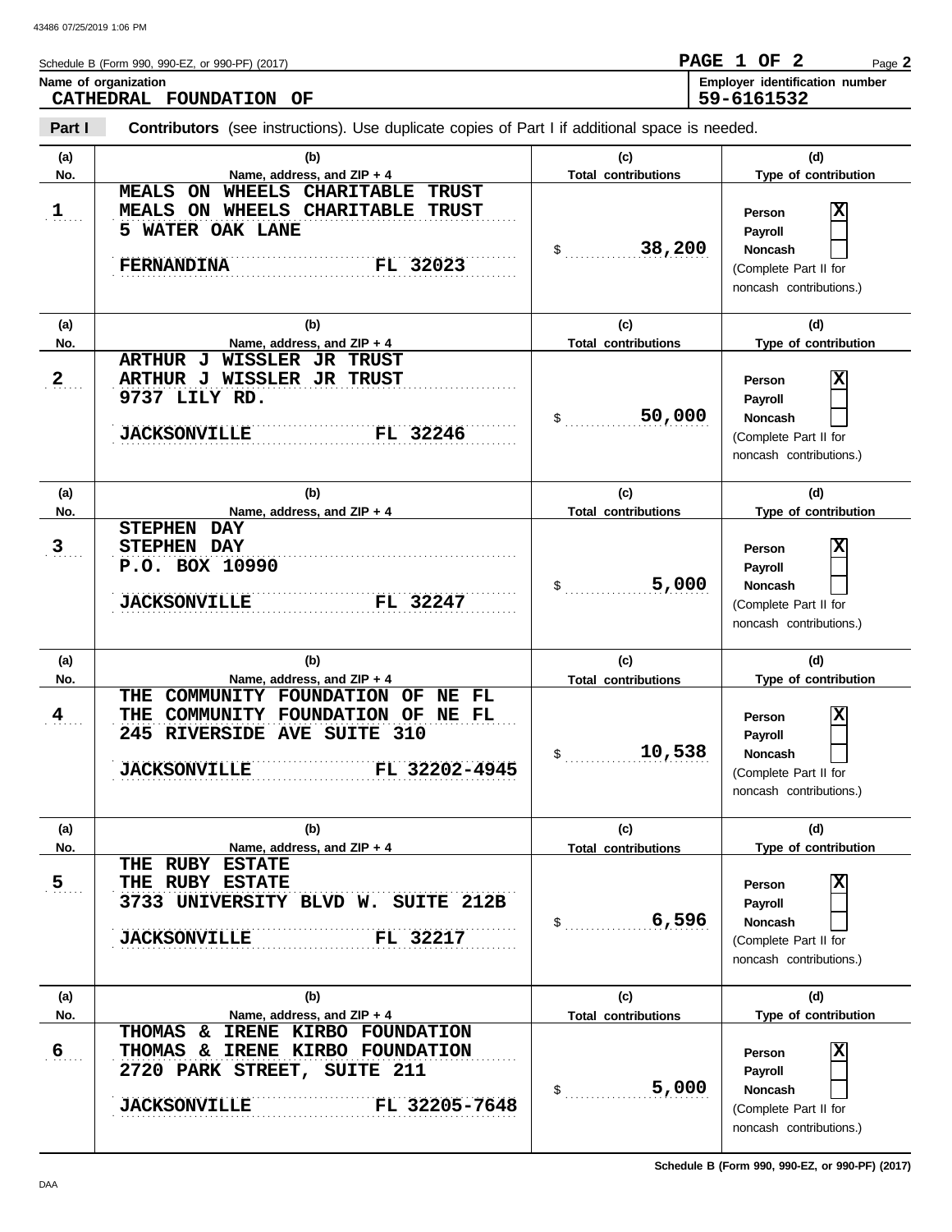Schedule B (Form 990, 990-EZ, or 990-PF) (2017)

**Name of organization**
**CATHEDRAL FOUNDATION OF**

**Employer identification number**
**59-6161532**

**Part I** **Contributors** (see instructions). Use duplicate copies of Part I if additional space is needed.

| (a) No. | (b) Name, address, and ZIP + 4 | (c) Total contributions | (d) Type of contribution |
|---|---|---|---|
| 1 | MEALS ON WHEELS CHARITABLE TRUST<br>MEALS ON WHEELS CHARITABLE TRUST<br>5 WATER OAK LANE<br>FERNANDINA FL 32023 | $ 38,200 | Person [X]<br>Payroll [ ]<br>Noncash [ ]<br>(Complete Part II for noncash contributions.) |
| 2 | ARTHUR J WISSLER JR TRUST<br>ARTHUR J WISSLER JR TRUST<br>9737 LILY RD.<br>JACKSONVILLE FL 32246 | $ 50,000 | Person [X]<br>Payroll [ ]<br>Noncash [ ]<br>(Complete Part II for noncash contributions.) |
| 3 | STEPHEN DAY<br>STEPHEN DAY<br>P.O. BOX 10990<br>JACKSONVILLE FL 32247 | $ 5,000 | Person [X]<br>Payroll [ ]<br>Noncash [ ]<br>(Complete Part II for noncash contributions.) |
| 4 | THE COMMUNITY FOUNDATION OF NE FL<br>THE COMMUNITY FOUNDATION OF NE FL<br>245 RIVERSIDE AVE SUITE 310<br>JACKSONVILLE FL 32202-4945 | $ 10,538 | Person [X]<br>Payroll [ ]<br>Noncash [ ]<br>(Complete Part II for noncash contributions.) |
| 5 | THE RUBY ESTATE<br>THE RUBY ESTATE<br>3733 UNIVERSITY BLVD W. SUITE 212B<br>JACKSONVILLE FL 32217 | $ 6,596 | Person [X]<br>Payroll [ ]<br>Noncash [ ]<br>(Complete Part II for noncash contributions.) |
| 6 | THOMAS & IRENE KIRBO FOUNDATION<br>THOMAS & IRENE KIRBO FOUNDATION<br>2720 PARK STREET, SUITE 211<br>JACKSONVILLE FL 32205-7648 | $ 5,000 | Person [X]<br>Payroll [ ]<br>Noncash [ ]<br>(Complete Part II for noncash contributions.) |

Schedule B (Form 990, 990-EZ, or 990-PF) (2017)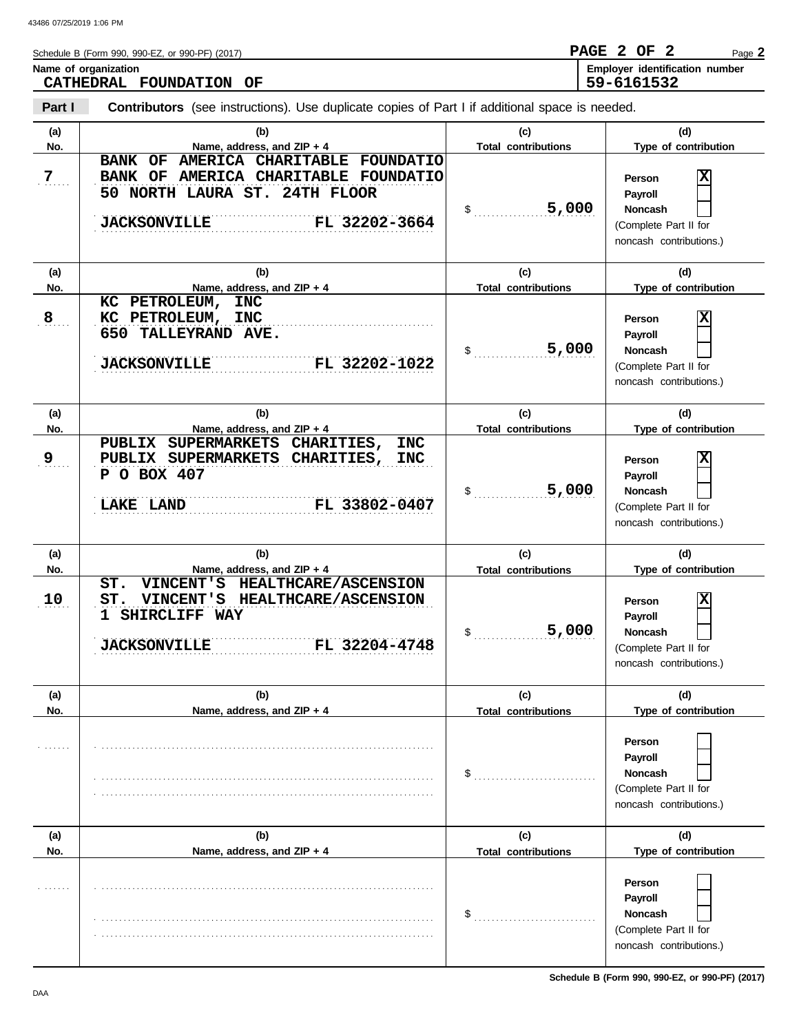Schedule B (Form 990, 990-EZ, or 990-PF) (2017)

**Name of organization**
CATHEDRAL FOUNDATION OF

**Employer identification number**
59-6161532

**Part I** **Contributors** (see instructions). Use duplicate copies of Part I if additional space is needed.

| (a) No. | (b) Name, address, and ZIP + 4 | (c) Total contributions | (d) Type of contribution |
|---|---|---|---|
| 7 | BANK OF AMERICA CHARITABLE FOUNDATIO<br>BANK OF AMERICA CHARITABLE FOUNDATIO<br>50 NORTH LAURA ST. 24TH FLOOR<br>JACKSONVILLE FL 32202-3664 | $ 5,000 | Person [X]<br>Payroll [ ]<br>Noncash [ ]<br>(Complete Part II for noncash contributions.) |
| 8 | KC PETROLEUM, INC<br>KC PETROLEUM, INC<br>650 TALLEYRAND AVE.<br>JACKSONVILLE FL 32202-1022 | $ 5,000 | Person [X]<br>Payroll [ ]<br>Noncash [ ]<br>(Complete Part II for noncash contributions.) |
| 9 | PUBLIX SUPERMARKETS CHARITIES, INC<br>PUBLIX SUPERMARKETS CHARITIES, INC<br>P O BOX 407<br>LAKE LAND FL 33802-0407 | $ 5,000 | Person [X]<br>Payroll [ ]<br>Noncash [ ]<br>(Complete Part II for noncash contributions.) |
| 10 | ST. VINCENT'S HEALTHCARE/ASCENSION<br>ST. VINCENT'S HEALTHCARE/ASCENSION<br>1 SHIRCLIFF WAY<br>JACKSONVILLE FL 32204-4748 | $ 5,000 | Person [X]<br>Payroll [ ]<br>Noncash [ ]<br>(Complete Part II for noncash contributions.) |
| | | $ | Person [ ]<br>Payroll [ ]<br>Noncash [ ]<br>(Complete Part II for noncash contributions.) |
| | | $ | Person [ ]<br>Payroll [ ]<br>Noncash [ ]<br>(Complete Part II for noncash contributions.) |

Schedule B (Form 990, 990-EZ, or 990-PF) (2017)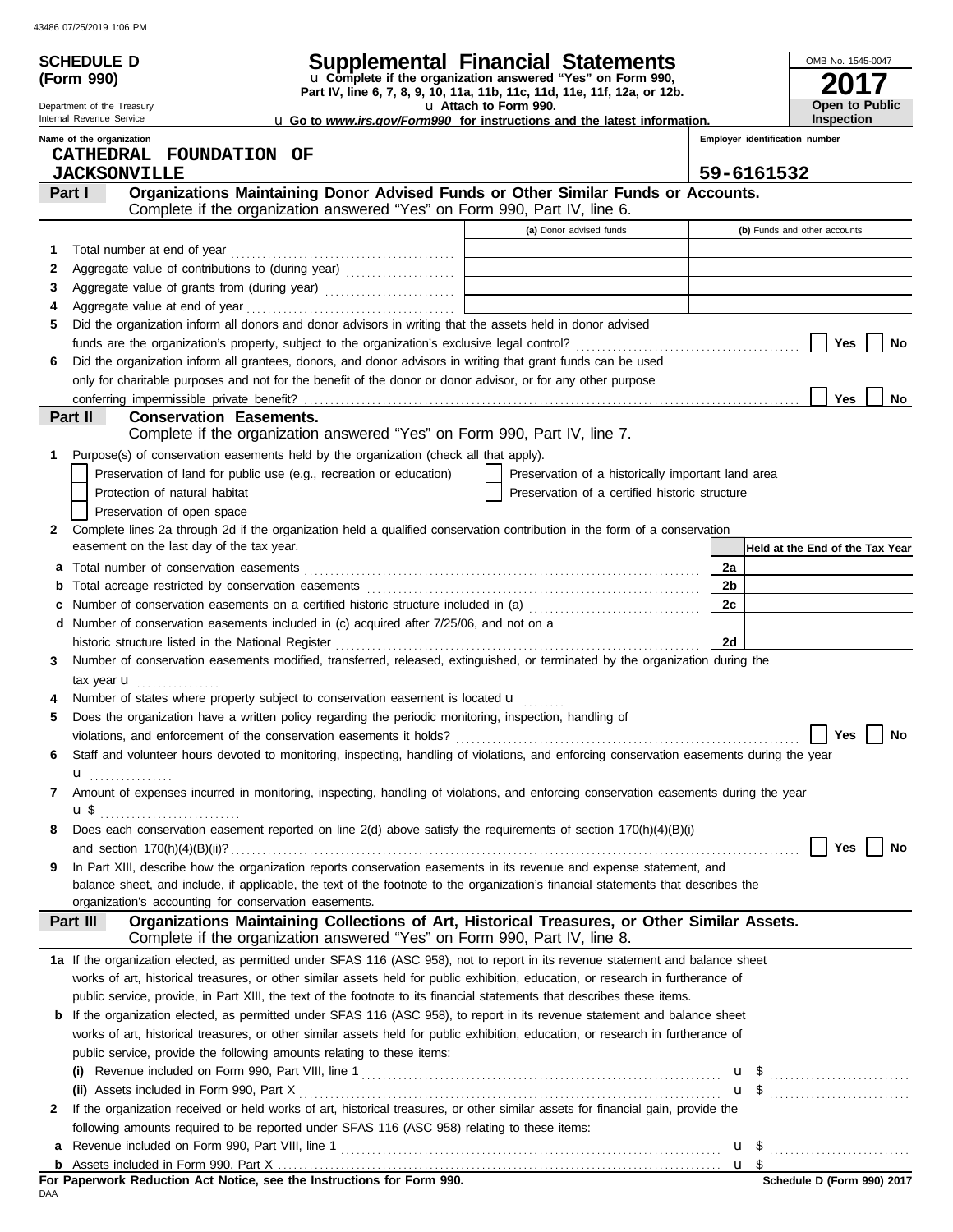43486 07/25/2019 1:06 PM

**SCHEDULE D (Form 990)**

Department of the Treasury
Internal Revenue Service

# Supplemental Financial Statements

u Complete if the organization answered "Yes" on Form 990, Part IV, line 6, 7, 8, 9, 10, 11a, 11b, 11c, 11d, 11e, 11f, 12a, or 12b.
u Attach to Form 990.
u Go to *www.irs.gov/Form990* for instructions and the latest information.

OMB No. 1545-0047
**2017**
**Open to Public Inspection**

Name of the organization: CATHEDRAL FOUNDATION OF JACKSONVILLE
Employer identification number: 59-6161532

## Part I Organizations Maintaining Donor Advised Funds or Other Similar Funds or Accounts.
Complete if the organization answered "Yes" on Form 990, Part IV, line 6.

| | | (a) Donor advised funds | (b) Funds and other accounts |
|---|---|---|---|
| 1 | Total number at end of year | | |
| 2 | Aggregate value of contributions to (during year) | | |
| 3 | Aggregate value of grants from (during year) | | |
| 4 | Aggregate value at end of year | | |

5 Did the organization inform all donors and donor advisors in writing that the assets held in donor advised funds are the organization's property, subject to the organization's exclusive legal control? ☐ Yes ☐ No

6 Did the organization inform all grantees, donors, and donor advisors in writing that grant funds can be used only for charitable purposes and not for the benefit of the donor or donor advisor, or for any other purpose conferring impermissible private benefit? ☐ Yes ☐ No

## Part II Conservation Easements.
Complete if the organization answered "Yes" on Form 990, Part IV, line 7.

1 Purpose(s) of conservation easements held by the organization (check all that apply).
- ☐ Preservation of land for public use (e.g., recreation or education)
- ☐ Preservation of a historically important land area
- ☐ Protection of natural habitat
- ☐ Preservation of a certified historic structure
- ☐ Preservation of open space

2 Complete lines 2a through 2d if the organization held a qualified conservation contribution in the form of a conservation easement on the last day of the tax year.

| | | | Held at the End of the Tax Year |
|---|---|---|---|
| a | Total number of conservation easements | 2a | |
| b | Total acreage restricted by conservation easements | 2b | |
| c | Number of conservation easements on a certified historic structure included in (a) | 2c | |
| d | Number of conservation easements included in (c) acquired after 7/25/06, and not on a historic structure listed in the National Register | 2d | |

3 Number of conservation easements modified, transferred, released, extinguished, or terminated by the organization during the tax year u

4 Number of states where property subject to conservation easement is located u

5 Does the organization have a written policy regarding the periodic monitoring, inspection, handling of violations, and enforcement of the conservation easements it holds? ☐ Yes ☐ No

6 Staff and volunteer hours devoted to monitoring, inspecting, handling of violations, and enforcing conservation easements during the year u

7 Amount of expenses incurred in monitoring, inspecting, handling of violations, and enforcing conservation easements during the year u $

8 Does each conservation easement reported on line 2(d) above satisfy the requirements of section 170(h)(4)(B)(i) and section 170(h)(4)(B)(ii)? ☐ Yes ☐ No

9 In Part XIII, describe how the organization reports conservation easements in its revenue and expense statement, and balance sheet, and include, if applicable, the text of the footnote to the organization's financial statements that describes the organization's accounting for conservation easements.

## Part III Organizations Maintaining Collections of Art, Historical Treasures, or Other Similar Assets.
Complete if the organization answered "Yes" on Form 990, Part IV, line 8.

1a If the organization elected, as permitted under SFAS 116 (ASC 958), not to report in its revenue statement and balance sheet works of art, historical treasures, or other similar assets held for public exhibition, education, or research in furtherance of public service, provide, in Part XIII, the text of the footnote to its financial statements that describes these items.

b If the organization elected, as permitted under SFAS 116 (ASC 958), to report in its revenue statement and balance sheet works of art, historical treasures, or other similar assets held for public exhibition, education, or research in furtherance of public service, provide the following amounts relating to these items:

(i) Revenue included on Form 990, Part VIII, line 1 u $

(ii) Assets included in Form 990, Part X u $

2 If the organization received or held works of art, historical treasures, or other similar assets for financial gain, provide the following amounts required to be reported under SFAS 116 (ASC 958) relating to these items:

a Revenue included on Form 990, Part VIII, line 1 u $

b Assets included in Form 990, Part X u $

**For Paperwork Reduction Act Notice, see the Instructions for Form 990.**
DAA
**Schedule D (Form 990) 2017**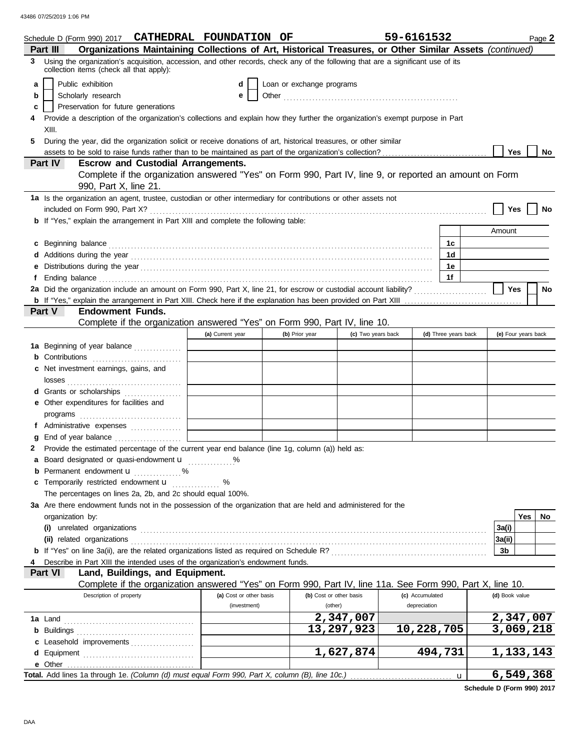Schedule D (Form 990) 2017 **CATHEDRAL FOUNDATION OF** **59-6161532** Page **2**

**Part III** **Organizations Maintaining Collections of Art, Historical Treasures, or Other Similar Assets** *(continued)*

**3** Using the organization's acquisition, accession, and other records, check any of the following that are a significant use of its collection items (check all that apply):

**a** ☐ Public exhibition
**b** ☐ Scholarly research
**c** ☐ Preservation for future generations
**d** ☐ Loan or exchange programs
**e** ☐ Other

**4** Provide a description of the organization's collections and explain how they further the organization's exempt purpose in Part XIII.

**5** During the year, did the organization solicit or receive donations of art, historical treasures, or other similar assets to be sold to raise funds rather than to be maintained as part of the organization's collection? ☐ Yes ☐ No

**Part IV** **Escrow and Custodial Arrangements.**
Complete if the organization answered "Yes" on Form 990, Part IV, line 9, or reported an amount on Form 990, Part X, line 21.

**1a** Is the organization an agent, trustee, custodian or other intermediary for contributions or other assets not included on Form 990, Part X? ☐ Yes ☐ No

**b** If "Yes," explain the arrangement in Part XIII and complete the following table:

| | | Amount |
|---|---|---|
| **c** Beginning balance | 1c | |
| **d** Additions during the year | 1d | |
| **e** Distributions during the year | 1e | |
| **f** Ending balance | 1f | |

**2a** Did the organization include an amount on Form 990, Part X, line 21, for escrow or custodial account liability? ☐ Yes ☐ No

**b** If "Yes," explain the arrangement in Part XIII. Check here if the explanation has been provided on Part XIII ☐

**Part V** **Endowment Funds.**
Complete if the organization answered "Yes" on Form 990, Part IV, line 10.

| | (a) Current year | (b) Prior year | (c) Two years back | (d) Three years back | (e) Four years back |
|---|---|---|---|---|---|
| **1a** Beginning of year balance | | | | | |
| **b** Contributions | | | | | |
| **c** Net investment earnings, gains, and losses | | | | | |
| **d** Grants or scholarships | | | | | |
| **e** Other expenditures for facilities and programs | | | | | |
| **f** Administrative expenses | | | | | |
| **g** End of year balance | | | | | |

**2** Provide the estimated percentage of the current year end balance (line 1g, column (a)) held as:

**a** Board designated or quasi-endowment u ............ %
**b** Permanent endowment u ............ %
**c** Temporarily restricted endowment u ............ %

The percentages on lines 2a, 2b, and 2c should equal 100%.

**3a** Are there endowment funds not in the possession of the organization that are held and administered for the organization by:

| | | Yes | No |
|---|---|---|---|
| **(i)** unrelated organizations | 3a(i) | | |
| **(ii)** related organizations | 3a(ii) | | |
| **b** If "Yes" on line 3a(ii), are the related organizations listed as required on Schedule R? | 3b | | |

**4** Describe in Part XIII the intended uses of the organization's endowment funds.

**Part VI** **Land, Buildings, and Equipment.**
Complete if the organization answered "Yes" on Form 990, Part IV, line 11a. See Form 990, Part X, line 10.

| Description of property | (a) Cost or other basis (investment) | (b) Cost or other basis (other) | (c) Accumulated depreciation | (d) Book value |
|---|---|---|---|---|
| **1a** Land | | 2,347,007 | | 2,347,007 |
| **b** Buildings | | 13,297,923 | 10,228,705 | 3,069,218 |
| **c** Leasehold improvements | | | | |
| **d** Equipment | | 1,627,874 | 494,731 | 1,133,143 |
| **e** Other | | | | |
| **Total.** Add lines 1a through 1e. *(Column (d) must equal Form 990, Part X, column (B), line 10c.)* u | | | | 6,549,368 |

**Schedule D (Form 990) 2017**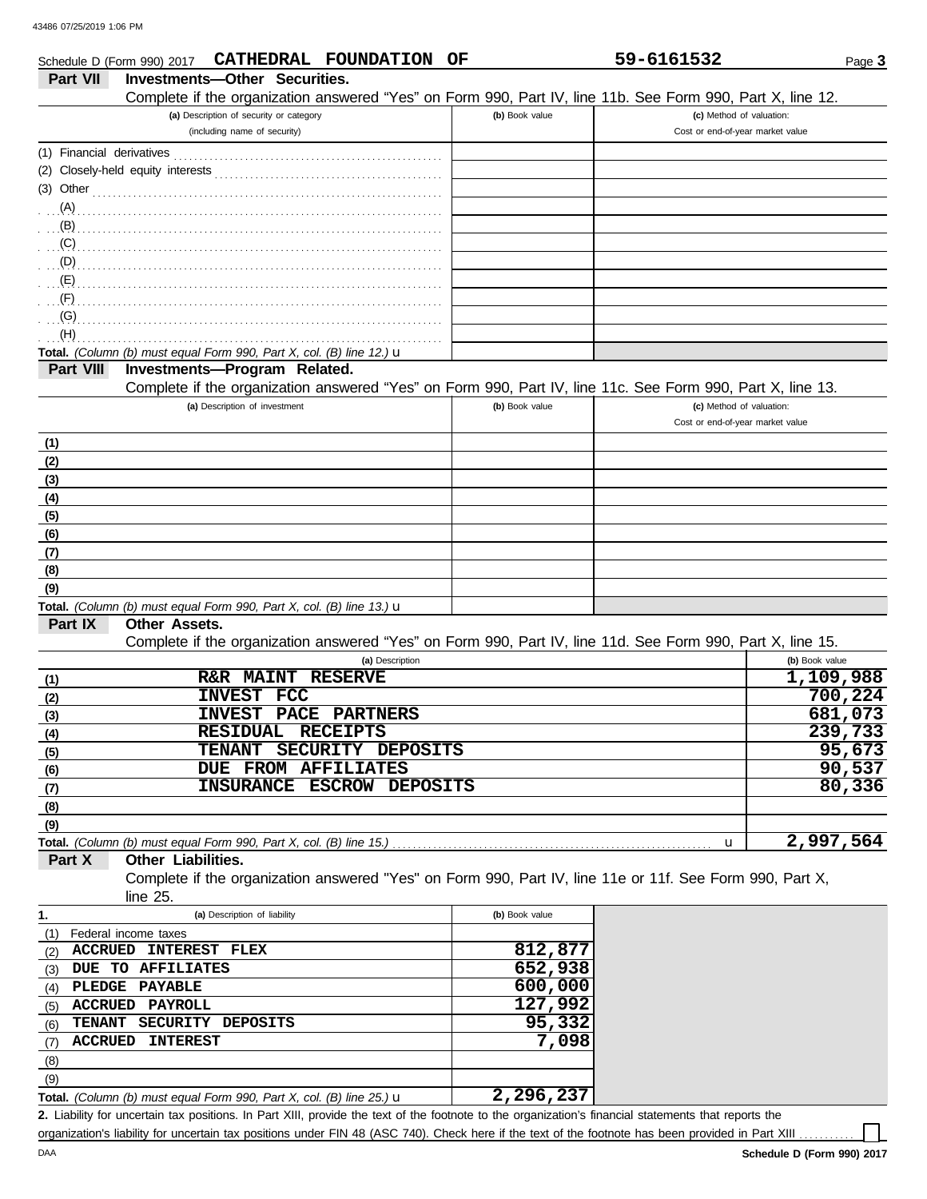Schedule D (Form 990) 2017 **CATHEDRAL FOUNDATION OF** **59-6161532** Page **3**

## Part VII Investments—Other Securities.

Complete if the organization answered "Yes" on Form 990, Part IV, line 11b. See Form 990, Part X, line 12.

| (a) Description of security or category (including name of security) | (b) Book value | (c) Method of valuation: Cost or end-of-year market value |
|---|---|---|
| (1) Financial derivatives | | |
| (2) Closely-held equity interests | | |
| (3) Other | | |
| (A) | | |
| (B) | | |
| (C) | | |
| (D) | | |
| (E) | | |
| (F) | | |
| (G) | | |
| (H) | | |
| **Total.** *(Column (b) must equal Form 990, Part X, col. (B) line 12.)* u | | |

## Part VIII Investments—Program Related.

Complete if the organization answered "Yes" on Form 990, Part IV, line 11c. See Form 990, Part X, line 13.

| (a) Description of investment | (b) Book value | (c) Method of valuation: Cost or end-of-year market value |
|---|---|---|
| (1) | | |
| (2) | | |
| (3) | | |
| (4) | | |
| (5) | | |
| (6) | | |
| (7) | | |
| (8) | | |
| (9) | | |
| **Total.** *(Column (b) must equal Form 990, Part X, col. (B) line 13.)* u | | |

## Part IX Other Assets.

Complete if the organization answered "Yes" on Form 990, Part IV, line 11d. See Form 990, Part X, line 15.

| | (a) Description | (b) Book value |
|---|---|---|
| (1) | R&R MAINT RESERVE | 1,109,988 |
| (2) | INVEST FCC | 700,224 |
| (3) | INVEST PACE PARTNERS | 681,073 |
| (4) | RESIDUAL RECEIPTS | 239,733 |
| (5) | TENANT SECURITY DEPOSITS | 95,673 |
| (6) | DUE FROM AFFILIATES | 90,537 |
| (7) | INSURANCE ESCROW DEPOSITS | 80,336 |
| (8) | | |
| (9) | | |
| **Total.** *(Column (b) must equal Form 990, Part X, col. (B) line 15.)* | u | 2,997,564 |

## Part X Other Liabilities.

Complete if the organization answered "Yes" on Form 990, Part IV, line 11e or 11f. See Form 990, Part X, line 25.

| 1. (a) Description of liability | (b) Book value |
|---|---|
| (1) Federal income taxes | |
| (2) ACCRUED INTEREST FLEX | 812,877 |
| (3) DUE TO AFFILIATES | 652,938 |
| (4) PLEDGE PAYABLE | 600,000 |
| (5) ACCRUED PAYROLL | 127,992 |
| (6) TENANT SECURITY DEPOSITS | 95,332 |
| (7) ACCRUED INTEREST | 7,098 |
| (8) | |
| (9) | |
| **Total.** *(Column (b) must equal Form 990, Part X, col. (B) line 25.)* u | 2,296,237 |

**2.** Liability for uncertain tax positions. In Part XIII, provide the text of the footnote to the organization's financial statements that reports the organization's liability for uncertain tax positions under FIN 48 (ASC 740). Check here if the text of the footnote has been provided in Part XIII ☐

DAA **Schedule D (Form 990) 2017**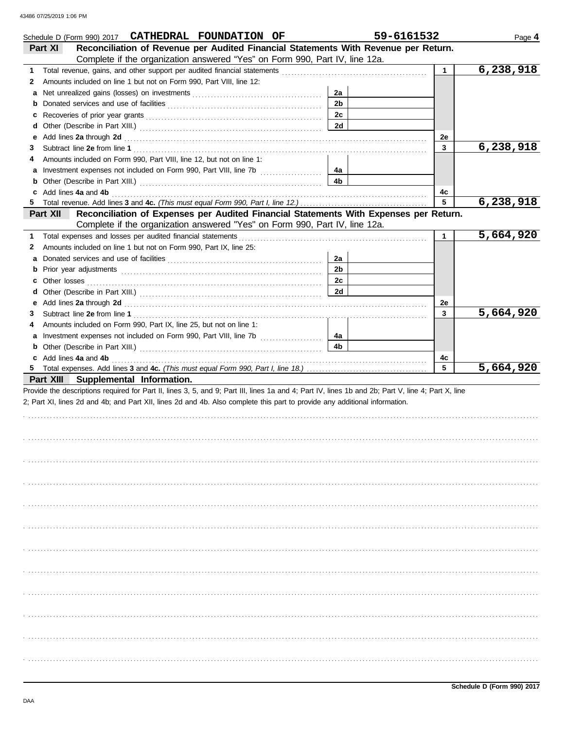Schedule D (Form 990) 2017 CATHEDRAL FOUNDATION OF 59-6161532

## Part XI Reconciliation of Revenue per Audited Financial Statements With Revenue per Return.

Complete if the organization answered "Yes" on Form 990, Part IV, line 12a.

| | | | | | |
|---|---|---|---|---|---|
| 1 | Total revenue, gains, and other support per audited financial statements | | | 1 | 6,238,918 |
| 2 | Amounts included on line 1 but not on Form 990, Part VIII, line 12: | | | | |
| a | Net unrealized gains (losses) on investments | 2a | | | |
| b | Donated services and use of facilities | 2b | | | |
| c | Recoveries of prior year grants | 2c | | | |
| d | Other (Describe in Part XIII.) | 2d | | | |
| e | Add lines **2a** through **2d** | | | 2e | |
| 3 | Subtract line **2e** from line **1** | | | 3 | 6,238,918 |
| 4 | Amounts included on Form 990, Part VIII, line 12, but not on line 1: | | | | |
| a | Investment expenses not included on Form 990, Part VIII, line 7b | 4a | | | |
| b | Other (Describe in Part XIII.) | 4b | | | |
| c | Add lines **4a** and **4b** | | | 4c | |
| 5 | Total revenue. Add lines **3** and **4c.** *(This must equal Form 990, Part I, line 12.)* | | | 5 | 6,238,918 |

## Part XII Reconciliation of Expenses per Audited Financial Statements With Expenses per Return.

Complete if the organization answered "Yes" on Form 990, Part IV, line 12a.

| | | | | | |
|---|---|---|---|---|---|
| 1 | Total expenses and losses per audited financial statements | | | 1 | 5,664,920 |
| 2 | Amounts included on line 1 but not on Form 990, Part IX, line 25: | | | | |
| a | Donated services and use of facilities | 2a | | | |
| b | Prior year adjustments | 2b | | | |
| c | Other losses | 2c | | | |
| d | Other (Describe in Part XIII.) | 2d | | | |
| e | Add lines **2a** through **2d** | | | 2e | |
| 3 | Subtract line **2e** from line **1** | | | 3 | 5,664,920 |
| 4 | Amounts included on Form 990, Part IX, line 25, but not on line 1: | | | | |
| a | Investment expenses not included on Form 990, Part VIII, line 7b | 4a | | | |
| b | Other (Describe in Part XIII.) | 4b | | | |
| c | Add lines **4a** and **4b** | | | 4c | |
| 5 | Total expenses. Add lines **3** and **4c.** *(This must equal Form 990, Part I, line 18.)* | | | 5 | 5,664,920 |

## Part XIII Supplemental Information.

Provide the descriptions required for Part II, lines 3, 5, and 9; Part III, lines 1a and 4; Part IV, lines 1b and 2b; Part V, line 4; Part X, line 2; Part XI, lines 2d and 4b; and Part XII, lines 2d and 4b. Also complete this part to provide any additional information.

Schedule D (Form 990) 2017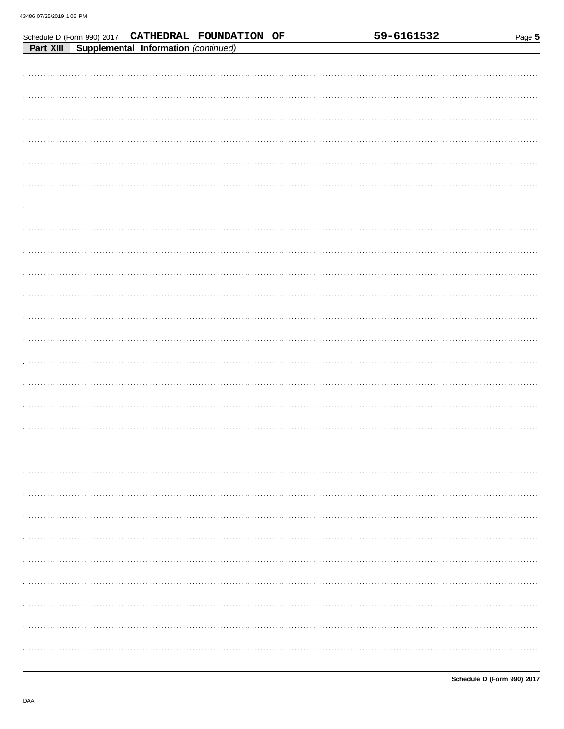Schedule D (Form 990) 2017 **CATHEDRAL FOUNDATION OF** **59-6161532**

**Part XIII** **Supplemental Information** *(continued)*

**Schedule D (Form 990) 2017**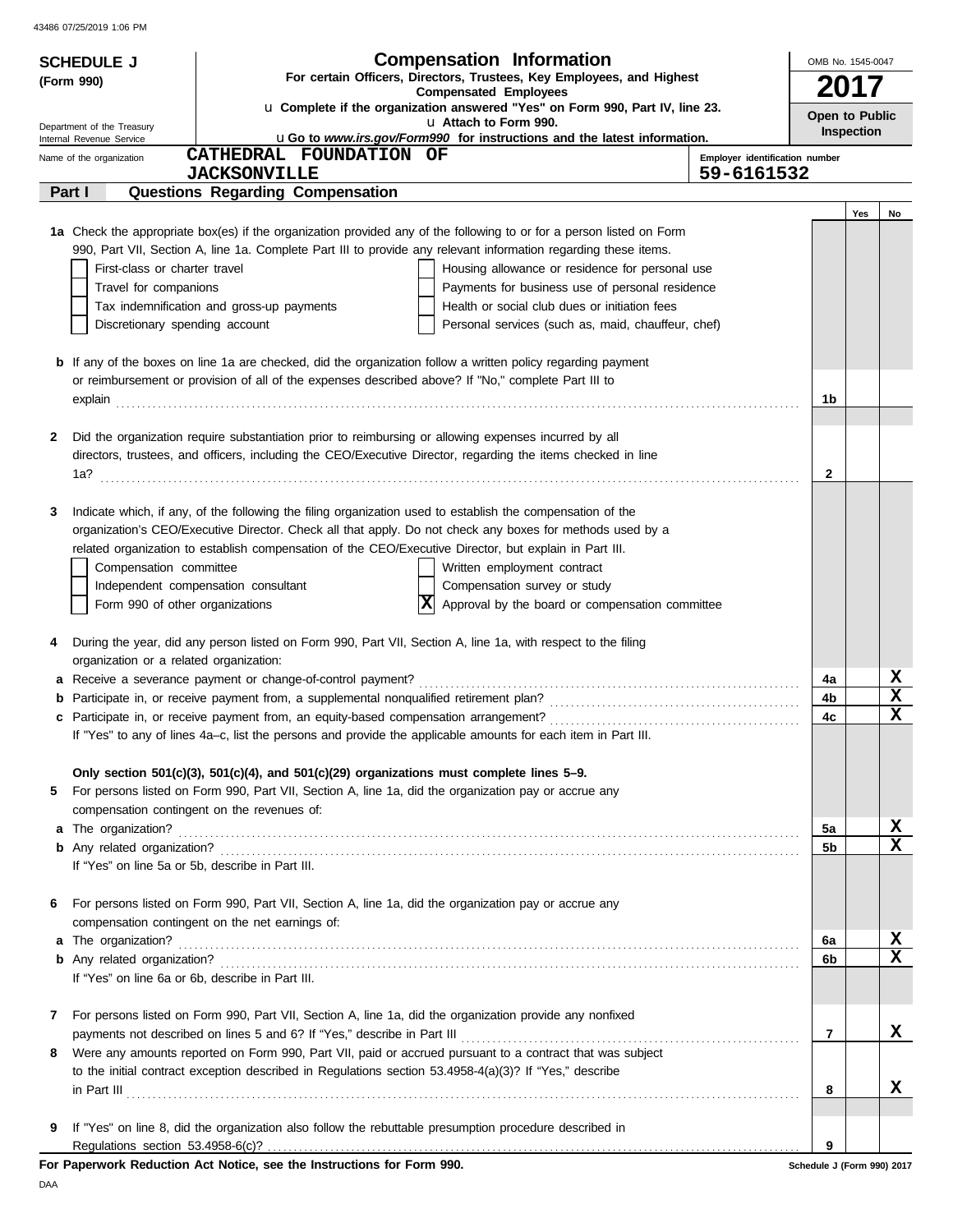# SCHEDULE J (Form 990)

## Compensation Information

**For certain Officers, Directors, Trustees, Key Employees, and Highest Compensated Employees**

u Complete if the organization answered "Yes" on Form 990, Part IV, line 23.
u Attach to Form 990.
u Go to *www.irs.gov/Form990* for instructions and the latest information.

OMB No. 1545-0047

**2017**

**Open to Public Inspection**

Department of the Treasury
Internal Revenue Service

Name of the organization: CATHEDRAL FOUNDATION OF JACKSONVILLE

Employer identification number: 59-6161532

## Part I Questions Regarding Compensation

| | | | Yes | No |
|---|---|---|---|---|
| **1a** | Check the appropriate box(es) if the organization provided any of the following to or for a person listed on Form 990, Part VII, Section A, line 1a. Complete Part III to provide any relevant information regarding these items.<br>☐ First-class or charter travel ☐ Housing allowance or residence for personal use<br>☐ Travel for companions ☐ Payments for business use of personal residence<br>☐ Tax indemnification and gross-up payments ☐ Health or social club dues or initiation fees<br>☐ Discretionary spending account ☐ Personal services (such as, maid, chauffeur, chef) | | | |
| **b** | If any of the boxes on line 1a are checked, did the organization follow a written policy regarding payment or reimbursement or provision of all of the expenses described above? If "No," complete Part III to explain | 1b | | |
| **2** | Did the organization require substantiation prior to reimbursing or allowing expenses incurred by all directors, trustees, and officers, including the CEO/Executive Director, regarding the items checked in line 1a? | 2 | | |
| **3** | Indicate which, if any, of the following the filing organization used to establish the compensation of the organization's CEO/Executive Director. Check all that apply. Do not check any boxes for methods used by a related organization to establish compensation of the CEO/Executive Director, but explain in Part III.<br>☐ Compensation committee ☐ Written employment contract<br>☐ Independent compensation consultant ☐ Compensation survey or study<br>☐ Form 990 of other organizations ☒ Approval by the board or compensation committee | | | |
| **4** | During the year, did any person listed on Form 990, Part VII, Section A, line 1a, with respect to the filing organization or a related organization: | | | |
| **a** | Receive a severance payment or change-of-control payment? | 4a | | X |
| **b** | Participate in, or receive payment from, a supplemental nonqualified retirement plan? | 4b | | X |
| **c** | Participate in, or receive payment from, an equity-based compensation arrangement? | 4c | | X |
| | If "Yes" to any of lines 4a–c, list the persons and provide the applicable amounts for each item in Part III. | | | |
| | **Only section 501(c)(3), 501(c)(4), and 501(c)(29) organizations must complete lines 5–9.** | | | |
| **5** | For persons listed on Form 990, Part VII, Section A, line 1a, did the organization pay or accrue any compensation contingent on the revenues of: | | | |
| **a** | The organization? | 5a | | X |
| **b** | Any related organization? | 5b | | X |
| | If "Yes" on line 5a or 5b, describe in Part III. | | | |
| **6** | For persons listed on Form 990, Part VII, Section A, line 1a, did the organization pay or accrue any compensation contingent on the net earnings of: | | | |
| **a** | The organization? | 6a | | X |
| **b** | Any related organization? | 6b | | X |
| | If "Yes" on line 6a or 6b, describe in Part III. | | | |
| **7** | For persons listed on Form 990, Part VII, Section A, line 1a, did the organization provide any nonfixed payments not described on lines 5 and 6? If "Yes," describe in Part III | 7 | | X |
| **8** | Were any amounts reported on Form 990, Part VII, paid or accrued pursuant to a contract that was subject to the initial contract exception described in Regulations section 53.4958-4(a)(3)? If "Yes," describe in Part III | 8 | | X |
| **9** | If "Yes" on line 8, did the organization also follow the rebuttable presumption procedure described in Regulations section 53.4958-6(c)? | 9 | | |

**For Paperwork Reduction Act Notice, see the Instructions for Form 990.** Schedule J (Form 990) 2017

DAA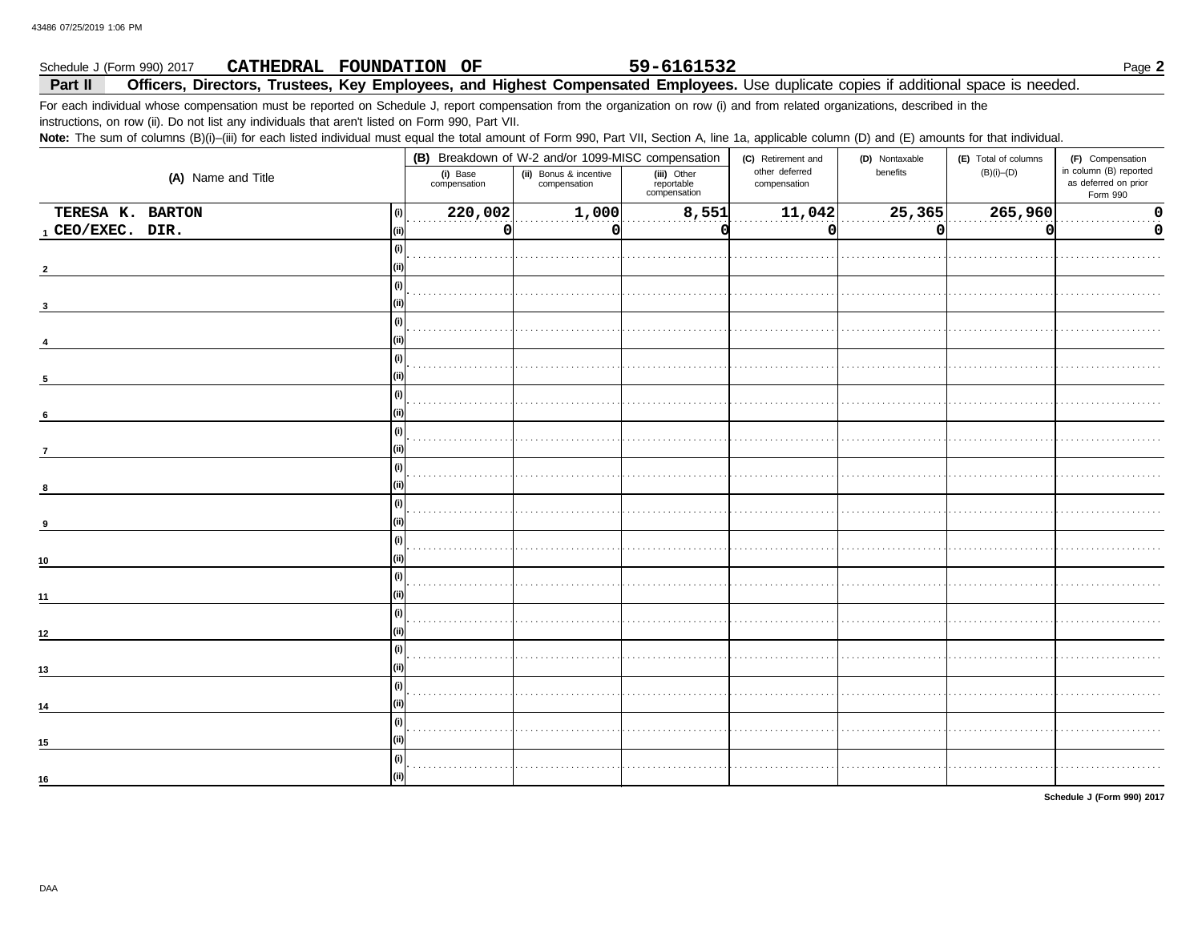Schedule J (Form 990) 2017 **CATHEDRAL FOUNDATION OF** **59-6161532**

**Part II** **Officers, Directors, Trustees, Key Employees, and Highest Compensated Employees.** Use duplicate copies if additional space is needed.

For each individual whose compensation must be reported on Schedule J, report compensation from the organization on row (i) and from related organizations, described in the instructions, on row (ii). Do not list any individuals that aren't listed on Form 990, Part VII.

**Note:** The sum of columns (B)(i)–(iii) for each listed individual must equal the total amount of Form 990, Part VII, Section A, line 1a, applicable column (D) and (E) amounts for that individual.

| (A) Name and Title | | (B) Breakdown of W-2 and/or 1099-MISC compensation | | | (C) Retirement and other deferred compensation | (D) Nontaxable benefits | (E) Total of columns (B)(i)–(D) | (F) Compensation in column (B) reported as deferred on prior Form 990 |
|---|---|---|---|---|---|---|---|---|
| | | (i) Base compensation | (ii) Bonus & incentive compensation | (iii) Other reportable compensation | | | | |
| 1 TERESA K. BARTON | (i) | 220,002 | 1,000 | 8,551 | 11,042 | 25,365 | 265,960 | 0 |
| CEO/EXEC. DIR. | (ii) | 0 | 0 | 0 | 0 | 0 | 0 | 0 |
| 2 | (i) | | | | | | | |
| | (ii) | | | | | | | |
| 3 | (i) | | | | | | | |
| | (ii) | | | | | | | |
| 4 | (i) | | | | | | | |
| | (ii) | | | | | | | |
| 5 | (i) | | | | | | | |
| | (ii) | | | | | | | |
| 6 | (i) | | | | | | | |
| | (ii) | | | | | | | |
| 7 | (i) | | | | | | | |
| | (ii) | | | | | | | |
| 8 | (i) | | | | | | | |
| | (ii) | | | | | | | |
| 9 | (i) | | | | | | | |
| | (ii) | | | | | | | |
| 10 | (i) | | | | | | | |
| | (ii) | | | | | | | |
| 11 | (i) | | | | | | | |
| | (ii) | | | | | | | |
| 12 | (i) | | | | | | | |
| | (ii) | | | | | | | |
| 13 | (i) | | | | | | | |
| | (ii) | | | | | | | |
| 14 | (i) | | | | | | | |
| | (ii) | | | | | | | |
| 15 | (i) | | | | | | | |
| | (ii) | | | | | | | |
| 16 | (i) | | | | | | | |
| | (ii) | | | | | | | |

**Schedule J (Form 990) 2017**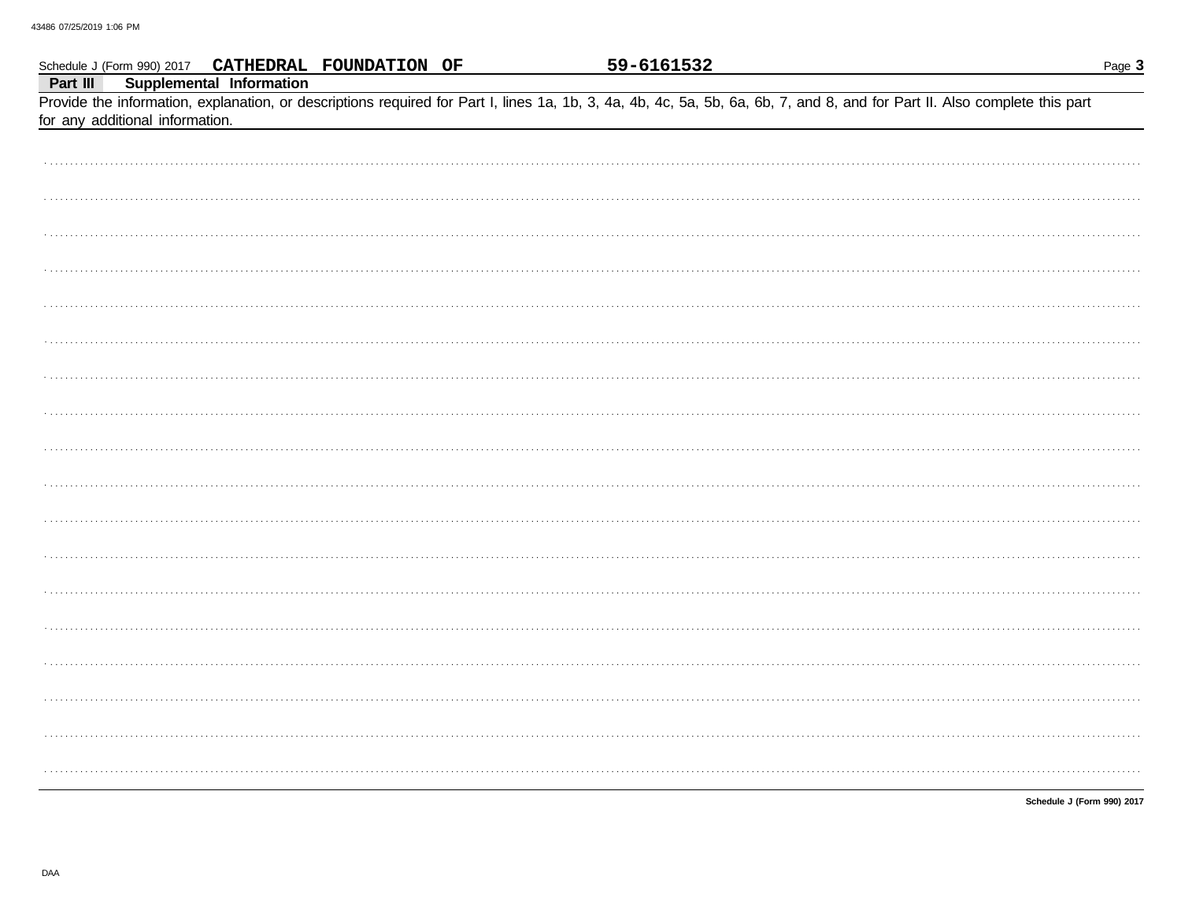Schedule J (Form 990) 2017 **CATHEDRAL FOUNDATION OF** **59-6161532**

**Part III** **Supplemental Information**

Provide the information, explanation, or descriptions required for Part I, lines 1a, 1b, 3, 4a, 4b, 4c, 5a, 5b, 6a, 6b, 7, and 8, and for Part II. Also complete this part for any additional information.

**Schedule J (Form 990) 2017**

DAA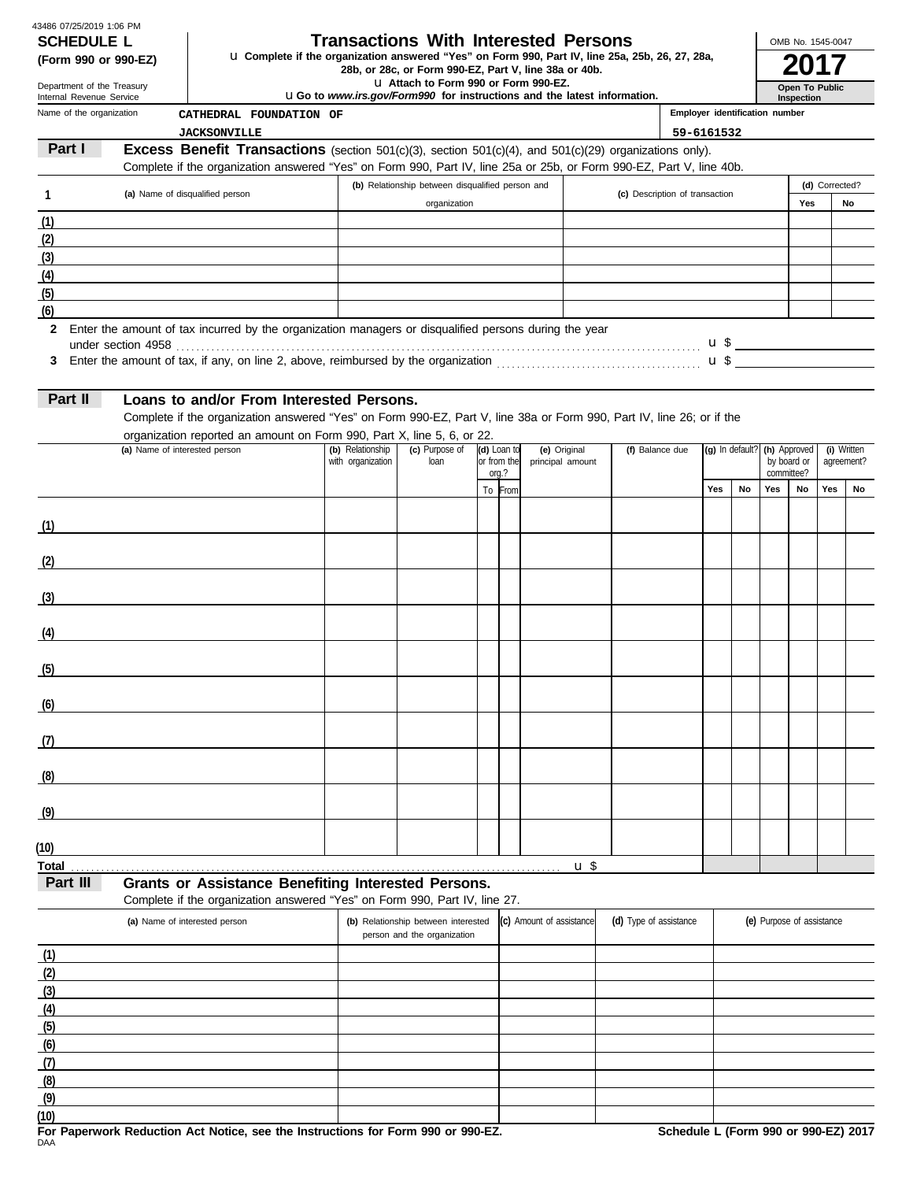43486 07/25/2019 1:06 PM

**SCHEDULE L**
**(Form 990 or 990-EZ)**

Department of the Treasury
Internal Revenue Service

# Transactions With Interested Persons

u **Complete if the organization answered "Yes" on Form 990, Part IV, line 25a, 25b, 26, 27, 28a, 28b, or 28c, or Form 990-EZ, Part V, line 38a or 40b.**
u **Attach to Form 990 or Form 990-EZ.**
u **Go to *www.irs.gov/Form990* for instructions and the latest information.**

OMB No. 1545-0047

**2017**

**Open To Public Inspection**

Name of the organization: CATHEDRAL FOUNDATION OF JACKSONVILLE

Employer identification number: 59-6161532

## Part I Excess Benefit Transactions (section 501(c)(3), section 501(c)(4), and 501(c)(29) organizations only).

Complete if the organization answered "Yes" on Form 990, Part IV, line 25a or 25b, or Form 990-EZ, Part V, line 40b.

| 1 (a) Name of disqualified person | (b) Relationship between disqualified person and organization | (c) Description of transaction | (d) Corrected? Yes | No |
|---|---|---|---|---|
| (1) | | | | |
| (2) | | | | |
| (3) | | | | |
| (4) | | | | |
| (5) | | | | |
| (6) | | | | |

**2** Enter the amount of tax incurred by the organization managers or disqualified persons during the year under section 4958 . . . u $

**3** Enter the amount of tax, if any, on line 2, above, reimbursed by the organization . . . u $

## Part II Loans to and/or From Interested Persons.

Complete if the organization answered "Yes" on Form 990-EZ, Part V, line 38a or Form 990, Part IV, line 26; or if the organization reported an amount on Form 990, Part X, line 5, 6, or 22.

| (a) Name of interested person | (b) Relationship with organization | (c) Purpose of loan | (d) Loan to or from the org.? To | From | (e) Original principal amount | (f) Balance due | (g) In default? Yes | No | (h) Approved by board or committee? Yes | No | (i) Written agreement? Yes | No |
|---|---|---|---|---|---|---|---|---|---|---|---|---|
| (1) | | | | | | | | | | | | |
| (2) | | | | | | | | | | | | |
| (3) | | | | | | | | | | | | |
| (4) | | | | | | | | | | | | |
| (5) | | | | | | | | | | | | |
| (6) | | | | | | | | | | | | |
| (7) | | | | | | | | | | | | |
| (8) | | | | | | | | | | | | |
| (9) | | | | | | | | | | | | |
| (10) | | | | | | | | | | | | |
| Total . . . | | | | | u $ | | | | | | | |

## Part III Grants or Assistance Benefiting Interested Persons.

Complete if the organization answered "Yes" on Form 990, Part IV, line 27.

| (a) Name of interested person | (b) Relationship between interested person and the organization | (c) Amount of assistance | (d) Type of assistance | (e) Purpose of assistance |
|---|---|---|---|---|
| (1) | | | | |
| (2) | | | | |
| (3) | | | | |
| (4) | | | | |
| (5) | | | | |
| (6) | | | | |
| (7) | | | | |
| (8) | | | | |
| (9) | | | | |
| (10) | | | | |

**For Paperwork Reduction Act Notice, see the Instructions for Form 990 or 990-EZ.** **Schedule L (Form 990 or 990-EZ) 2017**

DAA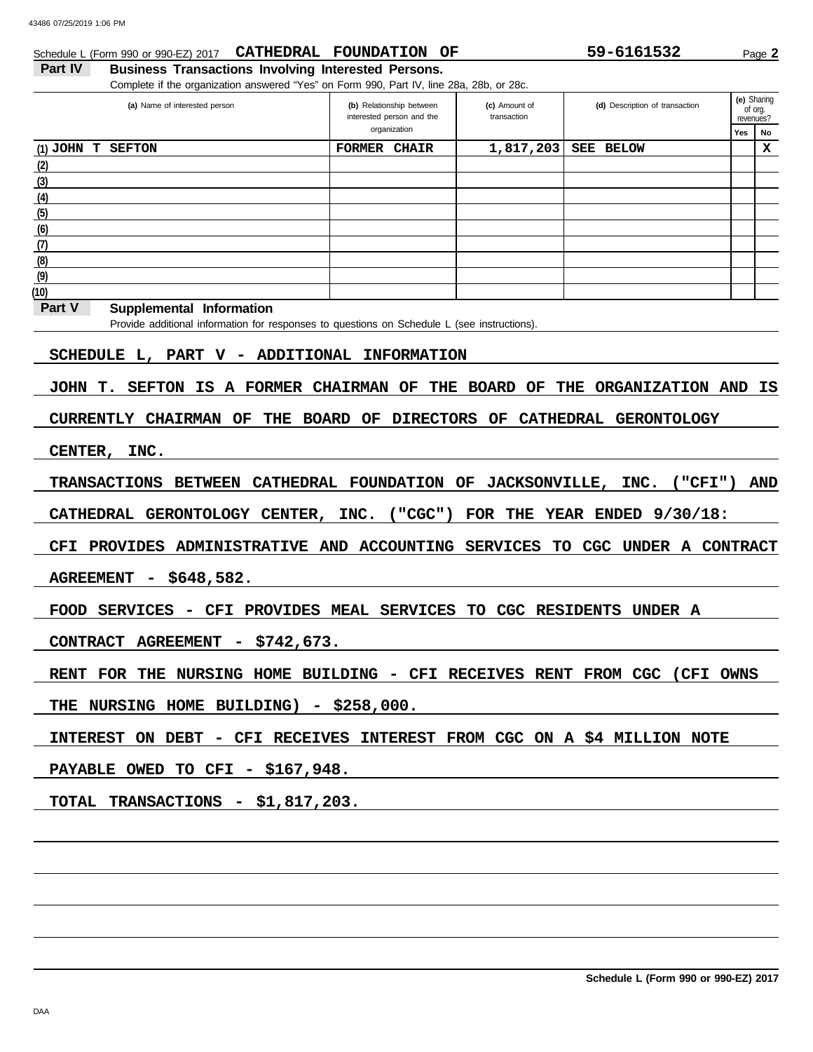Schedule L (Form 990 or 990-EZ) 2017 **CATHEDRAL FOUNDATION OF** **59-6161532** Page **2**

## Part IV Business Transactions Involving Interested Persons.

Complete if the organization answered "Yes" on Form 990, Part IV, line 28a, 28b, or 28c.

| (a) Name of interested person | (b) Relationship between interested person and the organization | (c) Amount of transaction | (d) Description of transaction | (e) Sharing of org. revenues? Yes | No |
|---|---|---|---|---|---|
| (1) JOHN T SEFTON | FORMER CHAIR | 1,817,203 | SEE BELOW | | X |
| (2) | | | | | |
| (3) | | | | | |
| (4) | | | | | |
| (5) | | | | | |
| (6) | | | | | |
| (7) | | | | | |
| (8) | | | | | |
| (9) | | | | | |
| (10) | | | | | |

## Part V Supplemental Information

Provide additional information for responses to questions on Schedule L (see instructions).

SCHEDULE L, PART V - ADDITIONAL INFORMATION

JOHN T. SEFTON IS A FORMER CHAIRMAN OF THE BOARD OF THE ORGANIZATION AND IS CURRENTLY CHAIRMAN OF THE BOARD OF DIRECTORS OF CATHEDRAL GERONTOLOGY CENTER, INC.

TRANSACTIONS BETWEEN CATHEDRAL FOUNDATION OF JACKSONVILLE, INC. ("CFI") AND CATHEDRAL GERONTOLOGY CENTER, INC. ("CGC") FOR THE YEAR ENDED 9/30/18:

CFI PROVIDES ADMINISTRATIVE AND ACCOUNTING SERVICES TO CGC UNDER A CONTRACT AGREEMENT - $648,582.

FOOD SERVICES - CFI PROVIDES MEAL SERVICES TO CGC RESIDENTS UNDER A CONTRACT AGREEMENT - $742,673.

RENT FOR THE NURSING HOME BUILDING - CFI RECEIVES RENT FROM CGC (CFI OWNS THE NURSING HOME BUILDING) - $258,000.

INTEREST ON DEBT - CFI RECEIVES INTEREST FROM CGC ON A $4 MILLION NOTE PAYABLE OWED TO CFI - $167,948.

TOTAL TRANSACTIONS - $1,817,203.

**Schedule L (Form 990 or 990-EZ) 2017**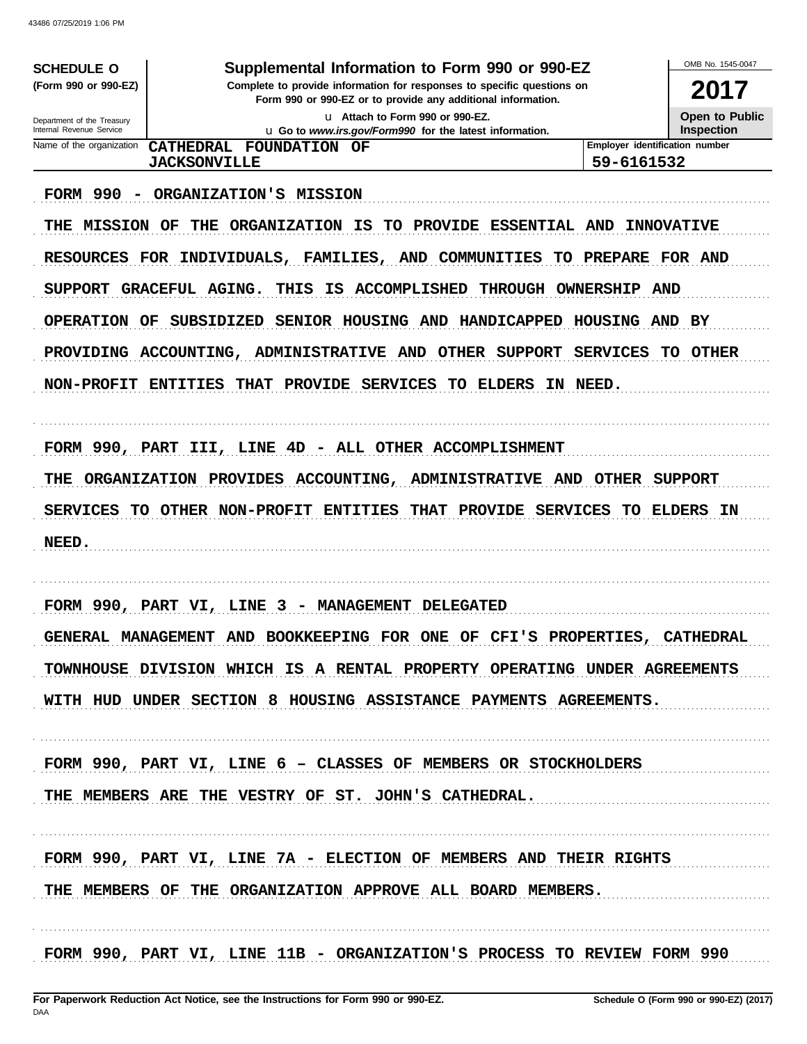**SCHEDULE O**
**(Form 990 or 990-EZ)**

Department of the Treasury
Internal Revenue Service

# Supplemental Information to Form 990 or 990-EZ

**Complete to provide information for responses to specific questions on Form 990 or 990-EZ or to provide any additional information.**

u **Attach to Form 990 or 990-EZ.**

u **Go to *www.irs.gov/Form990* for the latest information.**

OMB No. 1545-0047

**2017**

**Open to Public Inspection**

| Name of the organization | Employer identification number |
|---|---|
| CATHEDRAL FOUNDATION OF JACKSONVILLE | 59-6161532 |

FORM 990 - ORGANIZATION'S MISSION

THE MISSION OF THE ORGANIZATION IS TO PROVIDE ESSENTIAL AND INNOVATIVE RESOURCES FOR INDIVIDUALS, FAMILIES, AND COMMUNITIES TO PREPARE FOR AND SUPPORT GRACEFUL AGING. THIS IS ACCOMPLISHED THROUGH OWNERSHIP AND OPERATION OF SUBSIDIZED SENIOR HOUSING AND HANDICAPPED HOUSING AND BY PROVIDING ACCOUNTING, ADMINISTRATIVE AND OTHER SUPPORT SERVICES TO OTHER NON-PROFIT ENTITIES THAT PROVIDE SERVICES TO ELDERS IN NEED.

FORM 990, PART III, LINE 4D - ALL OTHER ACCOMPLISHMENT

THE ORGANIZATION PROVIDES ACCOUNTING, ADMINISTRATIVE AND OTHER SUPPORT SERVICES TO OTHER NON-PROFIT ENTITIES THAT PROVIDE SERVICES TO ELDERS IN NEED.

FORM 990, PART VI, LINE 3 - MANAGEMENT DELEGATED

GENERAL MANAGEMENT AND BOOKKEEPING FOR ONE OF CFI'S PROPERTIES, CATHEDRAL TOWNHOUSE DIVISION WHICH IS A RENTAL PROPERTY OPERATING UNDER AGREEMENTS WITH HUD UNDER SECTION 8 HOUSING ASSISTANCE PAYMENTS AGREEMENTS.

FORM 990, PART VI, LINE 6 – CLASSES OF MEMBERS OR STOCKHOLDERS

THE MEMBERS ARE THE VESTRY OF ST. JOHN'S CATHEDRAL.

FORM 990, PART VI, LINE 7A - ELECTION OF MEMBERS AND THEIR RIGHTS

THE MEMBERS OF THE ORGANIZATION APPROVE ALL BOARD MEMBERS.

FORM 990, PART VI, LINE 11B - ORGANIZATION'S PROCESS TO REVIEW FORM 990

**For Paperwork Reduction Act Notice, see the Instructions for Form 990 or 990-EZ.** **Schedule O (Form 990 or 990-EZ) (2017)**

DAA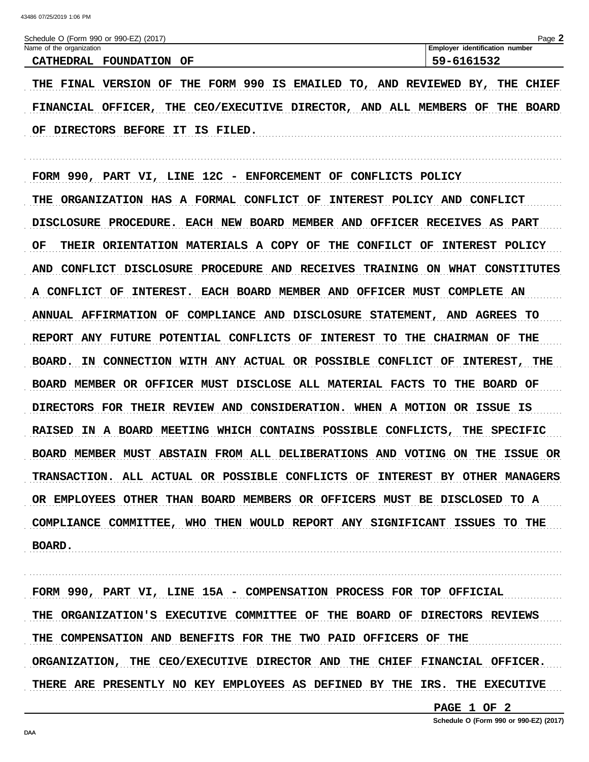Schedule O (Form 990 or 990-EZ) (2017)

| Name of the organization | Employer identification number |
|---|---|
| CATHEDRAL FOUNDATION OF | 59-6161532 |

THE FINAL VERSION OF THE FORM 990 IS EMAILED TO, AND REVIEWED BY, THE CHIEF FINANCIAL OFFICER, THE CEO/EXECUTIVE DIRECTOR, AND ALL MEMBERS OF THE BOARD OF DIRECTORS BEFORE IT IS FILED.

FORM 990, PART VI, LINE 12C - ENFORCEMENT OF CONFLICTS POLICY

THE ORGANIZATION HAS A FORMAL CONFLICT OF INTEREST POLICY AND CONFLICT DISCLOSURE PROCEDURE. EACH NEW BOARD MEMBER AND OFFICER RECEIVES AS PART OF THEIR ORIENTATION MATERIALS A COPY OF THE CONFILCT OF INTEREST POLICY AND CONFLICT DISCLOSURE PROCEDURE AND RECEIVES TRAINING ON WHAT CONSTITUTES A CONFLICT OF INTEREST. EACH BOARD MEMBER AND OFFICER MUST COMPLETE AN ANNUAL AFFIRMATION OF COMPLIANCE AND DISCLOSURE STATEMENT, AND AGREES TO REPORT ANY FUTURE POTENTIAL CONFLICTS OF INTEREST TO THE CHAIRMAN OF THE BOARD. IN CONNECTION WITH ANY ACTUAL OR POSSIBLE CONFLICT OF INTEREST, THE BOARD MEMBER OR OFFICER MUST DISCLOSE ALL MATERIAL FACTS TO THE BOARD OF DIRECTORS FOR THEIR REVIEW AND CONSIDERATION. WHEN A MOTION OR ISSUE IS RAISED IN A BOARD MEETING WHICH CONTAINS POSSIBLE CONFLICTS, THE SPECIFIC BOARD MEMBER MUST ABSTAIN FROM ALL DELIBERATIONS AND VOTING ON THE ISSUE OR TRANSACTION. ALL ACTUAL OR POSSIBLE CONFLICTS OF INTEREST BY OTHER MANAGERS OR EMPLOYEES OTHER THAN BOARD MEMBERS OR OFFICERS MUST BE DISCLOSED TO A COMPLIANCE COMMITTEE, WHO THEN WOULD REPORT ANY SIGNIFICANT ISSUES TO THE BOARD.

FORM 990, PART VI, LINE 15A - COMPENSATION PROCESS FOR TOP OFFICIAL

THE ORGANIZATION'S EXECUTIVE COMMITTEE OF THE BOARD OF DIRECTORS REVIEWS THE COMPENSATION AND BENEFITS FOR THE TWO PAID OFFICERS OF THE ORGANIZATION, THE CEO/EXECUTIVE DIRECTOR AND THE CHIEF FINANCIAL OFFICER. THERE ARE PRESENTLY NO KEY EMPLOYEES AS DEFINED BY THE IRS. THE EXECUTIVE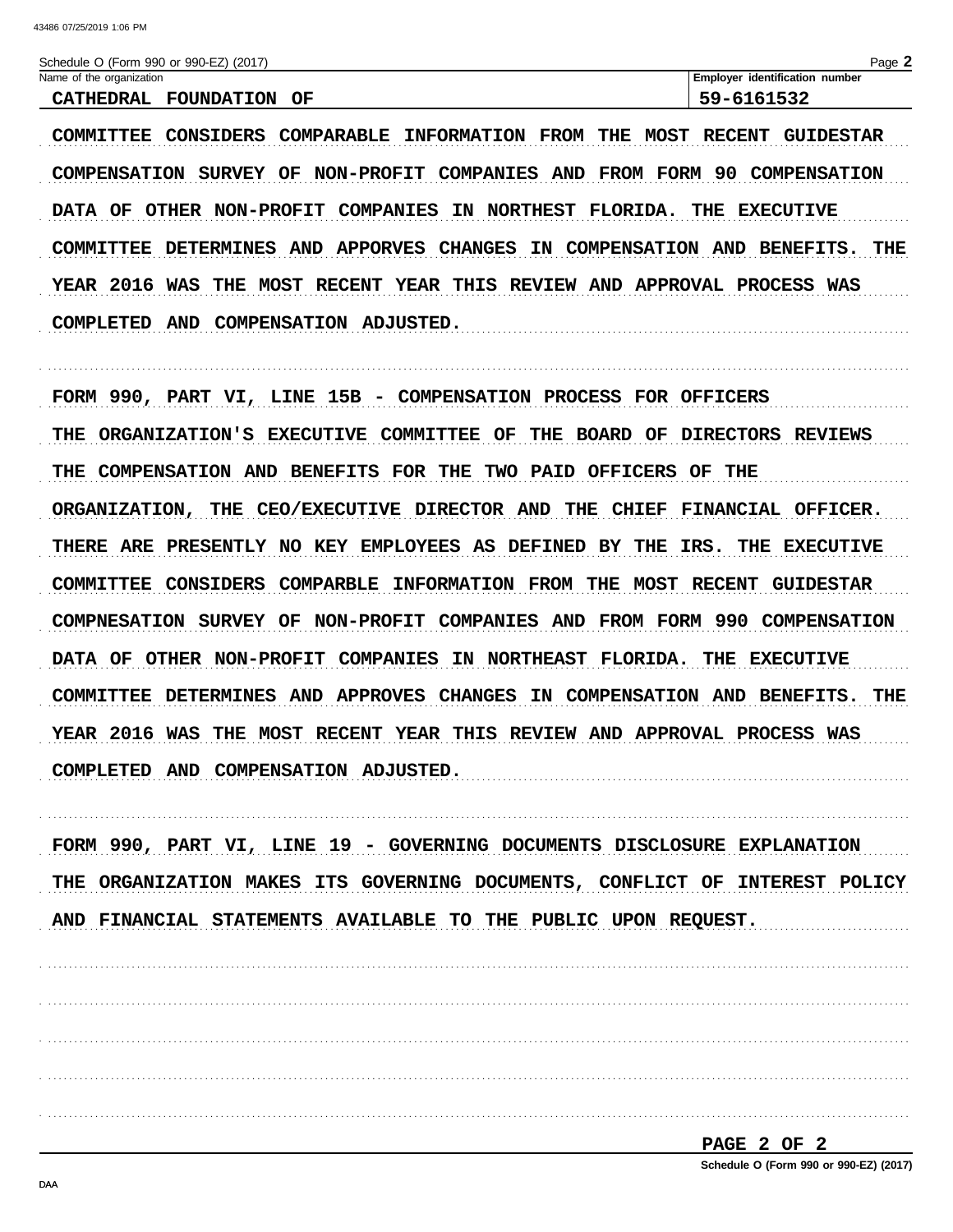Schedule O (Form 990 or 990-EZ) (2017)

| Name of the organization | Employer identification number |
| --- | --- |
| CATHEDRAL FOUNDATION OF | 59-6161532 |

COMMITTEE CONSIDERS COMPARABLE INFORMATION FROM THE MOST RECENT GUIDESTAR COMPENSATION SURVEY OF NON-PROFIT COMPANIES AND FROM FORM 90 COMPENSATION DATA OF OTHER NON-PROFIT COMPANIES IN NORTHEST FLORIDA. THE EXECUTIVE COMMITTEE DETERMINES AND APPORVES CHANGES IN COMPENSATION AND BENEFITS. THE YEAR 2016 WAS THE MOST RECENT YEAR THIS REVIEW AND APPROVAL PROCESS WAS COMPLETED AND COMPENSATION ADJUSTED.

FORM 990, PART VI, LINE 15B - COMPENSATION PROCESS FOR OFFICERS

THE ORGANIZATION'S EXECUTIVE COMMITTEE OF THE BOARD OF DIRECTORS REVIEWS THE COMPENSATION AND BENEFITS FOR THE TWO PAID OFFICERS OF THE ORGANIZATION, THE CEO/EXECUTIVE DIRECTOR AND THE CHIEF FINANCIAL OFFICER. THERE ARE PRESENTLY NO KEY EMPLOYEES AS DEFINED BY THE IRS. THE EXECUTIVE COMMITTEE CONSIDERS COMPARBLE INFORMATION FROM THE MOST RECENT GUIDESTAR COMPNESATION SURVEY OF NON-PROFIT COMPANIES AND FROM FORM 990 COMPENSATION DATA OF OTHER NON-PROFIT COMPANIES IN NORTHEAST FLORIDA. THE EXECUTIVE COMMITTEE DETERMINES AND APPROVES CHANGES IN COMPENSATION AND BENEFITS. THE YEAR 2016 WAS THE MOST RECENT YEAR THIS REVIEW AND APPROVAL PROCESS WAS COMPLETED AND COMPENSATION ADJUSTED.

FORM 990, PART VI, LINE 19 - GOVERNING DOCUMENTS DISCLOSURE EXPLANATION

THE ORGANIZATION MAKES ITS GOVERNING DOCUMENTS, CONFLICT OF INTEREST POLICY AND FINANCIAL STATEMENTS AVAILABLE TO THE PUBLIC UPON REQUEST.

Schedule O (Form 990 or 990-EZ) (2017)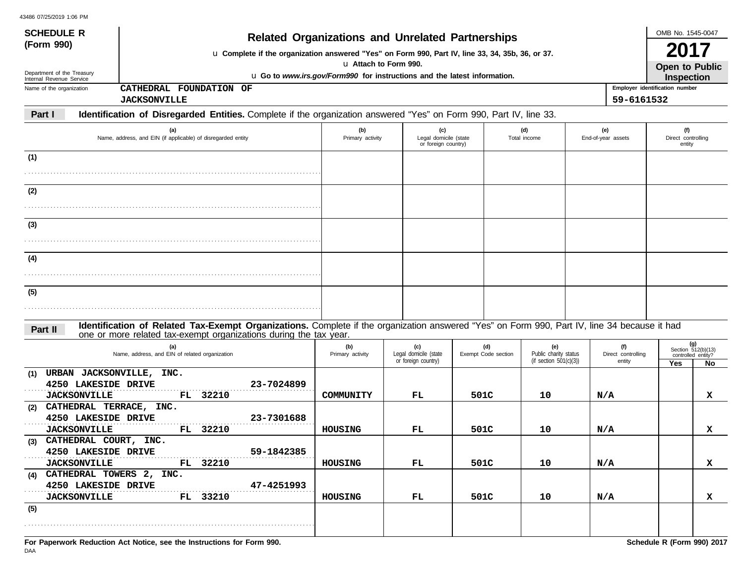43486 07/25/2019 1:06 PM

**SCHEDULE R (Form 990)**

Department of the Treasury
Internal Revenue Service

# Related Organizations and Unrelated Partnerships

u **Complete if the organization answered "Yes" on Form 990, Part IV, line 33, 34, 35b, 36, or 37.**

u **Attach to Form 990.**

u **Go to *www.irs.gov/Form990* for instructions and the latest information.**

OMB No. 1545-0047

**2017**

**Open to Public Inspection**

Name of the organization: **CATHEDRAL FOUNDATION OF JACKSONVILLE**

Employer identification number: **59-6161532**

**Part I** **Identification of Disregarded Entities.** Complete if the organization answered "Yes" on Form 990, Part IV, line 33.

| (a) Name, address, and EIN (if applicable) of disregarded entity | (b) Primary activity | (c) Legal domicile (state or foreign country) | (d) Total income | (e) End-of-year assets | (f) Direct controlling entity |
|---|---|---|---|---|---|
| (1) | | | | | |
| (2) | | | | | |
| (3) | | | | | |
| (4) | | | | | |
| (5) | | | | | |

**Part II** **Identification of Related Tax-Exempt Organizations.** Complete if the organization answered "Yes" on Form 990, Part IV, line 34 because it had one or more related tax-exempt organizations during the tax year.

| (a) Name, address, and EIN of related organization | (b) Primary activity | (c) Legal domicile (state or foreign country) | (d) Exempt Code section | (e) Public charity status (if section 501(c)(3)) | (f) Direct controlling entity | (g) Section 512(b)(13) controlled entity? Yes | No |
|---|---|---|---|---|---|---|---|
| (1) URBAN JACKSONVILLE, INC. 4250 LAKESIDE DRIVE 23-7024899 JACKSONVILLE FL 32210 | COMMUNITY | FL | 501C | 10 | N/A | | X |
| (2) CATHEDRAL TERRACE, INC. 4250 LAKESIDE DRIVE 23-7301688 JACKSONVILLE FL 32210 | HOUSING | FL | 501C | 10 | N/A | | X |
| (3) CATHEDRAL COURT, INC. 4250 LAKESIDE DRIVE 59-1842385 JACKSONVILLE FL 32210 | HOUSING | FL | 501C | 10 | N/A | | X |
| (4) CATHEDRAL TOWERS 2, INC. 4250 LAKESIDE DRIVE 47-4251993 JACKSONVILLE FL 33210 | HOUSING | FL | 501C | 10 | N/A | | X |
| (5) | | | | | | | |

**For Paperwork Reduction Act Notice, see the Instructions for Form 990.**

**Schedule R (Form 990) 2017**

DAA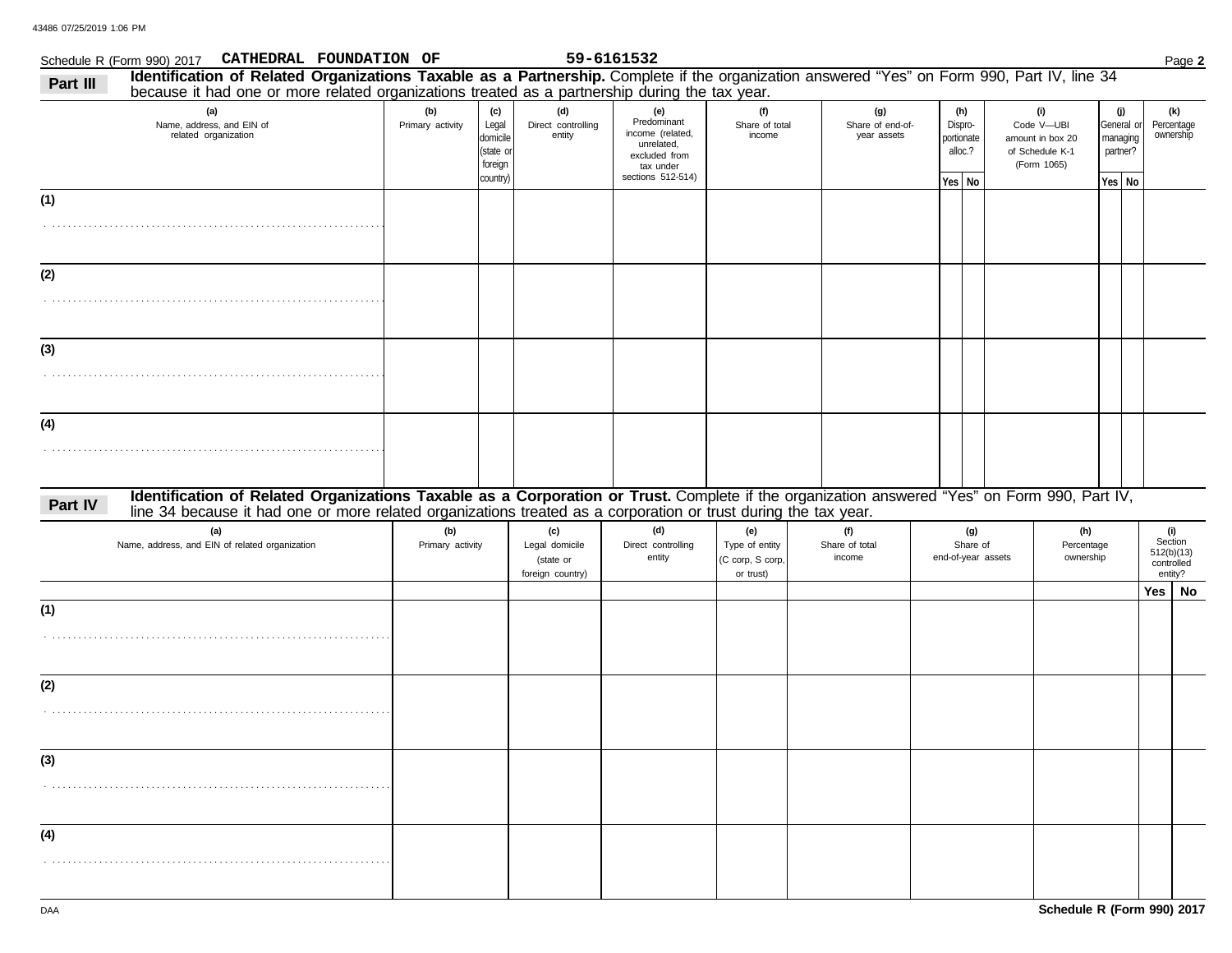Schedule R (Form 990) 2017 **CATHEDRAL FOUNDATION OF** **59-6161532** Page **2**

## Part III Identification of Related Organizations Taxable as a Partnership.

Complete if the organization answered "Yes" on Form 990, Part IV, line 34 because it had one or more related organizations treated as a partnership during the tax year.

| (a) Name, address, and EIN of related organization | (b) Primary activity | (c) Legal domicile (state or foreign country) | (d) Direct controlling entity | (e) Predominant income (related, unrelated, excluded from tax under sections 512-514) | (f) Share of total income | (g) Share of end-of-year assets | (h) Dispro-portionate alloc.? | | (i) Code V—UBI amount in box 20 of Schedule K-1 (Form 1065) | (j) General or managing partner? | | (k) Percentage ownership |
|---|---|---|---|---|---|---|---|---|---|---|---|---|
| | | | | | | | Yes | No | | Yes | No | |
| (1) | | | | | | | | | | | | |
| (2) | | | | | | | | | | | | |
| (3) | | | | | | | | | | | | |
| (4) | | | | | | | | | | | | |

## Part IV Identification of Related Organizations Taxable as a Corporation or Trust.

Complete if the organization answered "Yes" on Form 990, Part IV, line 34 because it had one or more related organizations treated as a corporation or trust during the tax year.

| (a) Name, address, and EIN of related organization | (b) Primary activity | (c) Legal domicile (state or foreign country) | (d) Direct controlling entity | (e) Type of entity (C corp, S corp, or trust) | (f) Share of total income | (g) Share of end-of-year assets | (h) Percentage ownership | (i) Section 512(b)(13) controlled entity? | |
|---|---|---|---|---|---|---|---|---|---|
| | | | | | | | | Yes | No |
| (1) | | | | | | | | | |
| (2) | | | | | | | | | |
| (3) | | | | | | | | | |
| (4) | | | | | | | | | |

DAA **Schedule R (Form 990) 2017**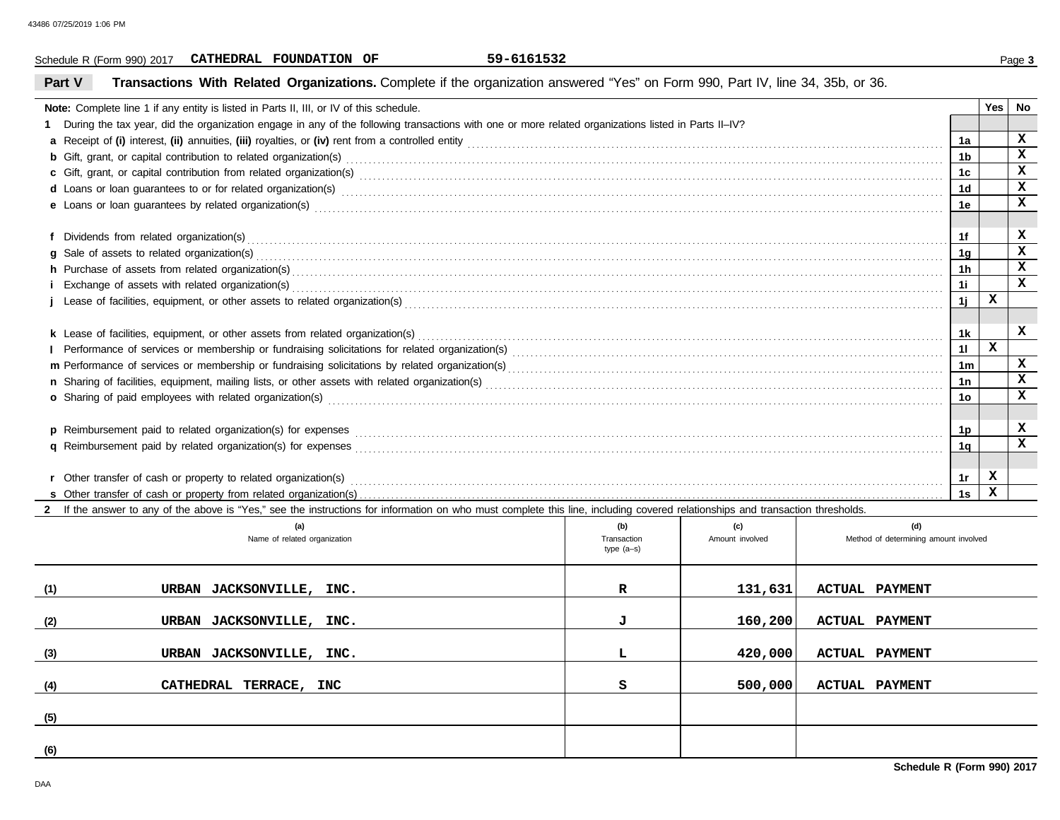Schedule R (Form 990) 2017 **CATHEDRAL FOUNDATION OF** **59-6161532**

**Part V** **Transactions With Related Organizations.** Complete if the organization answered "Yes" on Form 990, Part IV, line 34, 35b, or 36.

| **Note:** Complete line 1 if any entity is listed in Parts II, III, or IV of this schedule. | | Yes | No |
|---|---|---|---|
| **1** During the tax year, did the organization engage in any of the following transactions with one or more related organizations listed in Parts II–IV? | | | |
| **a** Receipt of **(i)** interest, **(ii)** annuities, **(iii)** royalties, or **(iv)** rent from a controlled entity | 1a | | X |
| **b** Gift, grant, or capital contribution to related organization(s) | 1b | | X |
| **c** Gift, grant, or capital contribution from related organization(s) | 1c | | X |
| **d** Loans or loan guarantees to or for related organization(s) | 1d | | X |
| **e** Loans or loan guarantees by related organization(s) | 1e | | X |
| **f** Dividends from related organization(s) | 1f | | X |
| **g** Sale of assets to related organization(s) | 1g | | X |
| **h** Purchase of assets from related organization(s) | 1h | | X |
| **i** Exchange of assets with related organization(s) | 1i | | X |
| **j** Lease of facilities, equipment, or other assets to related organization(s) | 1j | X | |
| **k** Lease of facilities, equipment, or other assets from related organization(s) | 1k | | X |
| **l** Performance of services or membership or fundraising solicitations for related organization(s) | 1l | X | |
| **m** Performance of services or membership or fundraising solicitations by related organization(s) | 1m | | X |
| **n** Sharing of facilities, equipment, mailing lists, or other assets with related organization(s) | 1n | | X |
| **o** Sharing of paid employees with related organization(s) | 1o | | X |
| **p** Reimbursement paid to related organization(s) for expenses | 1p | | X |
| **q** Reimbursement paid by related organization(s) for expenses | 1q | | X |
| **r** Other transfer of cash or property to related organization(s) | 1r | X | |
| **s** Other transfer of cash or property from related organization(s) | 1s | X | |

**2** If the answer to any of the above is "Yes," see the instructions for information on who must complete this line, including covered relationships and transaction thresholds.

| | (a) Name of related organization | (b) Transaction type (a–s) | (c) Amount involved | (d) Method of determining amount involved |
|---|---|---|---|---|
| (1) | URBAN JACKSONVILLE, INC. | R | 131,631 | ACTUAL PAYMENT |
| (2) | URBAN JACKSONVILLE, INC. | J | 160,200 | ACTUAL PAYMENT |
| (3) | URBAN JACKSONVILLE, INC. | L | 420,000 | ACTUAL PAYMENT |
| (4) | CATHEDRAL TERRACE, INC | S | 500,000 | ACTUAL PAYMENT |
| (5) | | | | |
| (6) | | | | |

**Schedule R (Form 990) 2017**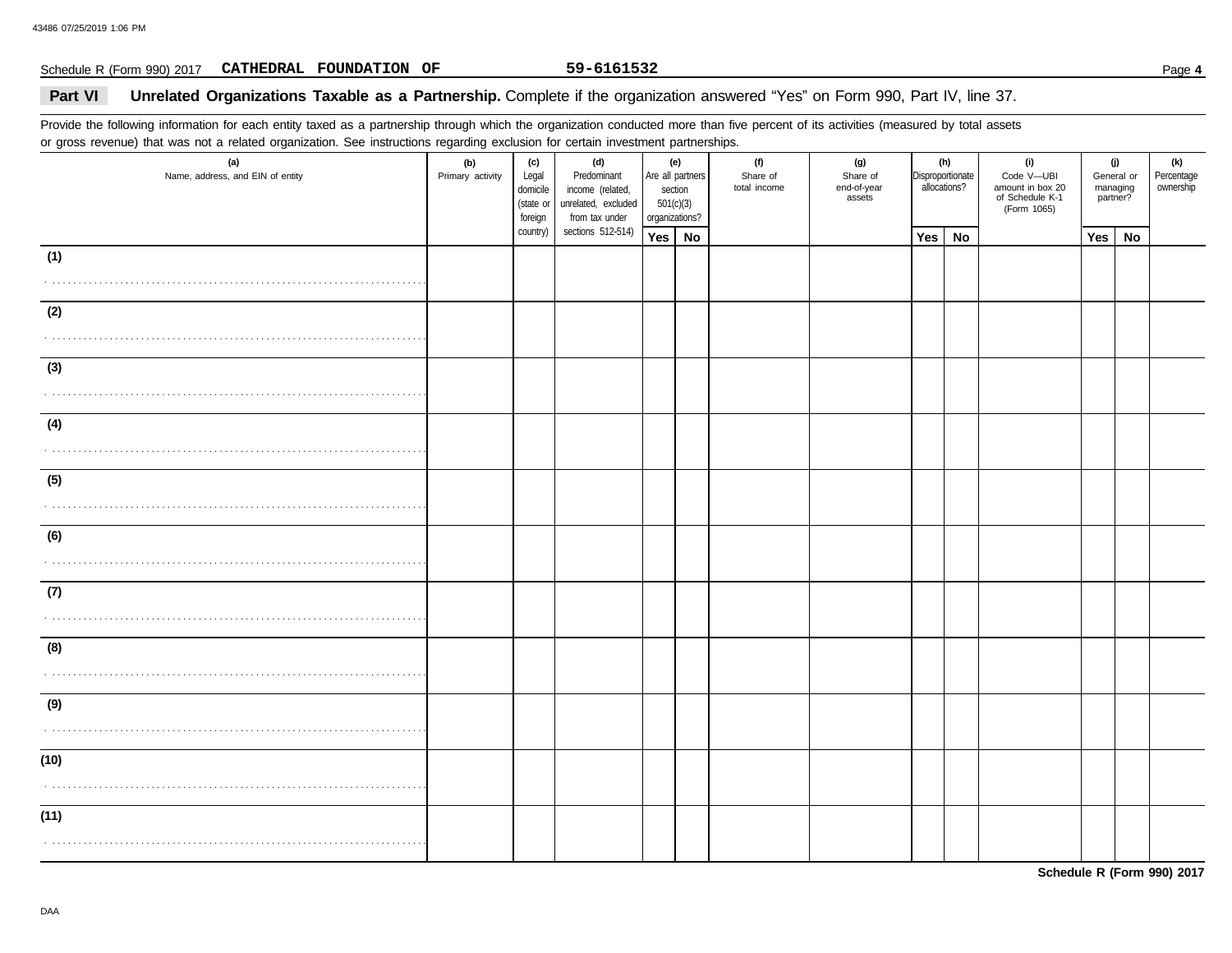Schedule R (Form 990) 2017 **CATHEDRAL FOUNDATION OF** **59-6161532**

## Part VI Unrelated Organizations Taxable as a Partnership. Complete if the organization answered "Yes" on Form 990, Part IV, line 37.

Provide the following information for each entity taxed as a partnership through which the organization conducted more than five percent of its activities (measured by total assets or gross revenue) that was not a related organization. See instructions regarding exclusion for certain investment partnerships.

| (a) Name, address, and EIN of entity | (b) Primary activity | (c) Legal domicile (state or foreign country) | (d) Predominant income (related, unrelated, excluded from tax under sections 512-514) | (e) Are all partners section 501(c)(3) organizations? | | (f) Share of total income | (g) Share of end-of-year assets | (h) Disproportionate allocations? | | (i) Code V—UBI amount in box 20 of Schedule K-1 (Form 1065) | (j) General or managing partner? | | (k) Percentage ownership |
|---|---|---|---|---|---|---|---|---|---|---|---|---|---|
| | | | | Yes | No | | | Yes | No | | Yes | No | |
| (1) | | | | | | | | | | | | | |
| (2) | | | | | | | | | | | | | |
| (3) | | | | | | | | | | | | | |
| (4) | | | | | | | | | | | | | |
| (5) | | | | | | | | | | | | | |
| (6) | | | | | | | | | | | | | |
| (7) | | | | | | | | | | | | | |
| (8) | | | | | | | | | | | | | |
| (9) | | | | | | | | | | | | | |
| (10) | | | | | | | | | | | | | |
| (11) | | | | | | | | | | | | | |

**Schedule R (Form 990) 2017**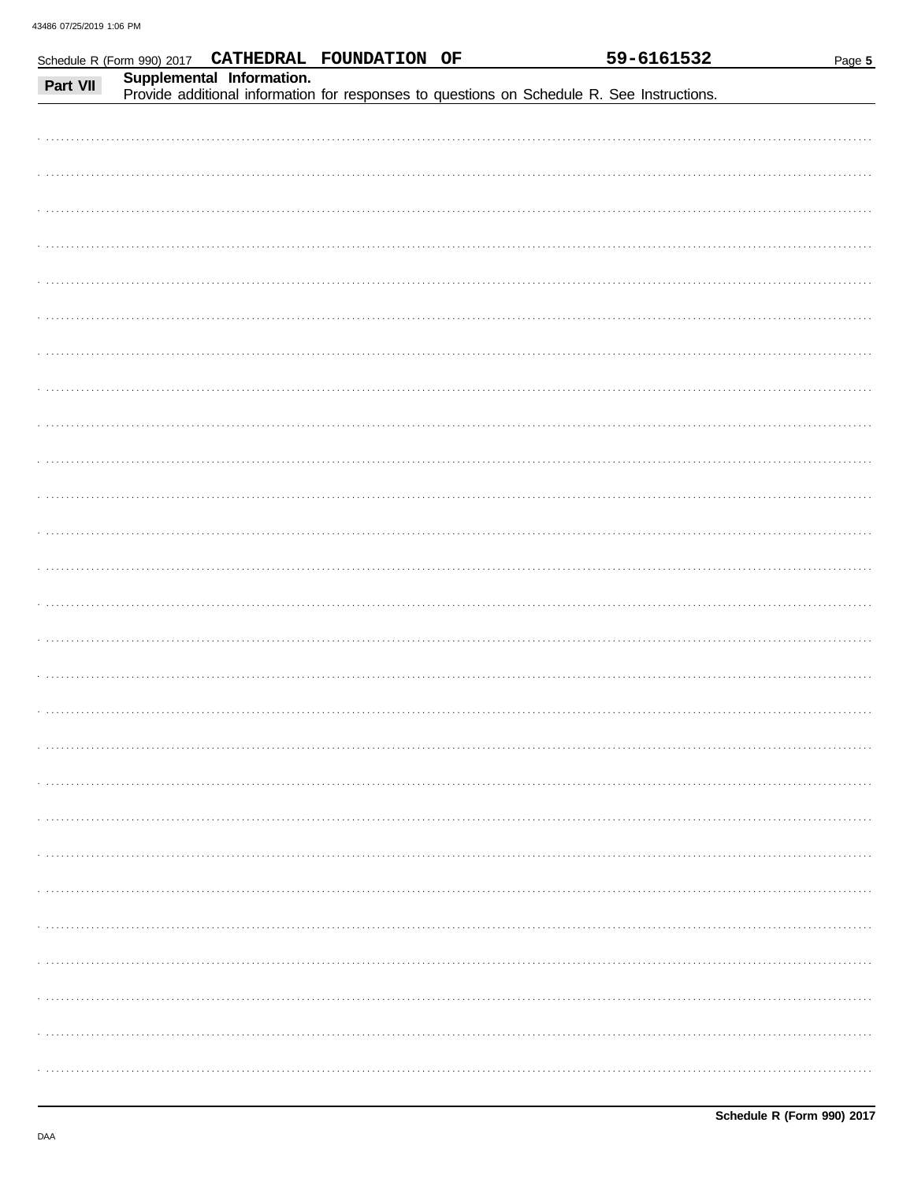Schedule R (Form 990) 2017 **CATHEDRAL FOUNDATION OF** **59-6161532** Page **5**

**Part VII** **Supplemental Information.**

Provide additional information for responses to questions on Schedule R. See Instructions.

**Schedule R (Form 990) 2017**

DAA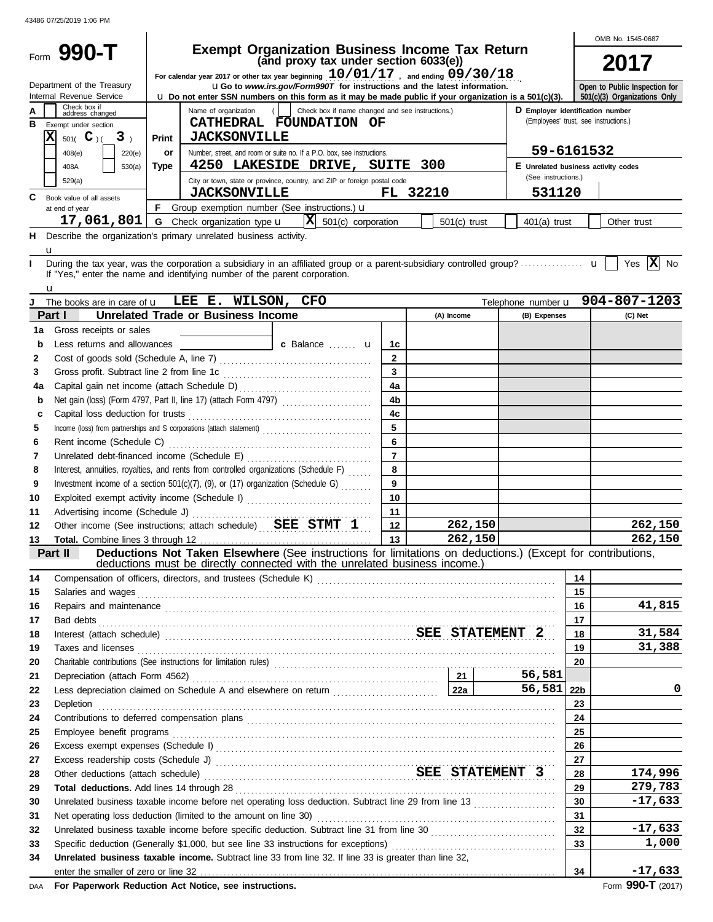43486 07/25/2019 1:06 PM

# Form 990-T

## Exempt Organization Business Income Tax Return
**(and proxy tax under section 6033(e))**

For calendar year 2017 or other tax year beginning **10/01/17**, and ending **09/30/18**

Department of the Treasury
Internal Revenue Service

u Go to *www.irs.gov/Form990T* for instructions and the latest information.
u Do not enter SSN numbers on this form as it may be made public if your organization is a 501(c)(3).

OMB No. 1545-0687

**2017**

**Open to Public Inspection for 501(c)(3) Organizations Only**

**A** Check box if address changed

**B** Exempt under section
[X] 501( C )( 3 )
[ ] 408(e) [ ] 220(e)
[ ] 408A [ ] 530(a)
[ ] 529(a)

Print or Type

Name of organization ( [ ] Check box if name changed and see instructions.)
**CATHEDRAL FOUNDATION OF JACKSONVILLE**

Number, street, and room or suite no. If a P.O. box, see instructions.
**4250 LAKESIDE DRIVE, SUITE 300**

City or town, state or province, country, and ZIP or foreign postal code
**JACKSONVILLE FL 32210**

**D** Employer identification number (Employees' trust, see instructions.)
**59-6161532**

**E** Unrelated business activity codes (See instructions.)
**531120**

**C** Book value of all assets at end of year **17,061,801**

**F** Group exemption number (See instructions.) u

**G** Check organization type u [X] 501(c) corporation [ ] 501(c) trust [ ] 401(a) trust [ ] Other trust

**H** Describe the organization's primary unrelated business activity.
u

**I** During the tax year, was the corporation a subsidiary in an affiliated group or a parent-subsidiary controlled group? u [ ] Yes [X] No
If "Yes," enter the name and identifying number of the parent corporation.
u

**J** The books are in care of u **LEE E. WILSON, CFO** Telephone number u **904-807-1203**

| **Part I** | **Unrelated Trade or Business Income** | | (A) Income | (B) Expenses | (C) Net |
|---|---|---|---|---|---|
| 1a | Gross receipts or sales | | | | |
| b | Less returns and allowances c Balance u | 1c | | | |
| 2 | Cost of goods sold (Schedule A, line 7) | 2 | | | |
| 3 | Gross profit. Subtract line 2 from line 1c | 3 | | | |
| 4a | Capital gain net income (attach Schedule D) | 4a | | | |
| b | Net gain (loss) (Form 4797, Part II, line 17) (attach Form 4797) | 4b | | | |
| c | Capital loss deduction for trusts | 4c | | | |
| 5 | Income (loss) from partnerships and S corporations (attach statement) | 5 | | | |
| 6 | Rent income (Schedule C) | 6 | | | |
| 7 | Unrelated debt-financed income (Schedule E) | 7 | | | |
| 8 | Interest, annuities, royalties, and rents from controlled organizations (Schedule F) | 8 | | | |
| 9 | Investment income of a section 501(c)(7), (9), or (17) organization (Schedule G) | 9 | | | |
| 10 | Exploited exempt activity income (Schedule I) | 10 | | | |
| 11 | Advertising income (Schedule J) | 11 | | | |
| 12 | Other income (See instructions; attach schedule) SEE STMT 1 | 12 | 262,150 | | 262,150 |
| 13 | **Total.** Combine lines 3 through 12 | 13 | 262,150 | | 262,150 |

**Part II** **Deductions Not Taken Elsewhere** (See instructions for limitations on deductions.) (Except for contributions, deductions must be directly connected with the unrelated business income.)

| | | | | | |
|---|---|---|---|---|---|
| 14 | Compensation of officers, directors, and trustees (Schedule K) | | | 14 | |
| 15 | Salaries and wages | | | 15 | |
| 16 | Repairs and maintenance | | | 16 | 41,815 |
| 17 | Bad debts | | | 17 | |
| 18 | Interest (attach schedule) SEE STATEMENT 2 | | | 18 | 31,584 |
| 19 | Taxes and licenses | | | 19 | 31,388 |
| 20 | Charitable contributions (See instructions for limitation rules) | | | 20 | |
| 21 | Depreciation (attach Form 4562) | 21 | 56,581 | | |
| 22 | Less depreciation claimed on Schedule A and elsewhere on return | 22a | 56,581 | 22b | 0 |
| 23 | Depletion | | | 23 | |
| 24 | Contributions to deferred compensation plans | | | 24 | |
| 25 | Employee benefit programs | | | 25 | |
| 26 | Excess exempt expenses (Schedule I) | | | 26 | |
| 27 | Excess readership costs (Schedule J) | | | 27 | |
| 28 | Other deductions (attach schedule) SEE STATEMENT 3 | | | 28 | 174,996 |
| 29 | **Total deductions.** Add lines 14 through 28 | | | 29 | 279,783 |
| 30 | Unrelated business taxable income before net operating loss deduction. Subtract line 29 from line 13 | | | 30 | -17,633 |
| 31 | Net operating loss deduction (limited to the amount on line 30) | | | 31 | |
| 32 | Unrelated business taxable income before specific deduction. Subtract line 31 from line 30 | | | 32 | -17,633 |
| 33 | Specific deduction (Generally $1,000, but see line 33 instructions for exceptions) | | | 33 | 1,000 |
| 34 | **Unrelated business taxable income.** Subtract line 33 from line 32. If line 33 is greater than line 32, enter the smaller of zero or line 32 | | | 34 | -17,633 |

DAA **For Paperwork Reduction Act Notice, see instructions.** Form **990-T** (2017)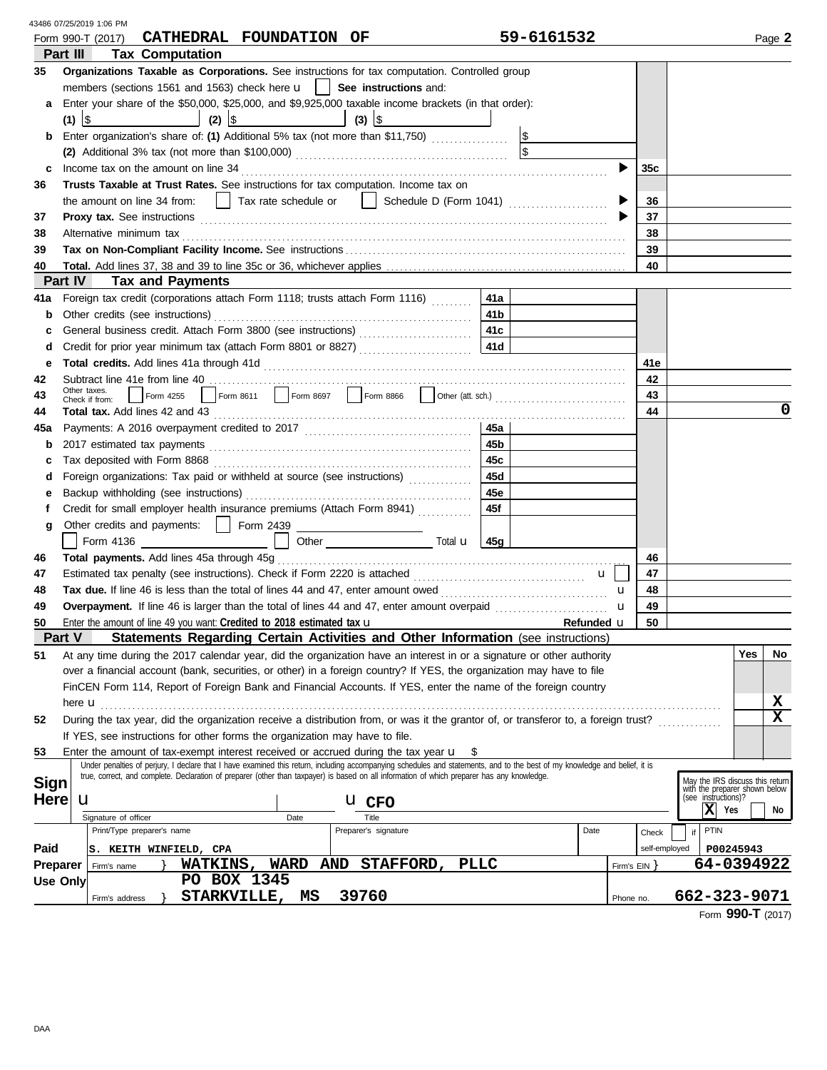43486 07/25/2019 1:06 PM

Form 990-T (2017) **CATHEDRAL FOUNDATION OF** **59-6161532** Page **2**

## Part III Tax Computation

**35** **Organizations Taxable as Corporations.** See instructions for tax computation. Controlled group members (sections 1561 and 1563) check here u [ ] **See instructions** and:

**a** Enter your share of the $50,000, $25,000, and $9,925,000 taxable income brackets (in that order):
(1) $ (2) $ (3) $

**b** Enter organization's share of: **(1)** Additional 5% tax (not more than $11,750) $
**(2)** Additional 3% tax (not more than $100,000) $

**c** Income tax on the amount on line 34 ▶ **35c**

**36** **Trusts Taxable at Trust Rates.** See instructions for tax computation. Income tax on the amount on line 34 from: [ ] Tax rate schedule or [ ] Schedule D (Form 1041) ▶ **36**

**37** **Proxy tax.** See instructions ▶ **37**

**38** Alternative minimum tax **38**

**39** **Tax on Non-Compliant Facility Income.** See instructions **39**

**40** **Total.** Add lines 37, 38 and 39 to line 35c or 36, whichever applies **40**

## Part IV Tax and Payments

| Line | Description | Ref | Amount | Ref | Amount |
|---|---|---|---|---|---|
| 41a | Foreign tax credit (corporations attach Form 1118; trusts attach Form 1116) | 41a | | | |
| b | Other credits (see instructions) | 41b | | | |
| c | General business credit. Attach Form 3800 (see instructions) | 41c | | | |
| d | Credit for prior year minimum tax (attach Form 8801 or 8827) | 41d | | | |
| e | **Total credits.** Add lines 41a through 41d | | | 41e | |
| 42 | Subtract line 41e from line 40 | | | 42 | |
| 43 | Other taxes. Check if from: [ ] Form 4255 [ ] Form 8611 [ ] Form 8697 [ ] Form 8866 [ ] Other (att. sch.) | | | 43 | |
| 44 | **Total tax.** Add lines 42 and 43 | | | 44 | 0 |
| 45a | Payments: A 2016 overpayment credited to 2017 | 45a | | | |
| b | 2017 estimated tax payments | 45b | | | |
| c | Tax deposited with Form 8868 | 45c | | | |
| d | Foreign organizations: Tax paid or withheld at source (see instructions) | 45d | | | |
| e | Backup withholding (see instructions) | 45e | | | |
| f | Credit for small employer health insurance premiums (Attach Form 8941) | 45f | | | |
| g | Other credits and payments: [ ] Form 2439 ______ [ ] Form 4136 ______ [ ] Other ______ Total u | 45g | | | |
| 46 | **Total payments.** Add lines 45a through 45g | | | 46 | |
| 47 | Estimated tax penalty (see instructions). Check if Form 2220 is attached u [ ] | | | 47 | |
| 48 | **Tax due.** If line 46 is less than the total of lines 44 and 47, enter amount owed u | | | 48 | |
| 49 | **Overpayment.** If line 46 is larger than the total of lines 44 and 47, enter amount overpaid u | | | 49 | |
| 50 | Enter the amount of line 49 you want: **Credited to 2018 estimated tax** u **Refunded** u | | | 50 | |

## Part V Statements Regarding Certain Activities and Other Information (see instructions)

| Line | Question | Yes | No |
|---|---|---|---|
| 51 | At any time during the 2017 calendar year, did the organization have an interest in or a signature or other authority over a financial account (bank, securities, or other) in a foreign country? If YES, the organization may have to file FinCEN Form 114, Report of Foreign Bank and Financial Accounts. If YES, enter the name of the foreign country here u | | X |
| 52 | During the tax year, did the organization receive a distribution from, or was it the grantor of, or transferor to, a foreign trust? If YES, see instructions for other forms the organization may have to file. | | X |
| 53 | Enter the amount of tax-exempt interest received or accrued during the tax year u $ | | |

**Sign Here**

Under penalties of perjury, I declare that I have examined this return, including accompanying schedules and statements, and to the best of my knowledge and belief, it is true, correct, and complete. Declaration of preparer (other than taxpayer) is based on all information of which preparer has any knowledge.

u Signature of officer | Date | u **CFO** Title

May the IRS discuss this return with the preparer shown below (see instructions)? [X] Yes [ ] No

**Paid Preparer Use Only**

| Print/Type preparer's name | Preparer's signature | Date | Check [ ] if self-employed | PTIN |
|---|---|---|---|---|
| S. KEITH WINFIELD, CPA | | | | P00245943 |

Firm's name } **WATKINS, WARD AND STAFFORD, PLLC** Firm's EIN } **64-0394922**

Firm's address } **PO BOX 1345 STARKVILLE, MS 39760** Phone no. **662-323-9071**

Form **990-T** (2017)

DAA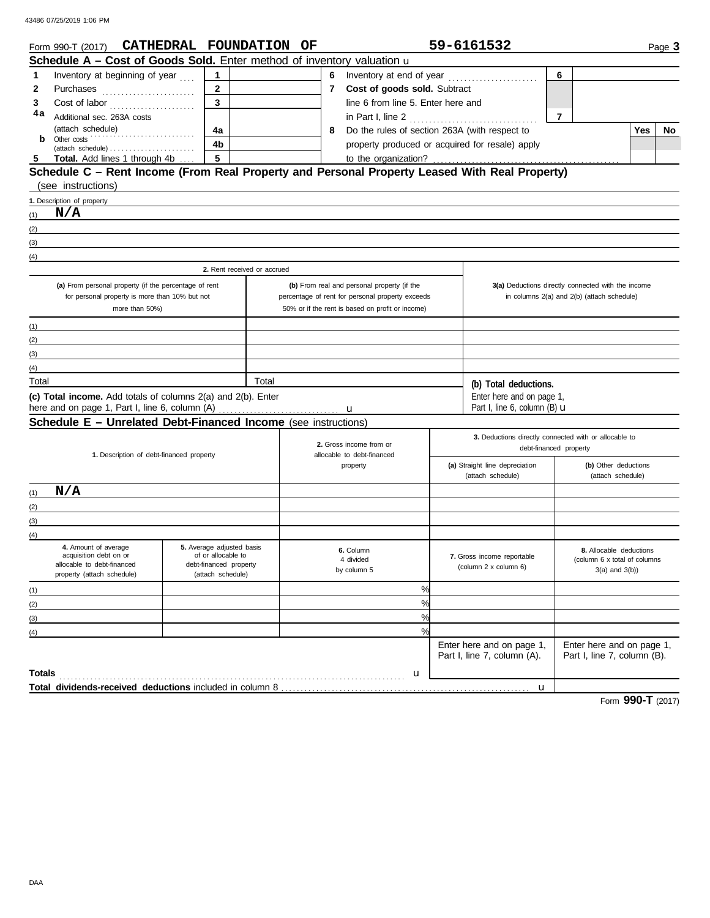Form 990-T (2017) **CATHEDRAL FOUNDATION OF** **59-6161532** Page **3**

## Schedule A – Cost of Goods Sold. Enter method of inventory valuation u

| | | | | | | | |
|---|---|---|---|---|---|---|---|
| **1** | Inventory at beginning of year | 1 | | **6** | Inventory at end of year | 6 | |
| **2** | Purchases | 2 | | **7** | **Cost of goods sold.** Subtract line 6 from line 5. Enter here and in Part I, line 2 | 7 | |
| **3** | Cost of labor | 3 | | | | | |
| **4a** | Additional sec. 263A costs (attach schedule) | 4a | | **8** | Do the rules of section 263A (with respect to property produced or acquired for resale) apply to the organization? | Yes | No |
| **b** | Other costs (attach schedule) | 4b | | | | | |
| **5** | **Total.** Add lines 1 through 4b | 5 | | | | | |

## Schedule C – Rent Income (From Real Property and Personal Property Leased With Real Property) (see instructions)

1. Description of property

(1) **N/A**

(2)

(3)

(4)

| 2. Rent received or accrued | | 3(a) Deductions directly connected with the income in columns 2(a) and 2(b) (attach schedule) |
|---|---|---|
| **(a)** From personal property (if the percentage of rent for personal property is more than 10% but not more than 50%) | **(b)** From real and personal property (if the percentage of rent for personal property exceeds 50% or if the rent is based on profit or income) | |
| (1) | | |
| (2) | | |
| (3) | | |
| (4) | | |
| Total | Total | **(b) Total deductions.** Enter here and on page 1, Part I, line 6, column (B) u |

**(c) Total income.** Add totals of columns 2(a) and 2(b). Enter here and on page 1, Part I, line 6, column (A) u

## Schedule E – Unrelated Debt-Financed Income (see instructions)

| 1. Description of debt-financed property | 2. Gross income from or allocable to debt-financed property | 3. Deductions directly connected with or allocable to debt-financed property: (a) Straight line depreciation (attach schedule) | (b) Other deductions (attach schedule) |
|---|---|---|---|
| (1) **N/A** | | | |
| (2) | | | |
| (3) | | | |
| (4) | | | |

| | 4. Amount of average acquisition debt on or allocable to debt-financed property (attach schedule) | 5. Average adjusted basis of or allocable to debt-financed property (attach schedule) | 6. Column 4 divided by column 5 | 7. Gross income reportable (column 2 x column 6) | 8. Allocable deductions (column 6 x total of columns 3(a) and 3(b)) |
|---|---|---|---|---|---|
| (1) | | | % | | |
| (2) | | | % | | |
| (3) | | | % | | |
| (4) | | | % | | |
| | | | | Enter here and on page 1, Part I, line 7, column (A). | Enter here and on page 1, Part I, line 7, column (B). |
| **Totals** | | | u | | |
| **Total dividends-received deductions** included in column 8 | | | | u | |

Form **990-T** (2017)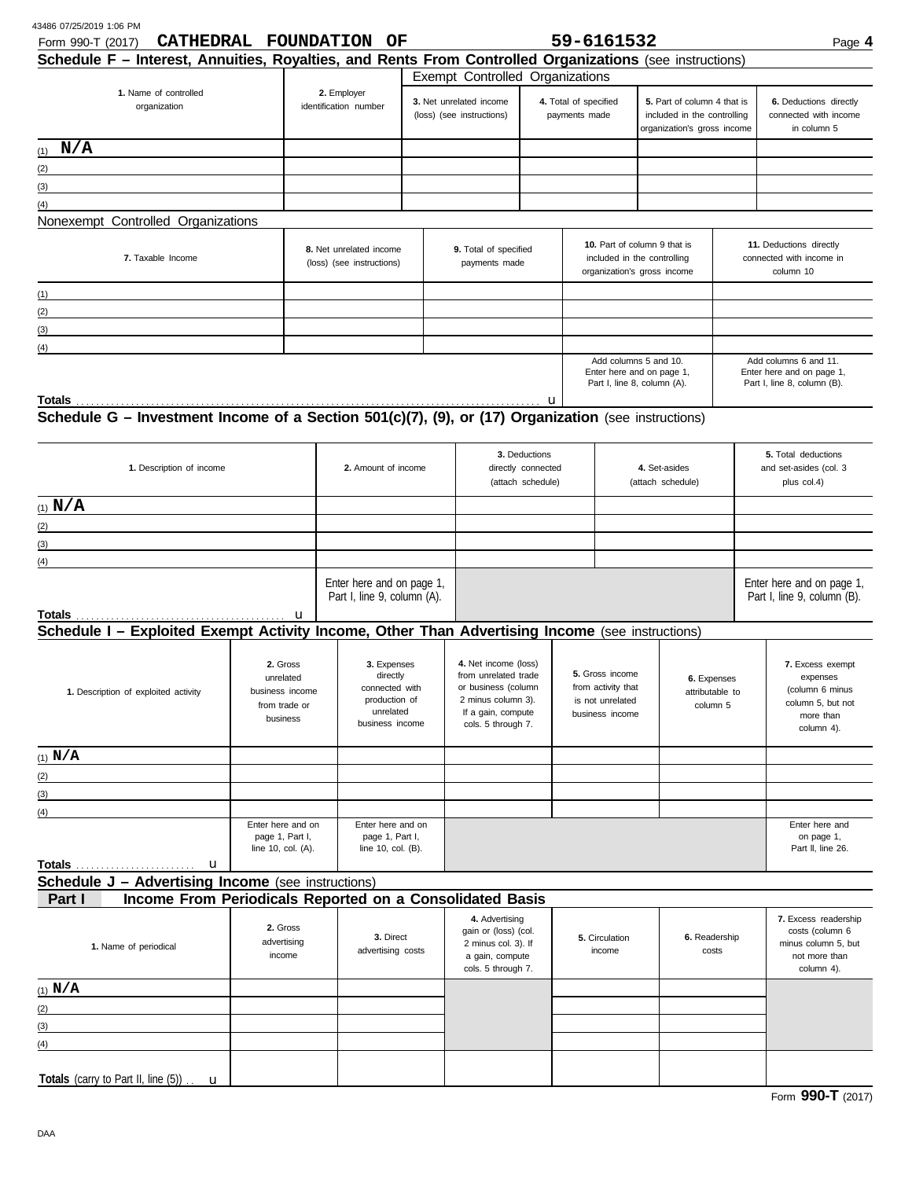Form 990-T (2017) **CATHEDRAL FOUNDATION OF** **59-6161532**

## Schedule F – Interest, Annuities, Royalties, and Rents From Controlled Organizations (see instructions)

| | | Exempt Controlled Organizations | | | |
|---|---|---|---|---|---|
| 1. Name of controlled organization | 2. Employer identification number | 3. Net unrelated income (loss) (see instructions) | 4. Total of specified payments made | 5. Part of column 4 that is included in the controlling organization's gross income | 6. Deductions directly connected with income in column 5 |
| (1) **N/A** | | | | | |
| (2) | | | | | |
| (3) | | | | | |
| (4) | | | | | |

Nonexempt Controlled Organizations

| 7. Taxable Income | 8. Net unrelated income (loss) (see instructions) | 9. Total of specified payments made | 10. Part of column 9 that is included in the controlling organization's gross income | 11. Deductions directly connected with income in column 10 |
|---|---|---|---|---|
| (1) | | | | |
| (2) | | | | |
| (3) | | | | |
| (4) | | | | |
| **Totals** | | | Add columns 5 and 10. Enter here and on page 1, Part I, line 8, column (A). | Add columns 6 and 11. Enter here and on page 1, Part I, line 8, column (B). |

## Schedule G – Investment Income of a Section 501(c)(7), (9), or (17) Organization (see instructions)

| 1. Description of income | 2. Amount of income | 3. Deductions directly connected (attach schedule) | 4. Set-asides (attach schedule) | 5. Total deductions and set-asides (col. 3 plus col.4) |
|---|---|---|---|---|
| (1) **N/A** | | | | |
| (2) | | | | |
| (3) | | | | |
| (4) | | | | |
| **Totals** | Enter here and on page 1, Part I, line 9, column (A). | | | Enter here and on page 1, Part I, line 9, column (B). |

## Schedule I – Exploited Exempt Activity Income, Other Than Advertising Income (see instructions)

| 1. Description of exploited activity | 2. Gross unrelated business income from trade or business | 3. Expenses directly connected with production of unrelated business income | 4. Net income (loss) from unrelated trade or business (column 2 minus column 3). If a gain, compute cols. 5 through 7. | 5. Gross income from activity that is not unrelated business income | 6. Expenses attributable to column 5 | 7. Excess exempt expenses (column 6 minus column 5, but not more than column 4). |
|---|---|---|---|---|---|---|
| (1) **N/A** | | | | | | |
| (2) | | | | | | |
| (3) | | | | | | |
| (4) | | | | | | |
| **Totals** | Enter here and on page 1, Part I, line 10, col. (A). | Enter here and on page 1, Part I, line 10, col. (B). | | | | Enter here and on page 1, Part II, line 26. |

## Schedule J – Advertising Income (see instructions)

### Part I Income From Periodicals Reported on a Consolidated Basis

| 1. Name of periodical | 2. Gross advertising income | 3. Direct advertising costs | 4. Advertising gain or (loss) (col. 2 minus col. 3). If a gain, compute cols. 5 through 7. | 5. Circulation income | 6. Readership costs | 7. Excess readership costs (column 6 minus column 5, but not more than column 4). |
|---|---|---|---|---|---|---|
| (1) **N/A** | | | | | | |
| (2) | | | | | | |
| (3) | | | | | | |
| (4) | | | | | | |
| **Totals** (carry to Part II, line (5)) | | | | | | |

Form **990-T** (2017)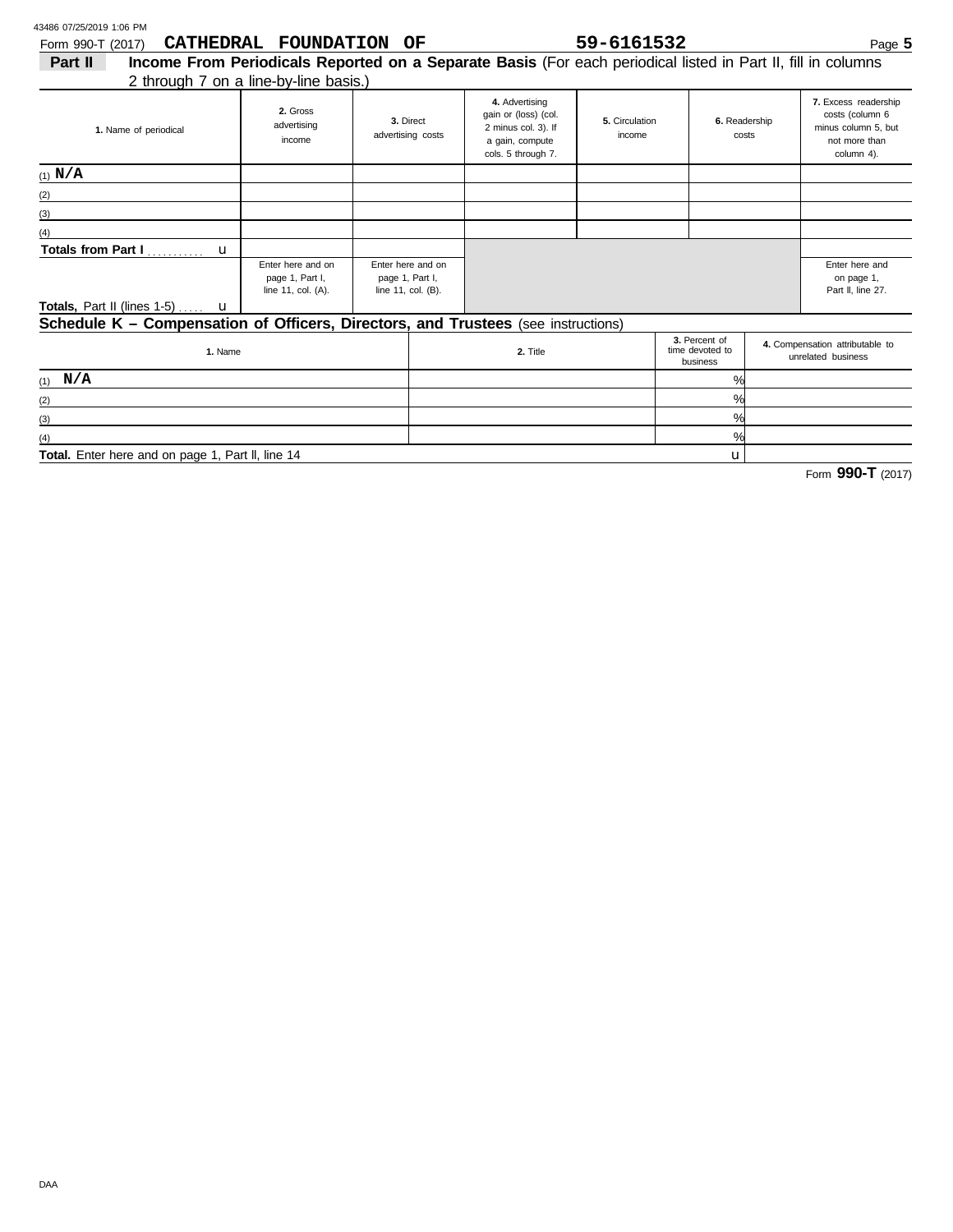Form 990-T (2017) **CATHEDRAL FOUNDATION OF** **59-6161532**

**Part II** **Income From Periodicals Reported on a Separate Basis** (For each periodical listed in Part II, fill in columns 2 through 7 on a line-by-line basis.)

| 1. Name of periodical | 2. Gross advertising income | 3. Direct advertising costs | 4. Advertising gain or (loss) (col. 2 minus col. 3). If a gain, compute cols. 5 through 7. | 5. Circulation income | 6. Readership costs | 7. Excess readership costs (column 6 minus column 5, but not more than column 4). |
|---|---|---|---|---|---|---|
| (1) **N/A** | | | | | | |
| (2) | | | | | | |
| (3) | | | | | | |
| (4) | | | | | | |
| **Totals from Part I** ........... u | | | | | | |
| **Totals,** Part II (lines 1-5) ..... u | Enter here and on page 1, Part I, line 11, col. (A). | Enter here and on page 1, Part I, line 11, col. (B). | | | | Enter here and on page 1, Part II, line 27. |

## Schedule K – Compensation of Officers, Directors, and Trustees (see instructions)

| 1. Name | 2. Title | 3. Percent of time devoted to business | 4. Compensation attributable to unrelated business |
|---|---|---|---|
| (1) **N/A** | | % | |
| (2) | | % | |
| (3) | | % | |
| (4) | | % | |
| **Total.** Enter here and on page 1, Part II, line 14 | | u | |

Form **990-T** (2017)

DAA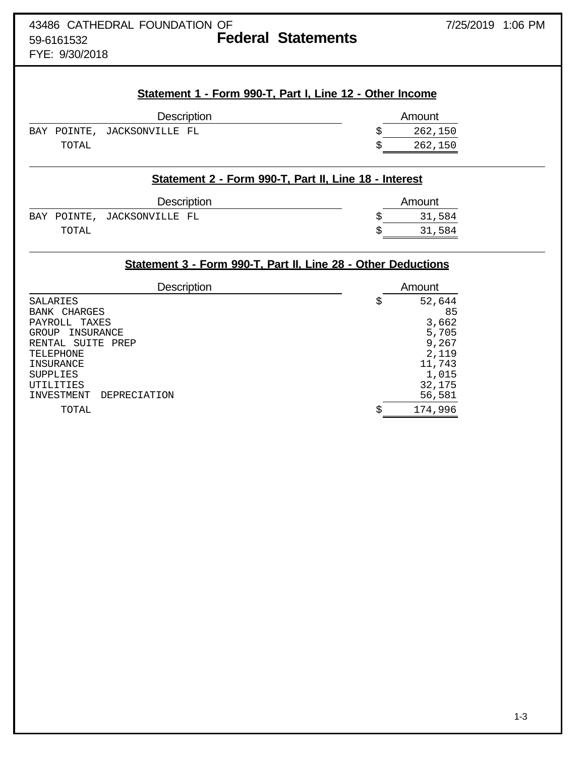43486 CATHEDRAL FOUNDATION OF
59-6161532
FYE: 9/30/2018

# Federal Statements

7/25/2019 1:06 PM

## Statement 1 - Form 990-T, Part I, Line 12 - Other Income

| Description | Amount |
|---|---|
| BAY POINTE, JACKSONVILLE FL | $ 262,150 |
| TOTAL | $ 262,150 |

## Statement 2 - Form 990-T, Part II, Line 18 - Interest

| Description | Amount |
|---|---|
| BAY POINTE, JACKSONVILLE FL | $ 31,584 |
| TOTAL | $ 31,584 |

## Statement 3 - Form 990-T, Part II, Line 28 - Other Deductions

| Description | Amount |
|---|---|
| SALARIES | $ 52,644 |
| BANK CHARGES | 85 |
| PAYROLL TAXES | 3,662 |
| GROUP INSURANCE | 5,705 |
| RENTAL SUITE PREP | 9,267 |
| TELEPHONE | 2,119 |
| INSURANCE | 11,743 |
| SUPPLIES | 1,015 |
| UTILITIES | 32,175 |
| INVESTMENT DEPRECIATION | 56,581 |
| TOTAL | $ 174,996 |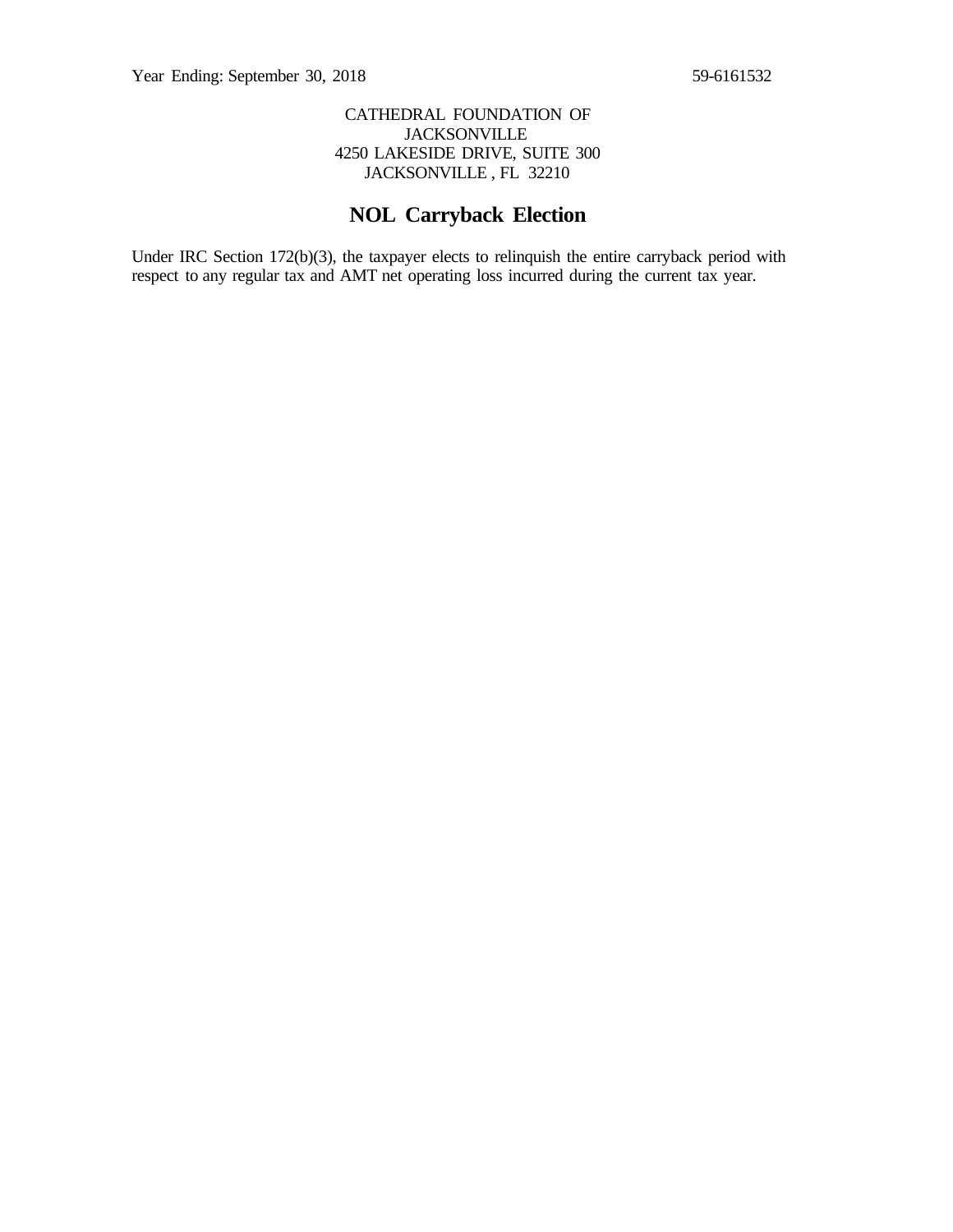Year Ending: September 30, 2018 59-6161532

CATHEDRAL FOUNDATION OF
JACKSONVILLE
4250 LAKESIDE DRIVE, SUITE 300
JACKSONVILLE , FL 32210

# NOL Carryback Election

Under IRC Section 172(b)(3), the taxpayer elects to relinquish the entire carryback period with respect to any regular tax and AMT net operating loss incurred during the current tax year.